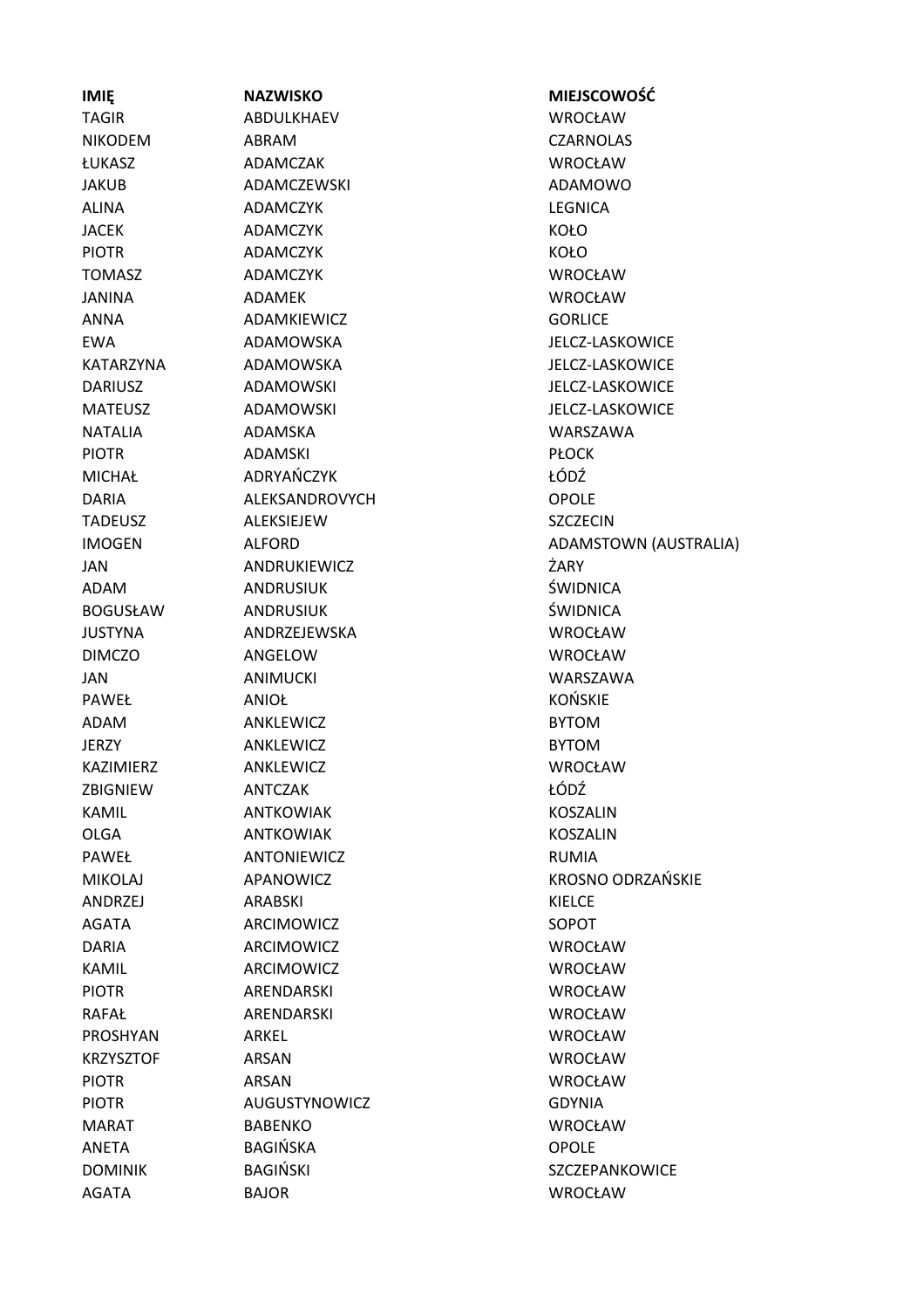| IMIĘ | NAZWISKO | MIEJSCOWOŚĆ |
| --- | --- | --- |
| TAGIR | ABDULKHAEV | WROCŁAW |
| NIKODEM | ABRAM | CZARNOLAS |
| ŁUKASZ | ADAMCZAK | WROCŁAW |
| JAKUB | ADAMCZEWSKI | ADAMOWO |
| ALINA | ADAMCZYK | LEGNICA |
| JACEK | ADAMCZYK | KOŁO |
| PIOTR | ADAMCZYK | KOŁO |
| TOMASZ | ADAMCZYK | WROCŁAW |
| JANINA | ADAMEK | WROCŁAW |
| ANNA | ADAMKIEWICZ | GORLICE |
| EWA | ADAMOWSKA | JELCZ-LASKOWICE |
| KATARZYNA | ADAMOWSKA | JELCZ-LASKOWICE |
| DARIUSZ | ADAMOWSKI | JELCZ-LASKOWICE |
| MATEUSZ | ADAMOWSKI | JELCZ-LASKOWICE |
| NATALIA | ADAMSKA | WARSZAWA |
| PIOTR | ADAMSKI | PŁOCK |
| MICHAŁ | ADRYAŃCZYK | ŁÓDŹ |
| DARIA | ALEKSANDROVYCH | OPOLE |
| TADEUSZ | ALEKSIEJEW | SZCZECIN |
| IMOGEN | ALFORD | ADAMSTOWN (AUSTRALIA) |
| JAN | ANDRUKIEWICZ | ŻARY |
| ADAM | ANDRUSIUK | ŚWIDNICA |
| BOGUSŁAW | ANDRUSIUK | ŚWIDNICA |
| JUSTYNA | ANDRZEJEWSKA | WROCŁAW |
| DIMCZO | ANGELOW | WROCŁAW |
| JAN | ANIMUCKI | WARSZAWA |
| PAWEŁ | ANIOŁ | KOŃSKIE |
| ADAM | ANKLEWICZ | BYTOM |
| JERZY | ANKLEWICZ | BYTOM |
| KAZIMIERZ | ANKLEWICZ | WROCŁAW |
| ZBIGNIEW | ANTCZAK | ŁÓDŹ |
| KAMIL | ANTKOWIAK | KOSZALIN |
| OLGA | ANTKOWIAK | KOSZALIN |
| PAWEŁ | ANTONIEWICZ | RUMIA |
| MIKOLAJ | APANOWICZ | KROSNO ODRZAŃSKIE |
| ANDRZEJ | ARABSKI | KIELCE |
| AGATA | ARCIMOWICZ | SOPOT |
| DARIA | ARCIMOWICZ | WROCŁAW |
| KAMIL | ARCIMOWICZ | WROCŁAW |
| PIOTR | ARENDARSKI | WROCŁAW |
| RAFAŁ | ARENDARSKI | WROCŁAW |
| PROSHYAN | ARKEL | WROCŁAW |
| KRZYSZTOF | ARSAN | WROCŁAW |
| PIOTR | ARSAN | WROCŁAW |
| PIOTR | AUGUSTYNOWICZ | GDYNIA |
| MARAT | BABENKO | WROCŁAW |
| ANETA | BAGIŃSKA | OPOLE |
| DOMINIK | BAGIŃSKI | SZCZEPANKOWICE |
| AGATA | BAJOR | WROCŁAW |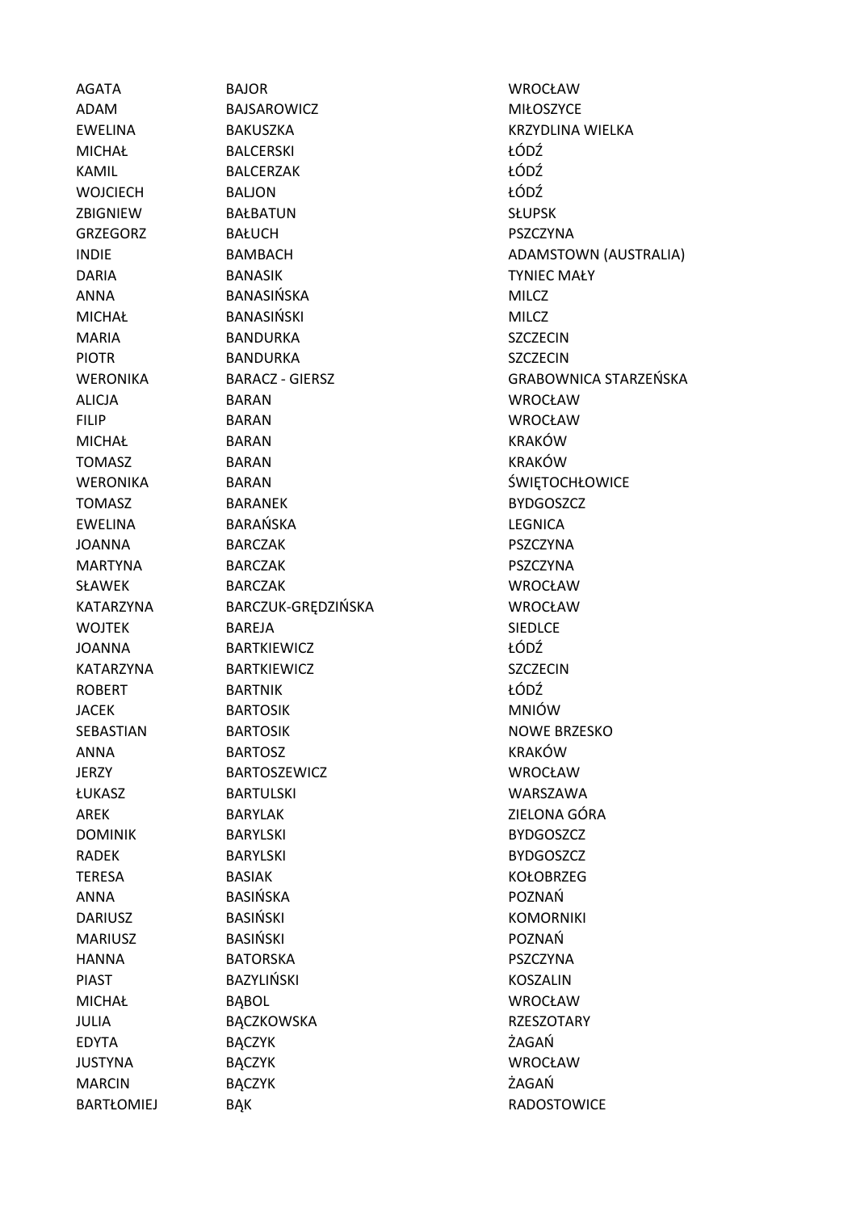| | | |
|---|---|---|
| AGATA | BAJOR | WROCŁAW |
| ADAM | BAJSAROWICZ | MIŁOSZYCE |
| EWELINA | BAKUSZKA | KRZYDLINA WIELKA |
| MICHAŁ | BALCERSKI | ŁÓDŹ |
| KAMIL | BALCERZAK | ŁÓDŹ |
| WOJCIECH | BALJON | ŁÓDŹ |
| ZBIGNIEW | BAŁBATUN | SŁUPSK |
| GRZEGORZ | BAŁUCH | PSZCZYNA |
| INDIE | BAMBACH | ADAMSTOWN (AUSTRALIA) |
| DARIA | BANASIK | TYNIEC MAŁY |
| ANNA | BANASIŃSKA | MILCZ |
| MICHAŁ | BANASIŃSKI | MILCZ |
| MARIA | BANDURKA | SZCZECIN |
| PIOTR | BANDURKA | SZCZECIN |
| WERONIKA | BARACZ - GIERSZ | GRABOWNICA STARZEŃSKA |
| ALICJA | BARAN | WROCŁAW |
| FILIP | BARAN | WROCŁAW |
| MICHAŁ | BARAN | KRAKÓW |
| TOMASZ | BARAN | KRAKÓW |
| WERONIKA | BARAN | ŚWIĘTOCHŁOWICE |
| TOMASZ | BARANEK | BYDGOSZCZ |
| EWELINA | BARAŃSKA | LEGNICA |
| JOANNA | BARCZAK | PSZCZYNA |
| MARTYNA | BARCZAK | PSZCZYNA |
| SŁAWEK | BARCZAK | WROCŁAW |
| KATARZYNA | BARCZUK-GRĘDZIŃSKA | WROCŁAW |
| WOJTEK | BAREJA | SIEDLCE |
| JOANNA | BARTKIEWICZ | ŁÓDŹ |
| KATARZYNA | BARTKIEWICZ | SZCZECIN |
| ROBERT | BARTNIK | ŁÓDŹ |
| JACEK | BARTOSIK | MNIÓW |
| SEBASTIAN | BARTOSIK | NOWE BRZESKO |
| ANNA | BARTOSZ | KRAKÓW |
| JERZY | BARTOSZEWICZ | WROCŁAW |
| ŁUKASZ | BARTULSKI | WARSZAWA |
| AREK | BARYLAK | ZIELONA GÓRA |
| DOMINIK | BARYLSKI | BYDGOSZCZ |
| RADEK | BARYLSKI | BYDGOSZCZ |
| TERESA | BASIAK | KOŁOBRZEG |
| ANNA | BASIŃSKA | POZNAŃ |
| DARIUSZ | BASIŃSKI | KOMORNIKI |
| MARIUSZ | BASIŃSKI | POZNAŃ |
| HANNA | BATORSKA | PSZCZYNA |
| PIAST | BAZYLIŃSKI | KOSZALIN |
| MICHAŁ | BĄBOL | WROCŁAW |
| JULIA | BĄCZKOWSKA | RZESZOTARY |
| EDYTA | BĄCZYK | ŻAGAŃ |
| JUSTYNA | BĄCZYK | WROCŁAW |
| MARCIN | BĄCZYK | ŻAGAŃ |
| BARTŁOMIEJ | BĄK | RADOSTOWICE |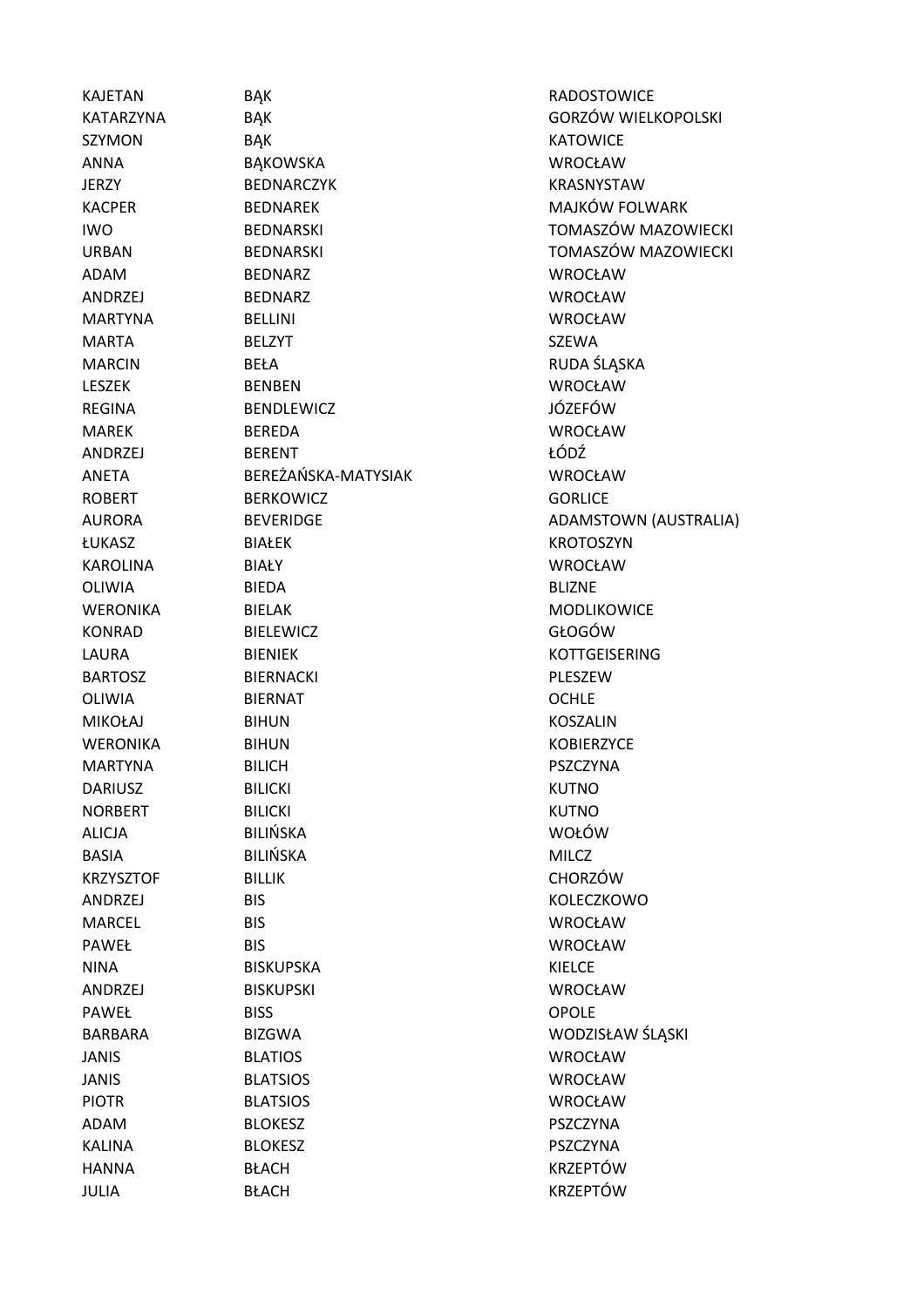| | | |
|---|---|---|
| KAJETAN | BĄK | RADOSTOWICE |
| KATARZYNA | BĄK | GORZÓW WIELKOPOLSKI |
| SZYMON | BĄK | KATOWICE |
| ANNA | BĄKOWSKA | WROCŁAW |
| JERZY | BEDNARCZYK | KRASNYSTAW |
| KACPER | BEDNAREK | MAJKÓW FOLWARK |
| IWO | BEDNARSKI | TOMASZÓW MAZOWIECKI |
| URBAN | BEDNARSKI | TOMASZÓW MAZOWIECKI |
| ADAM | BEDNARZ | WROCŁAW |
| ANDRZEJ | BEDNARZ | WROCŁAW |
| MARTYNA | BELLINI | WROCŁAW |
| MARTA | BELZYT | SZEWA |
| MARCIN | BEŁA | RUDA ŚLĄSKA |
| LESZEK | BENBEN | WROCŁAW |
| REGINA | BENDLEWICZ | JÓZEFÓW |
| MAREK | BEREDA | WROCŁAW |
| ANDRZEJ | BERENT | ŁÓDŹ |
| ANETA | BEREŻAŃSKA-MATYSIAK | WROCŁAW |
| ROBERT | BERKOWICZ | GORLICE |
| AURORA | BEVERIDGE | ADAMSTOWN (AUSTRALIA) |
| ŁUKASZ | BIAŁEK | KROTOSZYN |
| KAROLINA | BIAŁY | WROCŁAW |
| OLIWIA | BIEDA | BLIZNE |
| WERONIKA | BIELAK | MODLIKOWICE |
| KONRAD | BIELEWICZ | GŁOGÓW |
| LAURA | BIENIEK | KOTTGEISERING |
| BARTOSZ | BIERNACKI | PLESZEW |
| OLIWIA | BIERNAT | OCHLE |
| MIKOŁAJ | BIHUN | KOSZALIN |
| WERONIKA | BIHUN | KOBIERZYCE |
| MARTYNA | BILICH | PSZCZYNA |
| DARIUSZ | BILICKI | KUTNO |
| NORBERT | BILICKI | KUTNO |
| ALICJA | BILIŃSKA | WOŁÓW |
| BASIA | BILIŃSKA | MILCZ |
| KRZYSZTOF | BILLIK | CHORZÓW |
| ANDRZEJ | BIS | KOLECZKOWO |
| MARCEL | BIS | WROCŁAW |
| PAWEŁ | BIS | WROCŁAW |
| NINA | BISKUPSKA | KIELCE |
| ANDRZEJ | BISKUPSKI | WROCŁAW |
| PAWEŁ | BISS | OPOLE |
| BARBARA | BIZGWA | WODZISŁAW ŚLĄSKI |
| JANIS | BLATIOS | WROCŁAW |
| JANIS | BLATSIOS | WROCŁAW |
| PIOTR | BLATSIOS | WROCŁAW |
| ADAM | BLOKESZ | PSZCZYNA |
| KALINA | BLOKESZ | PSZCZYNA |
| HANNA | BŁACH | KRZEPTÓW |
| JULIA | BŁACH | KRZEPTÓW |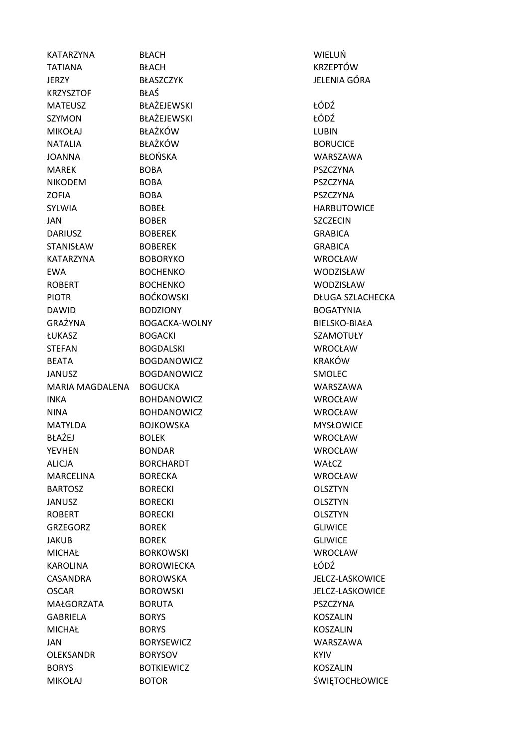| | | |
|---|---|---|
| KATARZYNA | BŁACH | WIELUŃ |
| TATIANA | BŁACH | KRZEPTÓW |
| JERZY | BŁASZCZYK | JELENIA GÓRA |
| KRZYSZTOF | BŁAŚ | |
| MATEUSZ | BŁAŻEJEWSKI | ŁÓDŹ |
| SZYMON | BŁAŻEJEWSKI | ŁÓDŹ |
| MIKOŁAJ | BŁAŻKÓW | LUBIN |
| NATALIA | BŁAŻKÓW | BORUCICE |
| JOANNA | BŁOŃSKA | WARSZAWA |
| MAREK | BOBA | PSZCZYNA |
| NIKODEM | BOBA | PSZCZYNA |
| ZOFIA | BOBA | PSZCZYNA |
| SYLWIA | BOBEŁ | HARBUTOWICE |
| JAN | BOBER | SZCZECIN |
| DARIUSZ | BOBEREK | GRABICA |
| STANISŁAW | BOBEREK | GRABICA |
| KATARZYNA | BOBORYKO | WROCŁAW |
| EWA | BOCHENKO | WODZISŁAW |
| ROBERT | BOCHENKO | WODZISŁAW |
| PIOTR | BOĆKOWSKI | DŁUGA SZLACHECKA |
| DAWID | BODZIONY | BOGATYNIA |
| GRAŻYNA | BOGACKA-WOLNY | BIELSKO-BIAŁA |
| ŁUKASZ | BOGACKI | SZAMOTUŁY |
| STEFAN | BOGDALSKI | WROCŁAW |
| BEATA | BOGDANOWICZ | KRAKÓW |
| JANUSZ | BOGDANOWICZ | SMOLEC |
| MARIA MAGDALENA | BOGUCKA | WARSZAWA |
| INKA | BOHDANOWICZ | WROCŁAW |
| NINA | BOHDANOWICZ | WROCŁAW |
| MATYLDA | BOJKOWSKA | MYSŁOWICE |
| BŁAŻEJ | BOLEK | WROCŁAW |
| YEVHEN | BONDAR | WROCŁAW |
| ALICJA | BORCHARDT | WAŁCZ |
| MARCELINA | BORECKA | WROCŁAW |
| BARTOSZ | BORECKI | OLSZTYN |
| JANUSZ | BORECKI | OLSZTYN |
| ROBERT | BORECKI | OLSZTYN |
| GRZEGORZ | BOREK | GLIWICE |
| JAKUB | BOREK | GLIWICE |
| MICHAŁ | BORKOWSKI | WROCŁAW |
| KAROLINA | BOROWIECKA | ŁÓDŹ |
| CASANDRA | BOROWSKA | JELCZ-LASKOWICE |
| OSCAR | BOROWSKI | JELCZ-LASKOWICE |
| MAŁGORZATA | BORUTA | PSZCZYNA |
| GABRIELA | BORYS | KOSZALIN |
| MICHAŁ | BORYS | KOSZALIN |
| JAN | BORYSEWICZ | WARSZAWA |
| OLEKSANDR | BORYSOV | KYIV |
| BORYS | BOTKIEWICZ | KOSZALIN |
| MIKOŁAJ | BOTOR | ŚWIĘTOCHŁOWICE |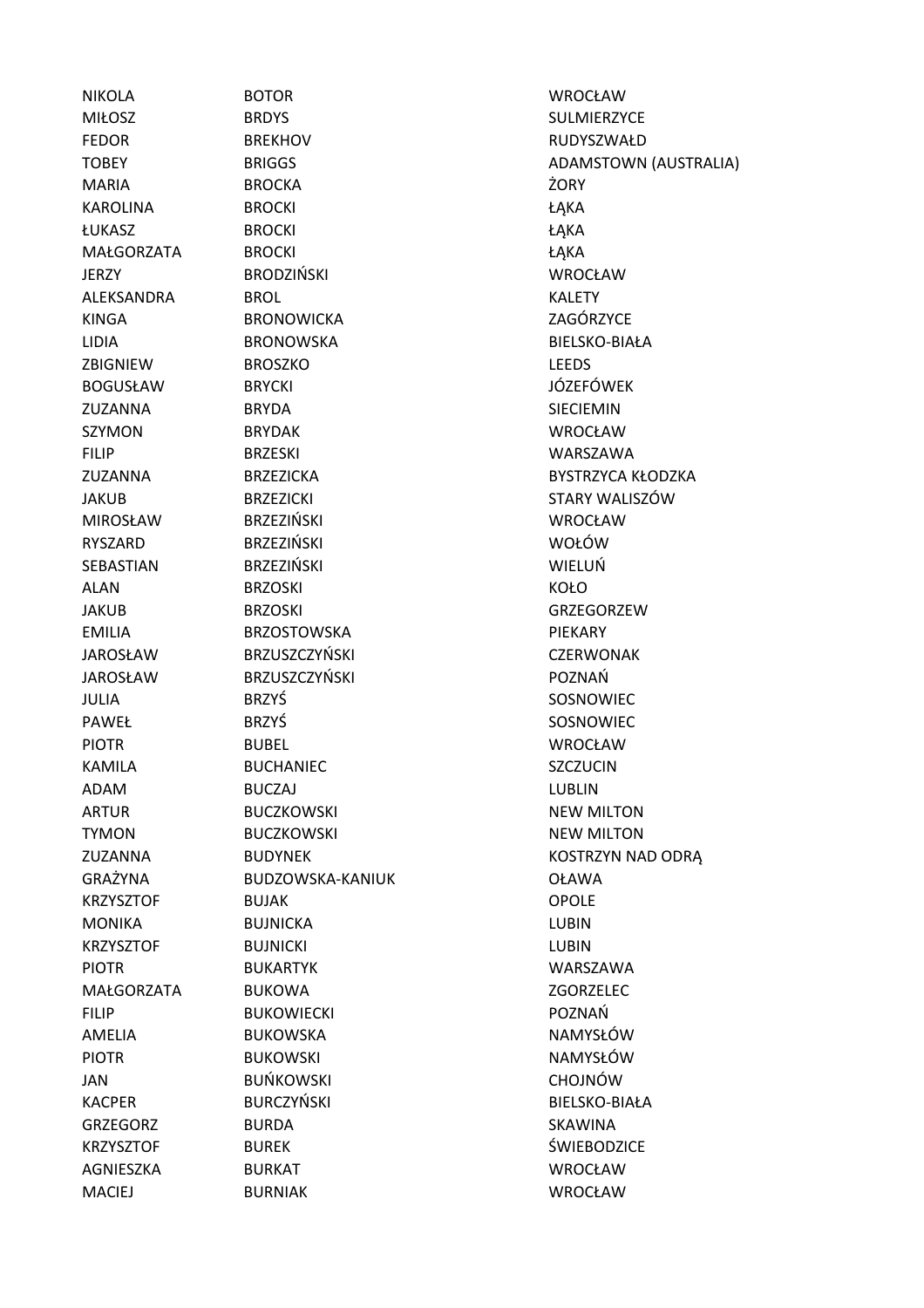| | | |
|---|---|---|
| NIKOLA | BOTOR | WROCŁAW |
| MIŁOSZ | BRDYS | SULMIERZYCE |
| FEDOR | BREKHOV | RUDYSZWAŁD |
| TOBEY | BRIGGS | ADAMSTOWN (AUSTRALIA) |
| MARIA | BROCKA | ŻORY |
| KAROLINA | BROCKI | ŁĄKA |
| ŁUKASZ | BROCKI | ŁĄKA |
| MAŁGORZATA | BROCKI | ŁĄKA |
| JERZY | BRODZIŃSKI | WROCŁAW |
| ALEKSANDRA | BROL | KALETY |
| KINGA | BRONOWICKA | ZAGÓRZYCE |
| LIDIA | BRONOWSKA | BIELSKO-BIAŁA |
| ZBIGNIEW | BROSZKO | LEEDS |
| BOGUSŁAW | BRYCKI | JÓZEFÓWEK |
| ZUZANNA | BRYDA | SIECIEMIN |
| SZYMON | BRYDAK | WROCŁAW |
| FILIP | BRZESKI | WARSZAWA |
| ZUZANNA | BRZEZICKA | BYSTRZYCA KŁODZKA |
| JAKUB | BRZEZICKI | STARY WALISZÓW |
| MIROSŁAW | BRZEZIŃSKI | WROCŁAW |
| RYSZARD | BRZEZIŃSKI | WOŁÓW |
| SEBASTIAN | BRZEZIŃSKI | WIELUŃ |
| ALAN | BRZOSKI | KOŁO |
| JAKUB | BRZOSKI | GRZEGORZEW |
| EMILIA | BRZOSTOWSKA | PIEKARY |
| JAROSŁAW | BRZUSZCZYŃSKI | CZERWONAK |
| JAROSŁAW | BRZUSZCZYŃSKI | POZNAŃ |
| JULIA | BRZYŚ | SOSNOWIEC |
| PAWEŁ | BRZYŚ | SOSNOWIEC |
| PIOTR | BUBEL | WROCŁAW |
| KAMILA | BUCHANIEC | SZCZUCIN |
| ADAM | BUCZAJ | LUBLIN |
| ARTUR | BUCZKOWSKI | NEW MILTON |
| TYMON | BUCZKOWSKI | NEW MILTON |
| ZUZANNA | BUDYNEK | KOSTRZYN NAD ODRĄ |
| GRAŻYNA | BUDZOWSKA-KANIUK | OŁAWA |
| KRZYSZTOF | BUJAK | OPOLE |
| MONIKA | BUJNICKA | LUBIN |
| KRZYSZTOF | BUJNICKI | LUBIN |
| PIOTR | BUKARTYK | WARSZAWA |
| MAŁGORZATA | BUKOWA | ZGORZELEC |
| FILIP | BUKOWIECKI | POZNAŃ |
| AMELIA | BUKOWSKA | NAMYSŁÓW |
| PIOTR | BUKOWSKI | NAMYSŁÓW |
| JAN | BUŃKOWSKI | CHOJNÓW |
| KACPER | BURCZYŃSKI | BIELSKO-BIAŁA |
| GRZEGORZ | BURDA | SKAWINA |
| KRZYSZTOF | BUREK | ŚWIEBODZICE |
| AGNIESZKA | BURKAT | WROCŁAW |
| MACIEJ | BURNIAK | WROCŁAW |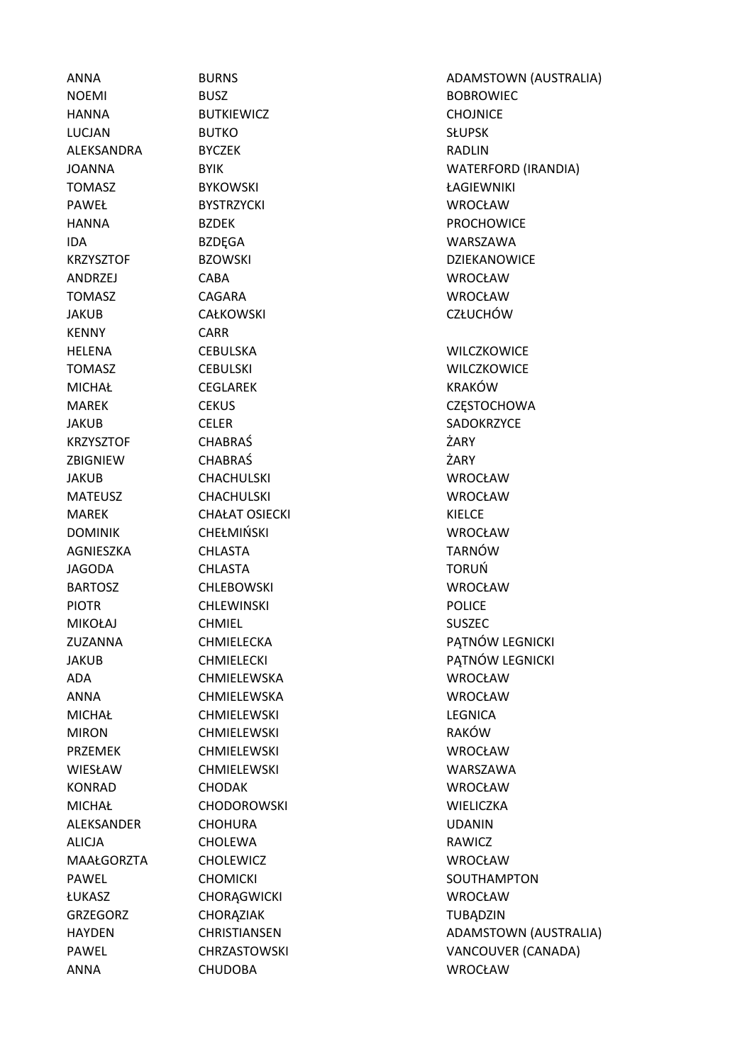| | | |
|---|---|---|
| ANNA | BURNS | ADAMSTOWN (AUSTRALIA) |
| NOEMI | BUSZ | BOBROWIEC |
| HANNA | BUTKIEWICZ | CHOJNICE |
| LUCJAN | BUTKO | SŁUPSK |
| ALEKSANDRA | BYCZEK | RADLIN |
| JOANNA | BYIK | WATERFORD (IRANDIA) |
| TOMASZ | BYKOWSKI | ŁAGIEWNIKI |
| PAWEŁ | BYSTRZYCKI | WROCŁAW |
| HANNA | BZDEK | PROCHOWICE |
| IDA | BZDĘGA | WARSZAWA |
| KRZYSZTOF | BZOWSKI | DZIEKANOWICE |
| ANDRZEJ | CABA | WROCŁAW |
| TOMASZ | CAGARA | WROCŁAW |
| JAKUB | CAŁKOWSKI | CZŁUCHÓW |
| KENNY | CARR | |
| HELENA | CEBULSKA | WILCZKOWICE |
| TOMASZ | CEBULSKI | WILCZKOWICE |
| MICHAŁ | CEGLAREK | KRAKÓW |
| MAREK | CEKUS | CZĘSTOCHOWA |
| JAKUB | CELER | SADOKRZYCE |
| KRZYSZTOF | CHABRAŚ | ŻARY |
| ZBIGNIEW | CHABRAŚ | ŻARY |
| JAKUB | CHACHULSKI | WROCŁAW |
| MATEUSZ | CHACHULSKI | WROCŁAW |
| MAREK | CHAŁAT OSIECKI | KIELCE |
| DOMINIK | CHEŁMIŃSKI | WROCŁAW |
| AGNIESZKA | CHLASTA | TARNÓW |
| JAGODA | CHLASTA | TORUŃ |
| BARTOSZ | CHLEBOWSKI | WROCŁAW |
| PIOTR | CHLEWINSKI | POLICE |
| MIKOŁAJ | CHMIEL | SUSZEC |
| ZUZANNA | CHMIELECKA | PĄTNÓW LEGNICKI |
| JAKUB | CHMIELECKI | PĄTNÓW LEGNICKI |
| ADA | CHMIELEWSKA | WROCŁAW |
| ANNA | CHMIELEWSKA | WROCŁAW |
| MICHAŁ | CHMIELEWSKI | LEGNICA |
| MIRON | CHMIELEWSKI | RAKÓW |
| PRZEMEK | CHMIELEWSKI | WROCŁAW |
| WIESŁAW | CHMIELEWSKI | WARSZAWA |
| KONRAD | CHODAK | WROCŁAW |
| MICHAŁ | CHODOROWSKI | WIELICZKA |
| ALEKSANDER | CHOHURA | UDANIN |
| ALICJA | CHOLEWA | RAWICZ |
| MAAŁGORZTA | CHOLEWICZ | WROCŁAW |
| PAWEL | CHOMICKI | SOUTHAMPTON |
| ŁUKASZ | CHORĄGWICKI | WROCŁAW |
| GRZEGORZ | CHORĄZIAK | TUBĄDZIN |
| HAYDEN | CHRISTIANSEN | ADAMSTOWN (AUSTRALIA) |
| PAWEL | CHRZASTOWSKI | VANCOUVER (CANADA) |
| ANNA | CHUDOBA | WROCŁAW |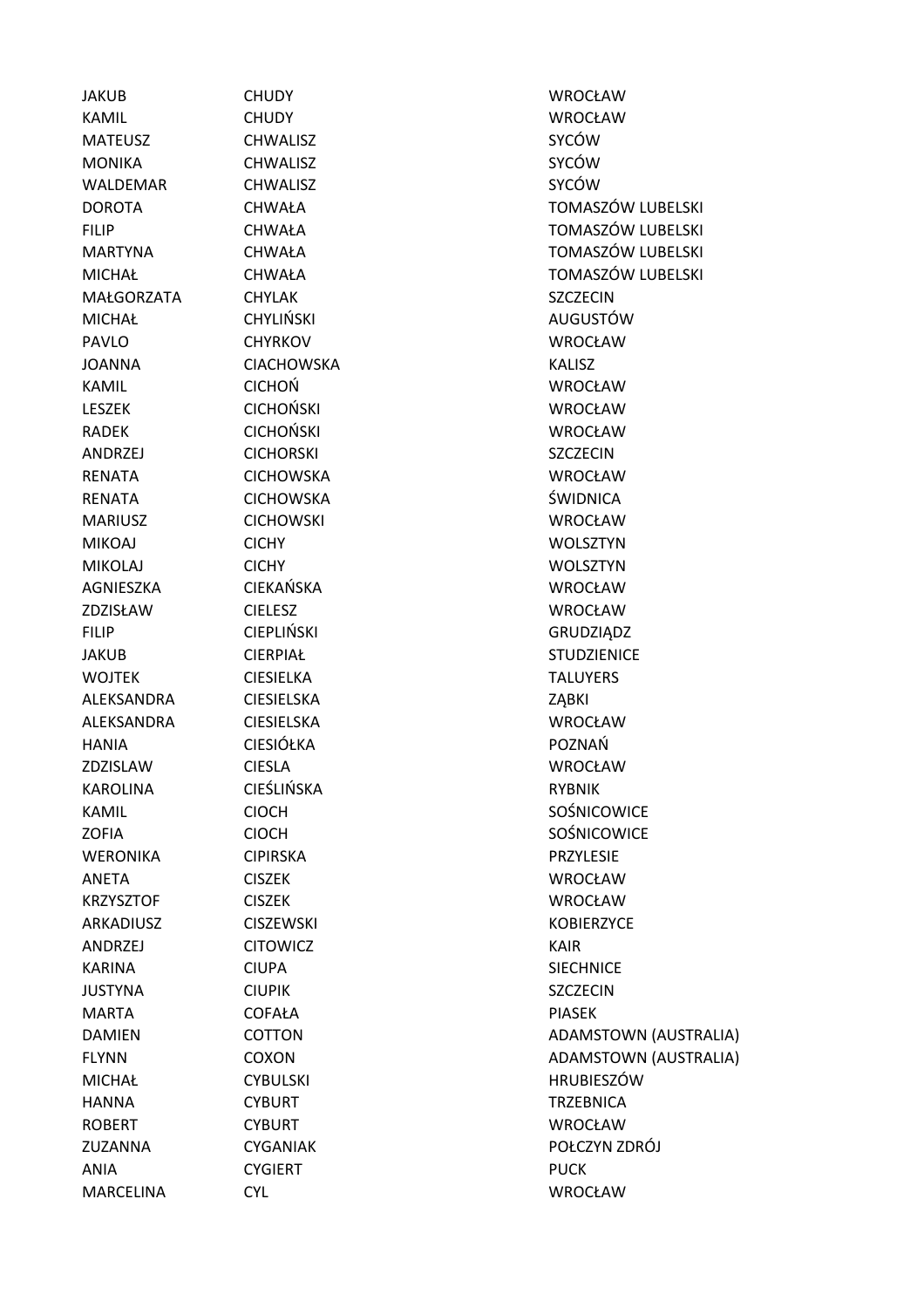| | | |
|---|---|---|
| JAKUB | CHUDY | WROCŁAW |
| KAMIL | CHUDY | WROCŁAW |
| MATEUSZ | CHWALISZ | SYCÓW |
| MONIKA | CHWALISZ | SYCÓW |
| WALDEMAR | CHWALISZ | SYCÓW |
| DOROTA | CHWAŁA | TOMASZÓW LUBELSKI |
| FILIP | CHWAŁA | TOMASZÓW LUBELSKI |
| MARTYNA | CHWAŁA | TOMASZÓW LUBELSKI |
| MICHAŁ | CHWAŁA | TOMASZÓW LUBELSKI |
| MAŁGORZATA | CHYLAK | SZCZECIN |
| MICHAŁ | CHYLIŃSKI | AUGUSTÓW |
| PAVLO | CHYRKOV | WROCŁAW |
| JOANNA | CIACHOWSKA | KALISZ |
| KAMIL | CICHOŃ | WROCŁAW |
| LESZEK | CICHOŃSKI | WROCŁAW |
| RADEK | CICHOŃSKI | WROCŁAW |
| ANDRZEJ | CICHORSKI | SZCZECIN |
| RENATA | CICHOWSKA | WROCŁAW |
| RENATA | CICHOWSKA | ŚWIDNICA |
| MARIUSZ | CICHOWSKI | WROCŁAW |
| MIKOAJ | CICHY | WOLSZTYN |
| MIKOLAJ | CICHY | WOLSZTYN |
| AGNIESZKA | CIEKAŃSKA | WROCŁAW |
| ZDZISŁAW | CIELESZ | WROCŁAW |
| FILIP | CIEPLIŃSKI | GRUDZIĄDZ |
| JAKUB | CIERPIAŁ | STUDZIENICE |
| WOJTEK | CIESIELKA | TALUYERS |
| ALEKSANDRA | CIESIELSKA | ZĄBKI |
| ALEKSANDRA | CIESIELSKA | WROCŁAW |
| HANIA | CIESIÓŁKA | POZNAŃ |
| ZDZISLAW | CIESLA | WROCŁAW |
| KAROLINA | CIEŚLIŃSKA | RYBNIK |
| KAMIL | CIOCH | SOŚNICOWICE |
| ZOFIA | CIOCH | SOŚNICOWICE |
| WERONIKA | CIPIRSKA | PRZYLESIE |
| ANETA | CISZEK | WROCŁAW |
| KRZYSZTOF | CISZEK | WROCŁAW |
| ARKADIUSZ | CISZEWSKI | KOBIERZYCE |
| ANDRZEJ | CITOWICZ | KAIR |
| KARINA | CIUPA | SIECHNICE |
| JUSTYNA | CIUPIK | SZCZECIN |
| MARTA | COFAŁA | PIASEK |
| DAMIEN | COTTON | ADAMSTOWN (AUSTRALIA) |
| FLYNN | COXON | ADAMSTOWN (AUSTRALIA) |
| MICHAŁ | CYBULSKI | HRUBIESZÓW |
| HANNA | CYBURT | TRZEBNICA |
| ROBERT | CYBURT | WROCŁAW |
| ZUZANNA | CYGANIAK | POŁCZYN ZDRÓJ |
| ANIA | CYGIERT | PUCK |
| MARCELINA | CYL | WROCŁAW |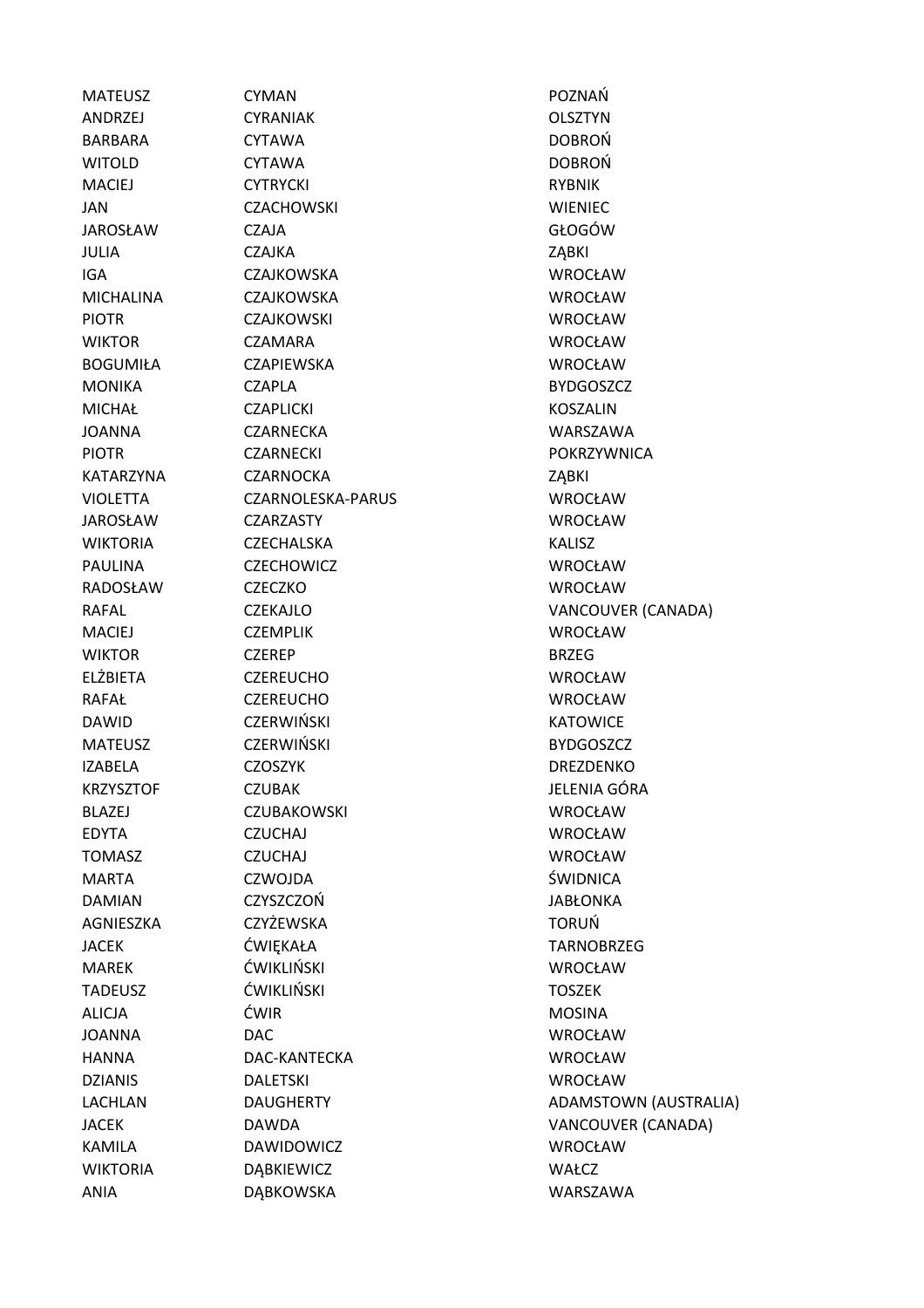| | | |
|---|---|---|
| MATEUSZ | CYMAN | POZNAŃ |
| ANDRZEJ | CYRANIAK | OLSZTYN |
| BARBARA | CYTAWA | DOBROŃ |
| WITOLD | CYTAWA | DOBROŃ |
| MACIEJ | CYTRYCKI | RYBNIK |
| JAN | CZACHOWSKI | WIENIEC |
| JAROSŁAW | CZAJA | GŁOGÓW |
| JULIA | CZAJKA | ZĄBKI |
| IGA | CZAJKOWSKA | WROCŁAW |
| MICHALINA | CZAJKOWSKA | WROCŁAW |
| PIOTR | CZAJKOWSKI | WROCŁAW |
| WIKTOR | CZAMARA | WROCŁAW |
| BOGUMIŁA | CZAPIEWSKA | WROCŁAW |
| MONIKA | CZAPLA | BYDGOSZCZ |
| MICHAŁ | CZAPLICKI | KOSZALIN |
| JOANNA | CZARNECKA | WARSZAWA |
| PIOTR | CZARNECKI | POKRZYWNICA |
| KATARZYNA | CZARNOCKA | ZĄBKI |
| VIOLETTA | CZARNOLESKA-PARUS | WROCŁAW |
| JAROSŁAW | CZARZASTY | WROCŁAW |
| WIKTORIA | CZECHALSKA | KALISZ |
| PAULINA | CZECHOWICZ | WROCŁAW |
| RADOSŁAW | CZECZKO | WROCŁAW |
| RAFAL | CZEKAJLO | VANCOUVER (CANADA) |
| MACIEJ | CZEMPLIK | WROCŁAW |
| WIKTOR | CZEREP | BRZEG |
| ELŻBIETA | CZEREUCHO | WROCŁAW |
| RAFAŁ | CZEREUCHO | WROCŁAW |
| DAWID | CZERWIŃSKI | KATOWICE |
| MATEUSZ | CZERWIŃSKI | BYDGOSZCZ |
| IZABELA | CZOSZYK | DREZDENKO |
| KRZYSZTOF | CZUBAK | JELENIA GÓRA |
| BLAZEJ | CZUBAKOWSKI | WROCŁAW |
| EDYTA | CZUCHAJ | WROCŁAW |
| TOMASZ | CZUCHAJ | WROCŁAW |
| MARTA | CZWOJDA | ŚWIDNICA |
| DAMIAN | CZYSZCZOŃ | JABŁONKA |
| AGNIESZKA | CZYŻEWSKA | TORUŃ |
| JACEK | ĆWIĘKAŁA | TARNOBRZEG |
| MAREK | ĆWIKLIŃSKI | WROCŁAW |
| TADEUSZ | ĆWIKLIŃSKI | TOSZEK |
| ALICJA | ĆWIR | MOSINA |
| JOANNA | DAC | WROCŁAW |
| HANNA | DAC-KANTECKA | WROCŁAW |
| DZIANIS | DALETSKI | WROCŁAW |
| LACHLAN | DAUGHERTY | ADAMSTOWN (AUSTRALIA) |
| JACEK | DAWDA | VANCOUVER (CANADA) |
| KAMILA | DAWIDOWICZ | WROCŁAW |
| WIKTORIA | DĄBKIEWICZ | WAŁCZ |
| ANIA | DĄBKOWSKA | WARSZAWA |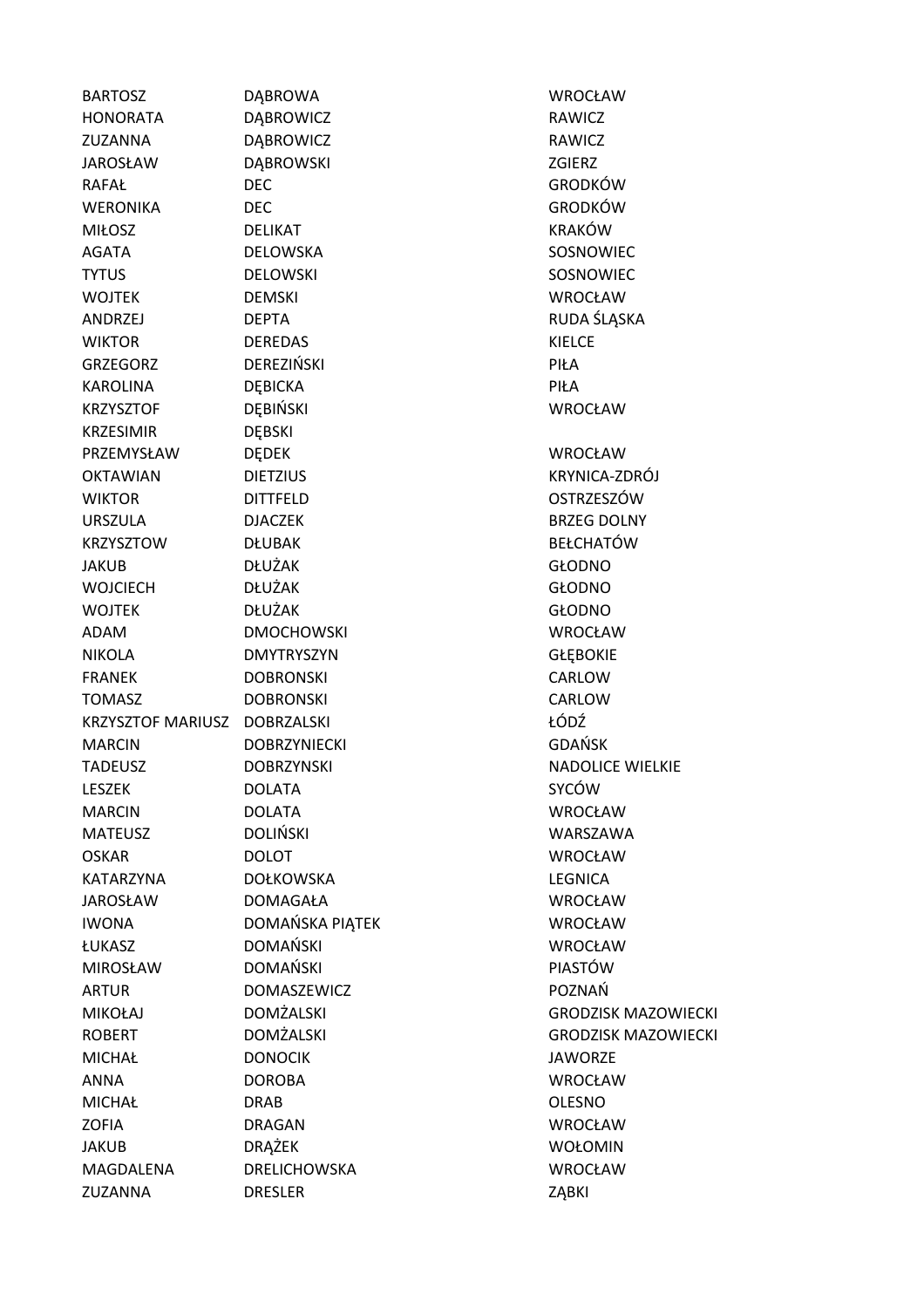| | | |
|---|---|---|
| BARTOSZ | DĄBROWA | WROCŁAW |
| HONORATA | DĄBROWICZ | RAWICZ |
| ZUZANNA | DĄBROWICZ | RAWICZ |
| JAROSŁAW | DĄBROWSKI | ZGIERZ |
| RAFAŁ | DEC | GRODKÓW |
| WERONIKA | DEC | GRODKÓW |
| MIŁOSZ | DELIKAT | KRAKÓW |
| AGATA | DELOWSKA | SOSNOWIEC |
| TYTUS | DELOWSKI | SOSNOWIEC |
| WOJTEK | DEMSKI | WROCŁAW |
| ANDRZEJ | DEPTA | RUDA ŚLĄSKA |
| WIKTOR | DEREDAS | KIELCE |
| GRZEGORZ | DEREZIŃSKI | PIŁA |
| KAROLINA | DĘBICKA | PIŁA |
| KRZYSZTOF | DĘBIŃSKI | WROCŁAW |
| KRZESIMIR | DĘBSKI | |
| PRZEMYSŁAW | DĘDEK | WROCŁAW |
| OKTAWIAN | DIETZIUS | KRYNICA-ZDRÓJ |
| WIKTOR | DITTFELD | OSTRZESZÓW |
| URSZULA | DJACZEK | BRZEG DOLNY |
| KRZYSZTOW | DŁUBAK | BEŁCHATÓW |
| JAKUB | DŁUŻAK | GŁODNO |
| WOJCIECH | DŁUŻAK | GŁODNO |
| WOJTEK | DŁUŻAK | GŁODNO |
| ADAM | DMOCHOWSKI | WROCŁAW |
| NIKOLA | DMYTRYSZYN | GŁĘBOKIE |
| FRANEK | DOBRONSKI | CARLOW |
| TOMASZ | DOBRONSKI | CARLOW |
| KRZYSZTOF MARIUSZ | DOBRZALSKI | ŁÓDŹ |
| MARCIN | DOBRZYNIECKI | GDAŃSK |
| TADEUSZ | DOBRZYNSKI | NADOLICE WIELKIE |
| LESZEK | DOLATA | SYCÓW |
| MARCIN | DOLATA | WROCŁAW |
| MATEUSZ | DOLIŃSKI | WARSZAWA |
| OSKAR | DOLOT | WROCŁAW |
| KATARZYNA | DOŁKOWSKA | LEGNICA |
| JAROSŁAW | DOMAGAŁA | WROCŁAW |
| IWONA | DOMAŃSKA PIĄTEK | WROCŁAW |
| ŁUKASZ | DOMAŃSKI | WROCŁAW |
| MIROSŁAW | DOMAŃSKI | PIASTÓW |
| ARTUR | DOMASZEWICZ | POZNAŃ |
| MIKOŁAJ | DOMŻALSKI | GRODZISK MAZOWIECKI |
| ROBERT | DOMŻALSKI | GRODZISK MAZOWIECKI |
| MICHAŁ | DONOCIK | JAWORZE |
| ANNA | DOROBA | WROCŁAW |
| MICHAŁ | DRAB | OLESNO |
| ZOFIA | DRAGAN | WROCŁAW |
| JAKUB | DRĄŻEK | WOŁOMIN |
| MAGDALENA | DRELICHOWSKA | WROCŁAW |
| ZUZANNA | DRESLER | ZĄBKI |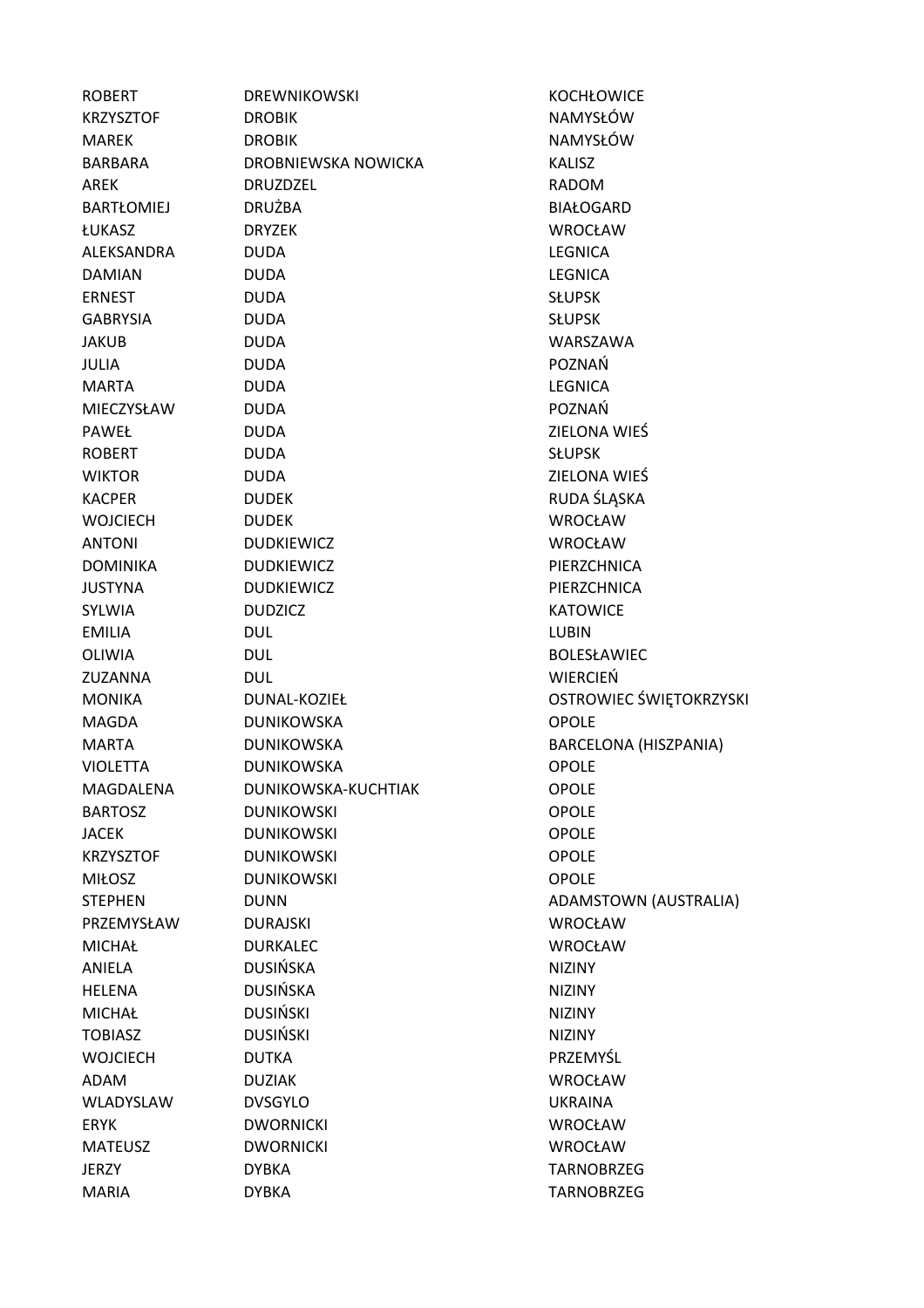| | | |
|---|---|---|
| ROBERT | DREWNIKOWSKI | KOCHŁOWICE |
| KRZYSZTOF | DROBIK | NAMYSŁÓW |
| MAREK | DROBIK | NAMYSŁÓW |
| BARBARA | DROBNIEWSKA NOWICKA | KALISZ |
| AREK | DRUZDZEL | RADOM |
| BARTŁOMIEJ | DRUŻBA | BIAŁOGARD |
| ŁUKASZ | DRYZEK | WROCŁAW |
| ALEKSANDRA | DUDA | LEGNICA |
| DAMIAN | DUDA | LEGNICA |
| ERNEST | DUDA | SŁUPSK |
| GABRYSIA | DUDA | SŁUPSK |
| JAKUB | DUDA | WARSZAWA |
| JULIA | DUDA | POZNAŃ |
| MARTA | DUDA | LEGNICA |
| MIECZYSŁAW | DUDA | POZNAŃ |
| PAWEŁ | DUDA | ZIELONA WIEŚ |
| ROBERT | DUDA | SŁUPSK |
| WIKTOR | DUDA | ZIELONA WIEŚ |
| KACPER | DUDEK | RUDA ŚLĄSKA |
| WOJCIECH | DUDEK | WROCŁAW |
| ANTONI | DUDKIEWICZ | WROCŁAW |
| DOMINIKA | DUDKIEWICZ | PIERZCHNICA |
| JUSTYNA | DUDKIEWICZ | PIERZCHNICA |
| SYLWIA | DUDZICZ | KATOWICE |
| EMILIA | DUL | LUBIN |
| OLIWIA | DUL | BOLESŁAWIEC |
| ZUZANNA | DUL | WIERCIEŃ |
| MONIKA | DUNAL-KOZIEŁ | OSTROWIEC ŚWIĘTOKRZYSKI |
| MAGDA | DUNIKOWSKA | OPOLE |
| MARTA | DUNIKOWSKA | BARCELONA (HISZPANIA) |
| VIOLETTA | DUNIKOWSKA | OPOLE |
| MAGDALENA | DUNIKOWSKA-KUCHTIAK | OPOLE |
| BARTOSZ | DUNIKOWSKI | OPOLE |
| JACEK | DUNIKOWSKI | OPOLE |
| KRZYSZTOF | DUNIKOWSKI | OPOLE |
| MIŁOSZ | DUNIKOWSKI | OPOLE |
| STEPHEN | DUNN | ADAMSTOWN (AUSTRALIA) |
| PRZEMYSŁAW | DURAJSKI | WROCŁAW |
| MICHAŁ | DURKALEC | WROCŁAW |
| ANIELA | DUSIŃSKA | NIZINY |
| HELENA | DUSIŃSKA | NIZINY |
| MICHAŁ | DUSIŃSKI | NIZINY |
| TOBIASZ | DUSIŃSKI | NIZINY |
| WOJCIECH | DUTKA | PRZEMYŚL |
| ADAM | DUZIAK | WROCŁAW |
| WLADYSLAW | DVSGYLO | UKRAINA |
| ERYK | DWORNICKI | WROCŁAW |
| MATEUSZ | DWORNICKI | WROCŁAW |
| JERZY | DYBKA | TARNOBRZEG |
| MARIA | DYBKA | TARNOBRZEG |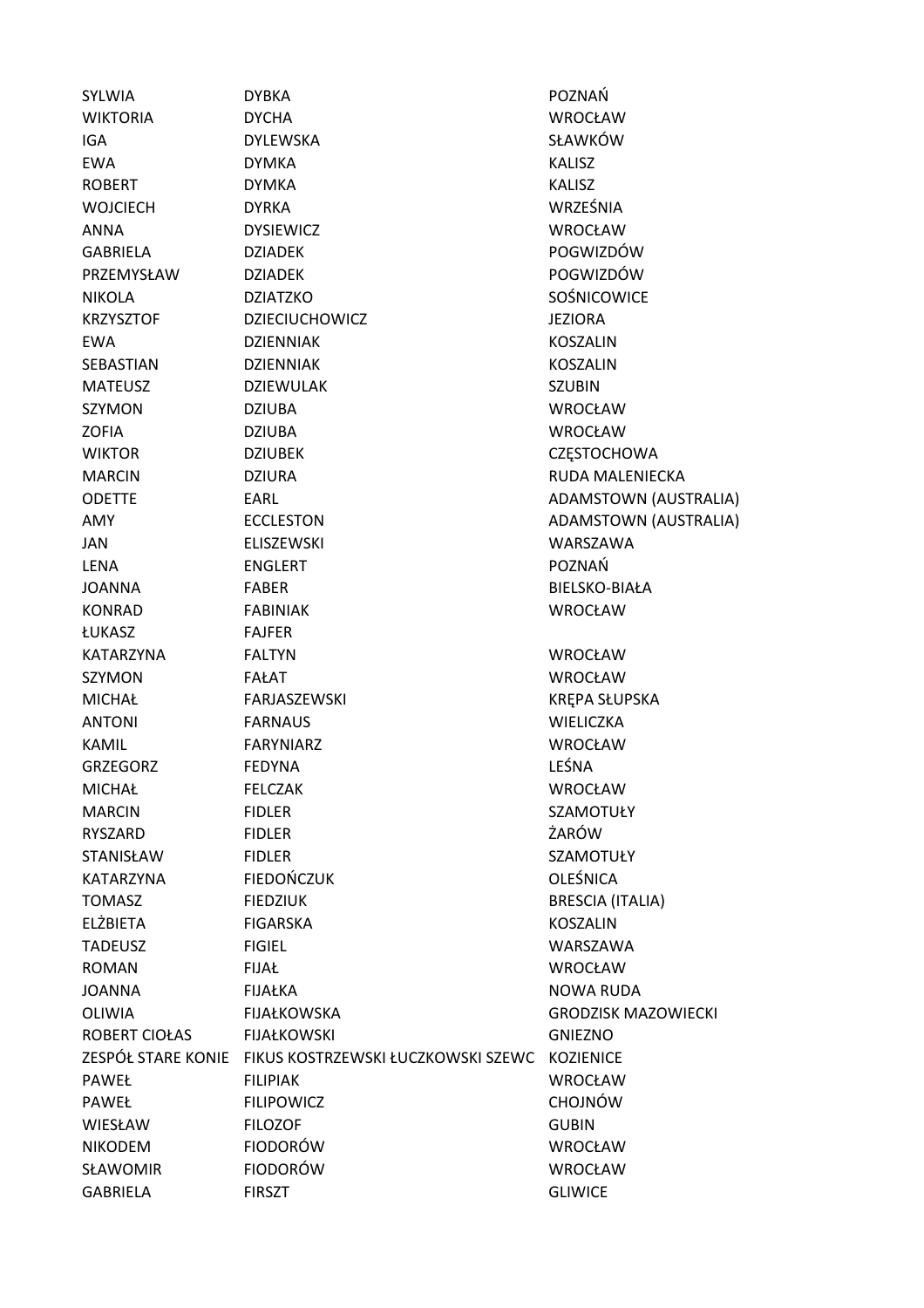| | | |
|---|---|---|
| SYLWIA | DYBKA | POZNAŃ |
| WIKTORIA | DYCHA | WROCŁAW |
| IGA | DYLEWSKA | SŁAWKÓW |
| EWA | DYMKA | KALISZ |
| ROBERT | DYMKA | KALISZ |
| WOJCIECH | DYRKA | WRZEŚNIA |
| ANNA | DYSIEWICZ | WROCŁAW |
| GABRIELA | DZIADEK | POGWIZDÓW |
| PRZEMYSŁAW | DZIADEK | POGWIZDÓW |
| NIKOLA | DZIATZKO | SOŚNICOWICE |
| KRZYSZTOF | DZIECIUCHOWICZ | JEZIORA |
| EWA | DZIENNIAK | KOSZALIN |
| SEBASTIAN | DZIENNIAK | KOSZALIN |
| MATEUSZ | DZIEWULAK | SZUBIN |
| SZYMON | DZIUBA | WROCŁAW |
| ZOFIA | DZIUBA | WROCŁAW |
| WIKTOR | DZIUBEK | CZĘSTOCHOWA |
| MARCIN | DZIURA | RUDA MALENIECKA |
| ODETTE | EARL | ADAMSTOWN (AUSTRALIA) |
| AMY | ECCLESTON | ADAMSTOWN (AUSTRALIA) |
| JAN | ELISZEWSKI | WARSZAWA |
| LENA | ENGLERT | POZNAŃ |
| JOANNA | FABER | BIELSKO-BIAŁA |
| KONRAD | FABINIAK | WROCŁAW |
| ŁUKASZ | FAJFER | |
| KATARZYNA | FALTYN | WROCŁAW |
| SZYMON | FAŁAT | WROCŁAW |
| MICHAŁ | FARJASZEWSKI | KRĘPA SŁUPSKA |
| ANTONI | FARNAUS | WIELICZKA |
| KAMIL | FARYNIARZ | WROCŁAW |
| GRZEGORZ | FEDYNA | LEŚNA |
| MICHAŁ | FELCZAK | WROCŁAW |
| MARCIN | FIDLER | SZAMOTUŁY |
| RYSZARD | FIDLER | ŻARÓW |
| STANISŁAW | FIDLER | SZAMOTUŁY |
| KATARZYNA | FIEDOŃCZUK | OLEŚNICA |
| TOMASZ | FIEDZIUK | BRESCIA (ITALIA) |
| ELŻBIETA | FIGARSKA | KOSZALIN |
| TADEUSZ | FIGIEL | WARSZAWA |
| ROMAN | FIJAŁ | WROCŁAW |
| JOANNA | FIJAŁKA | NOWA RUDA |
| OLIWIA | FIJAŁKOWSKA | GRODZISK MAZOWIECKI |
| ROBERT CIOŁAS | FIJAŁKOWSKI | GNIEZNO |
| ZESPÓŁ STARE KONIE | FIKUS KOSTRZEWSKI ŁUCZKOWSKI SZEWC | KOZIENICE |
| PAWEŁ | FILIPIAK | WROCŁAW |
| PAWEŁ | FILIPOWICZ | CHOJNÓW |
| WIESŁAW | FILOZOF | GUBIN |
| NIKODEM | FIODORÓW | WROCŁAW |
| SŁAWOMIR | FIODORÓW | WROCŁAW |
| GABRIELA | FIRSZT | GLIWICE |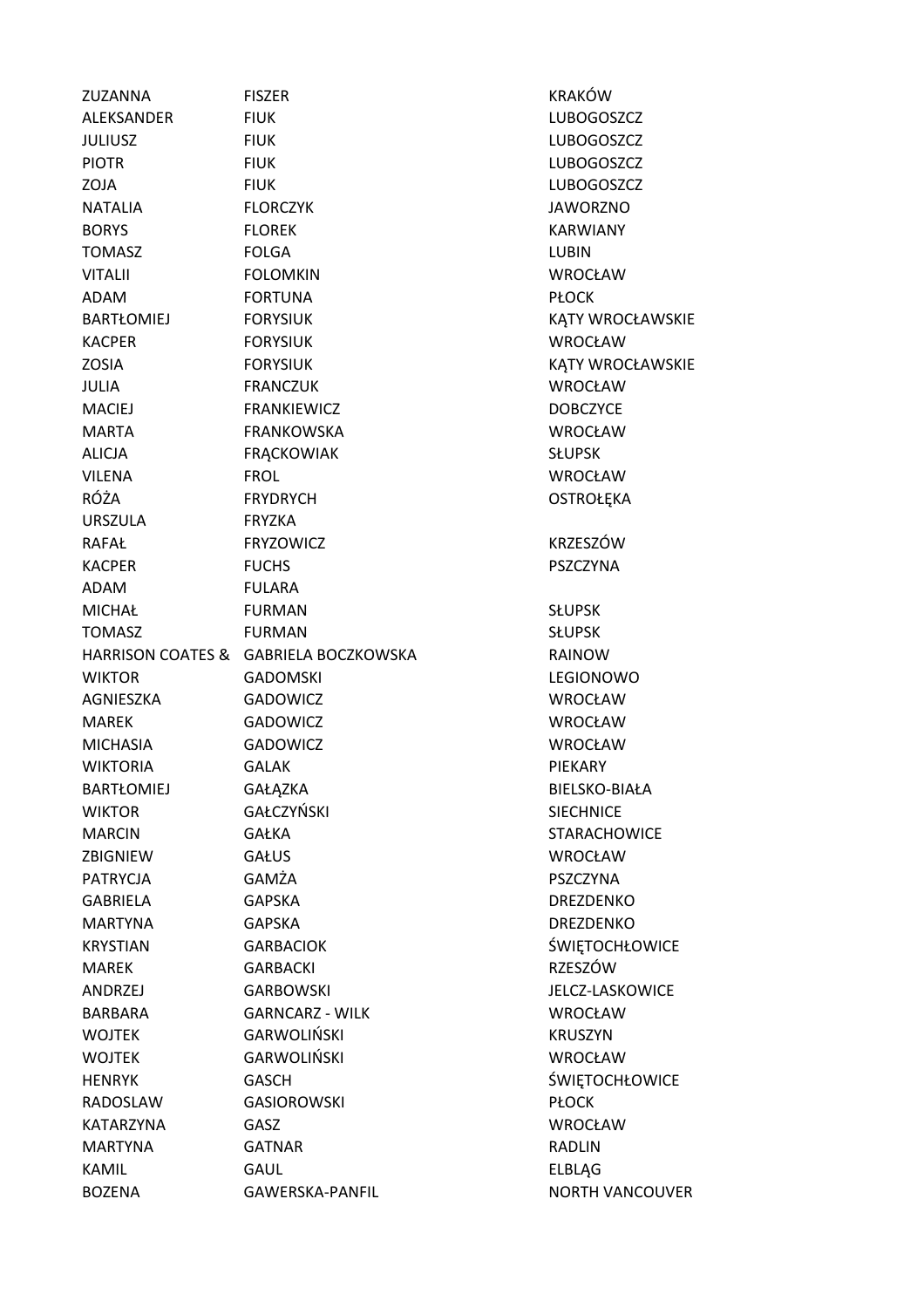| | | |
|---|---|---|
| ZUZANNA | FISZER | KRAKÓW |
| ALEKSANDER | FIUK | LUBOGOSZCZ |
| JULIUSZ | FIUK | LUBOGOSZCZ |
| PIOTR | FIUK | LUBOGOSZCZ |
| ZOJA | FIUK | LUBOGOSZCZ |
| NATALIA | FLORCZYK | JAWORZNO |
| BORYS | FLOREK | KARWIANY |
| TOMASZ | FOLGA | LUBIN |
| VITALII | FOLOMKIN | WROCŁAW |
| ADAM | FORTUNA | PŁOCK |
| BARTŁOMIEJ | FORYSIUK | KĄTY WROCŁAWSKIE |
| KACPER | FORYSIUK | WROCŁAW |
| ZOSIA | FORYSIUK | KĄTY WROCŁAWSKIE |
| JULIA | FRANCZUK | WROCŁAW |
| MACIEJ | FRANKIEWICZ | DOBCZYCE |
| MARTA | FRANKOWSKA | WROCŁAW |
| ALICJA | FRĄCKOWIAK | SŁUPSK |
| VILENA | FROL | WROCŁAW |
| RÓŻA | FRYDRYCH | OSTROŁĘKA |
| URSZULA | FRYZKA | |
| RAFAŁ | FRYZOWICZ | KRZESZÓW |
| KACPER | FUCHS | PSZCZYNA |
| ADAM | FULARA | |
| MICHAŁ | FURMAN | SŁUPSK |
| TOMASZ | FURMAN | SŁUPSK |
| HARRISON COATES & | GABRIELA BOCZKOWSKA | RAINOW |
| WIKTOR | GADOMSKI | LEGIONOWO |
| AGNIESZKA | GADOWICZ | WROCŁAW |
| MAREK | GADOWICZ | WROCŁAW |
| MICHASIA | GADOWICZ | WROCŁAW |
| WIKTORIA | GALAK | PIEKARY |
| BARTŁOMIEJ | GAŁĄZKA | BIELSKO-BIAŁA |
| WIKTOR | GAŁCZYŃSKI | SIECHNICE |
| MARCIN | GAŁKA | STARACHOWICE |
| ZBIGNIEW | GAŁUS | WROCŁAW |
| PATRYCJA | GAMŻA | PSZCZYNA |
| GABRIELA | GAPSKA | DREZDENKO |
| MARTYNA | GAPSKA | DREZDENKO |
| KRYSTIAN | GARBACIOK | ŚWIĘTOCHŁOWICE |
| MAREK | GARBACKI | RZESZÓW |
| ANDRZEJ | GARBOWSKI | JELCZ-LASKOWICE |
| BARBARA | GARNCARZ - WILK | WROCŁAW |
| WOJTEK | GARWOLIŃSKI | KRUSZYN |
| WOJTEK | GARWOLIŃSKI | WROCŁAW |
| HENRYK | GASCH | ŚWIĘTOCHŁOWICE |
| RADOSLAW | GASIOROWSKI | PŁOCK |
| KATARZYNA | GASZ | WROCŁAW |
| MARTYNA | GATNAR | RADLIN |
| KAMIL | GAUL | ELBLĄG |
| BOZENA | GAWERSKA-PANFIL | NORTH VANCOUVER |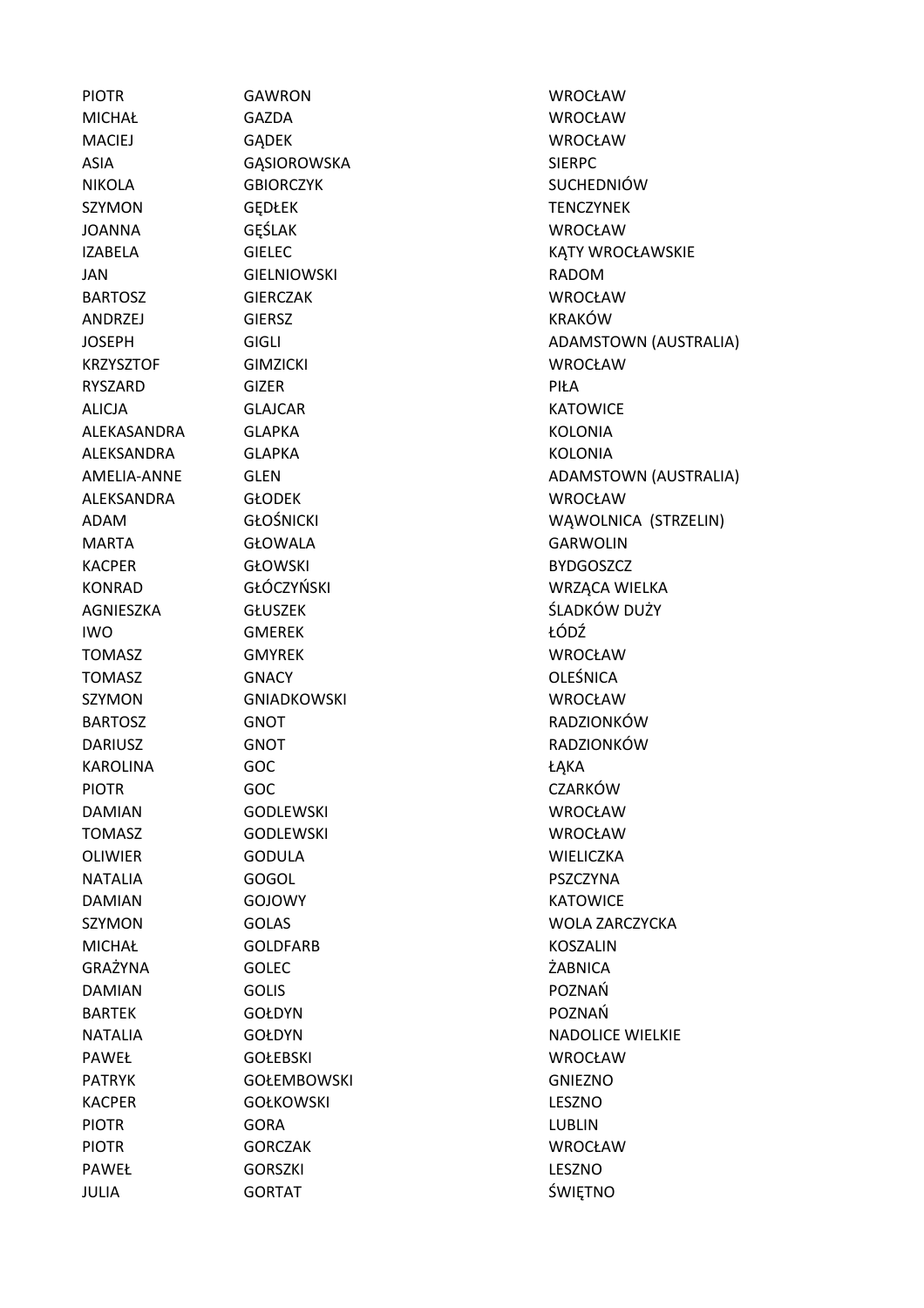| | | |
|---|---|---|
| PIOTR | GAWRON | WROCŁAW |
| MICHAŁ | GAZDA | WROCŁAW |
| MACIEJ | GĄDEK | WROCŁAW |
| ASIA | GĄSIOROWSKA | SIERPC |
| NIKOLA | GBIORCZYK | SUCHEDNIÓW |
| SZYMON | GĘDŁEK | TENCZYNEK |
| JOANNA | GĘŚLAK | WROCŁAW |
| IZABELA | GIELEC | KĄTY WROCŁAWSKIE |
| JAN | GIELNIOWSKI | RADOM |
| BARTOSZ | GIERCZAK | WROCŁAW |
| ANDRZEJ | GIERSZ | KRAKÓW |
| JOSEPH | GIGLI | ADAMSTOWN (AUSTRALIA) |
| KRZYSZTOF | GIMZICKI | WROCŁAW |
| RYSZARD | GIZER | PIŁA |
| ALICJA | GLAJCAR | KATOWICE |
| ALEKASANDRA | GLAPKA | KOLONIA |
| ALEKSANDRA | GLAPKA | KOLONIA |
| AMELIA-ANNE | GLEN | ADAMSTOWN (AUSTRALIA) |
| ALEKSANDRA | GŁODEK | WROCŁAW |
| ADAM | GŁOŚNICKI | WĄWOLNICA (STRZELIN) |
| MARTA | GŁOWALA | GARWOLIN |
| KACPER | GŁOWSKI | BYDGOSZCZ |
| KONRAD | GŁÓCZYŃSKI | WRZĄCA WIELKA |
| AGNIESZKA | GŁUSZEK | ŚLADKÓW DUŻY |
| IWO | GMEREK | ŁÓDŹ |
| TOMASZ | GMYREK | WROCŁAW |
| TOMASZ | GNACY | OLEŚNICA |
| SZYMON | GNIADKOWSKI | WROCŁAW |
| BARTOSZ | GNOT | RADZIONKÓW |
| DARIUSZ | GNOT | RADZIONKÓW |
| KAROLINA | GOC | ŁĄKA |
| PIOTR | GOC | CZARKÓW |
| DAMIAN | GODLEWSKI | WROCŁAW |
| TOMASZ | GODLEWSKI | WROCŁAW |
| OLIWIER | GODULA | WIELICZKA |
| NATALIA | GOGOL | PSZCZYNA |
| DAMIAN | GOJOWY | KATOWICE |
| SZYMON | GOLAS | WOLA ZARCZYCKA |
| MICHAŁ | GOLDFARB | KOSZALIN |
| GRAŻYNA | GOLEC | ŻABNICA |
| DAMIAN | GOLIS | POZNAŃ |
| BARTEK | GOŁDYN | POZNAŃ |
| NATALIA | GOŁDYN | NADOLICE WIELKIE |
| PAWEŁ | GOŁEBSKI | WROCŁAW |
| PATRYK | GOŁEMBOWSKI | GNIEZNO |
| KACPER | GOŁKOWSKI | LESZNO |
| PIOTR | GORA | LUBLIN |
| PIOTR | GORCZAK | WROCŁAW |
| PAWEŁ | GORSZKI | LESZNO |
| JULIA | GORTAT | ŚWIĘTNO |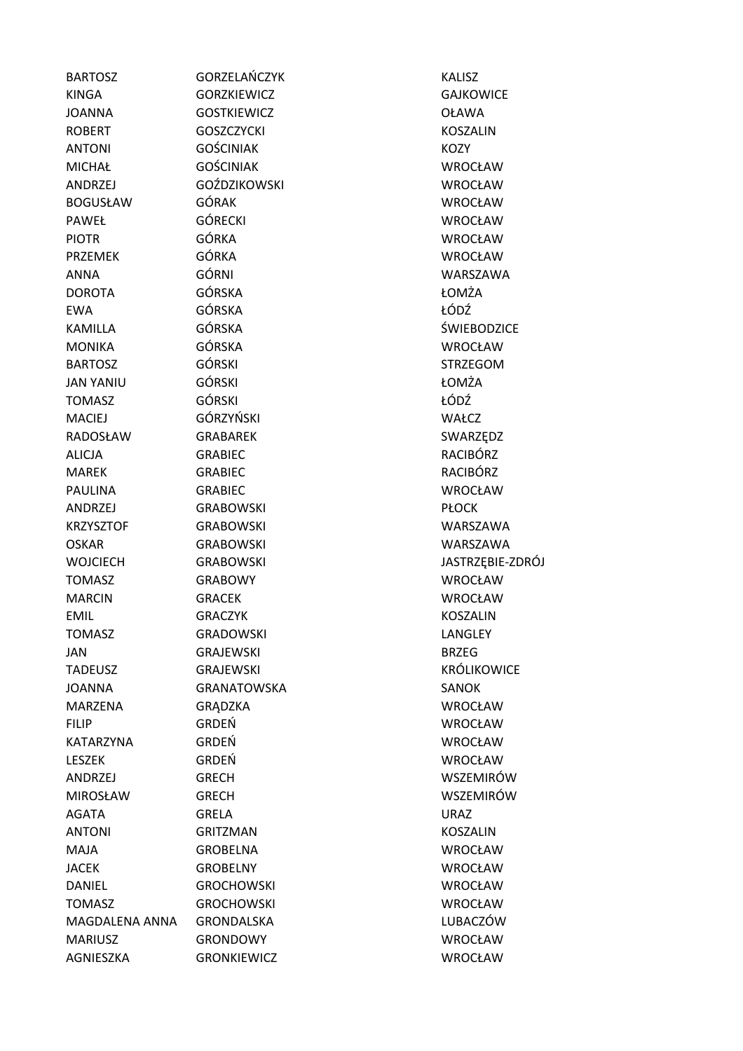| | | |
|---|---|---|
| BARTOSZ | GORZELAŃCZYK | KALISZ |
| KINGA | GORZKIEWICZ | GAJKOWICE |
| JOANNA | GOSTKIEWICZ | OŁAWA |
| ROBERT | GOSZCZYCKI | KOSZALIN |
| ANTONI | GOŚCINIAK | KOZY |
| MICHAŁ | GOŚCINIAK | WROCŁAW |
| ANDRZEJ | GOŹDZIKOWSKI | WROCŁAW |
| BOGUSŁAW | GÓRAK | WROCŁAW |
| PAWEŁ | GÓRECKI | WROCŁAW |
| PIOTR | GÓRKA | WROCŁAW |
| PRZEMEK | GÓRKA | WROCŁAW |
| ANNA | GÓRNI | WARSZAWA |
| DOROTA | GÓRSKA | ŁOMŻA |
| EWA | GÓRSKA | ŁÓDŹ |
| KAMILLA | GÓRSKA | ŚWIEBODZICE |
| MONIKA | GÓRSKA | WROCŁAW |
| BARTOSZ | GÓRSKI | STRZEGOM |
| JAN YANIU | GÓRSKI | ŁOMŻA |
| TOMASZ | GÓRSKI | ŁÓDŹ |
| MACIEJ | GÓRZYŃSKI | WAŁCZ |
| RADOSŁAW | GRABAREK | SWARZĘDZ |
| ALICJA | GRABIEC | RACIBÓRZ |
| MAREK | GRABIEC | RACIBÓRZ |
| PAULINA | GRABIEC | WROCŁAW |
| ANDRZEJ | GRABOWSKI | PŁOCK |
| KRZYSZTOF | GRABOWSKI | WARSZAWA |
| OSKAR | GRABOWSKI | WARSZAWA |
| WOJCIECH | GRABOWSKI | JASTRZĘBIE-ZDRÓJ |
| TOMASZ | GRABOWY | WROCŁAW |
| MARCIN | GRACEK | WROCŁAW |
| EMIL | GRACZYK | KOSZALIN |
| TOMASZ | GRADOWSKI | LANGLEY |
| JAN | GRAJEWSKI | BRZEG |
| TADEUSZ | GRAJEWSKI | KRÓLIKOWICE |
| JOANNA | GRANATOWSKA | SANOK |
| MARZENA | GRĄDZKA | WROCŁAW |
| FILIP | GRDEŃ | WROCŁAW |
| KATARZYNA | GRDEŃ | WROCŁAW |
| LESZEK | GRDEŃ | WROCŁAW |
| ANDRZEJ | GRECH | WSZEMIRÓW |
| MIROSŁAW | GRECH | WSZEMIRÓW |
| AGATA | GRELA | URAZ |
| ANTONI | GRITZMAN | KOSZALIN |
| MAJA | GROBELNA | WROCŁAW |
| JACEK | GROBELNY | WROCŁAW |
| DANIEL | GROCHOWSKI | WROCŁAW |
| TOMASZ | GROCHOWSKI | WROCŁAW |
| MAGDALENA ANNA | GRONDALSKA | LUBACZÓW |
| MARIUSZ | GRONDOWY | WROCŁAW |
| AGNIESZKA | GRONKIEWICZ | WROCŁAW |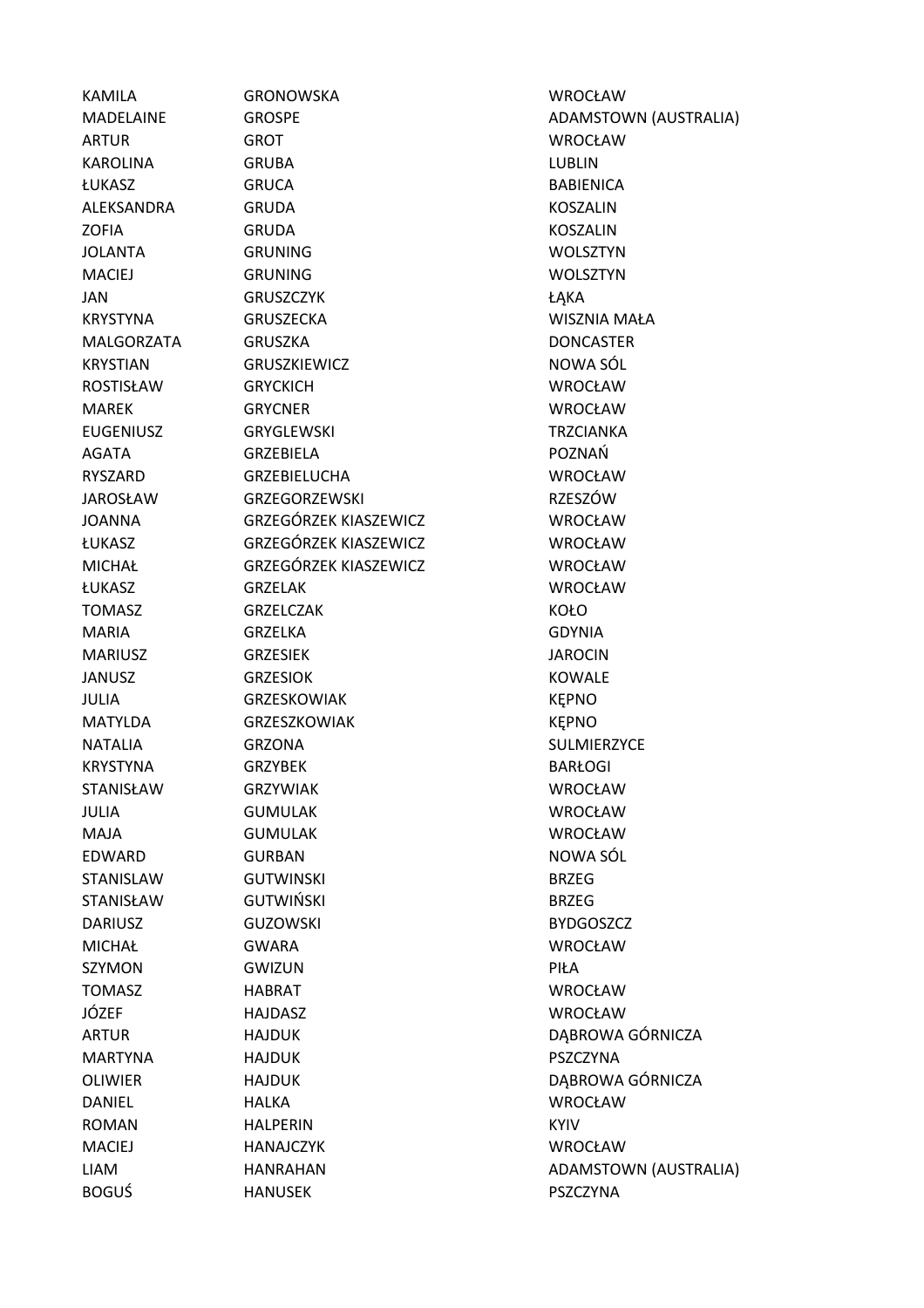| | | |
|---|---|---|
| KAMILA | GRONOWSKA | WROCŁAW |
| MADELAINE | GROSPE | ADAMSTOWN (AUSTRALIA) |
| ARTUR | GROT | WROCŁAW |
| KAROLINA | GRUBA | LUBLIN |
| ŁUKASZ | GRUCA | BABIENICA |
| ALEKSANDRA | GRUDA | KOSZALIN |
| ZOFIA | GRUDA | KOSZALIN |
| JOLANTA | GRUNING | WOLSZTYN |
| MACIEJ | GRUNING | WOLSZTYN |
| JAN | GRUSZCZYK | ŁĄKA |
| KRYSTYNA | GRUSZECKA | WISZNIA MAŁA |
| MALGORZATA | GRUSZKA | DONCASTER |
| KRYSTIAN | GRUSZKIEWICZ | NOWA SÓL |
| ROSTISŁAW | GRYCKICH | WROCŁAW |
| MAREK | GRYCNER | WROCŁAW |
| EUGENIUSZ | GRYGLEWSKI | TRZCIANKA |
| AGATA | GRZEBIELA | POZNAŃ |
| RYSZARD | GRZEBIELUCHA | WROCŁAW |
| JAROSŁAW | GRZEGORZEWSKI | RZESZÓW |
| JOANNA | GRZEGÓRZEK KIASZEWICZ | WROCŁAW |
| ŁUKASZ | GRZEGÓRZEK KIASZEWICZ | WROCŁAW |
| MICHAŁ | GRZEGÓRZEK KIASZEWICZ | WROCŁAW |
| ŁUKASZ | GRZELAK | WROCŁAW |
| TOMASZ | GRZELCZAK | KOŁO |
| MARIA | GRZELKA | GDYNIA |
| MARIUSZ | GRZESIEK | JAROCIN |
| JANUSZ | GRZESIOK | KOWALE |
| JULIA | GRZESKOWIAK | KĘPNO |
| MATYLDA | GRZESZKOWIAK | KĘPNO |
| NATALIA | GRZONA | SULMIERZYCE |
| KRYSTYNA | GRZYBEK | BARŁOGI |
| STANISŁAW | GRZYWIAK | WROCŁAW |
| JULIA | GUMULAK | WROCŁAW |
| MAJA | GUMULAK | WROCŁAW |
| EDWARD | GURBAN | NOWA SÓL |
| STANISLAW | GUTWINSKI | BRZEG |
| STANISŁAW | GUTWIŃSKI | BRZEG |
| DARIUSZ | GUZOWSKI | BYDGOSZCZ |
| MICHAŁ | GWARA | WROCŁAW |
| SZYMON | GWIZUN | PIŁA |
| TOMASZ | HABRAT | WROCŁAW |
| JÓZEF | HAJDASZ | WROCŁAW |
| ARTUR | HAJDUK | DĄBROWA GÓRNICZA |
| MARTYNA | HAJDUK | PSZCZYNA |
| OLIWIER | HAJDUK | DĄBROWA GÓRNICZA |
| DANIEL | HALKA | WROCŁAW |
| ROMAN | HALPERIN | KYIV |
| MACIEJ | HANAJCZYK | WROCŁAW |
| LIAM | HANRAHAN | ADAMSTOWN (AUSTRALIA) |
| BOGUŚ | HANUSEK | PSZCZYNA |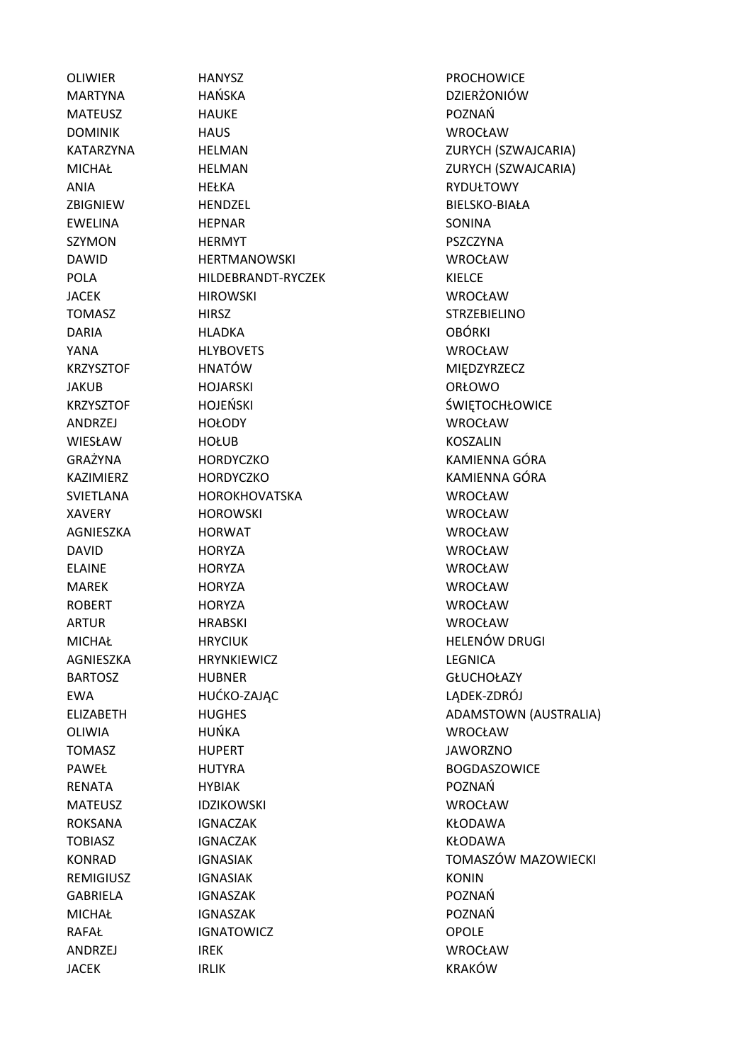| | | |
|---|---|---|
| OLIWIER | HANYSZ | PROCHOWICE |
| MARTYNA | HAŃSKA | DZIERŻONIÓW |
| MATEUSZ | HAUKE | POZNAŃ |
| DOMINIK | HAUS | WROCŁAW |
| KATARZYNA | HELMAN | ZURYCH (SZWAJCARIA) |
| MICHAŁ | HELMAN | ZURYCH (SZWAJCARIA) |
| ANIA | HEŁKA | RYDUŁTOWY |
| ZBIGNIEW | HENDZEL | BIELSKO-BIAŁA |
| EWELINA | HEPNAR | SONINA |
| SZYMON | HERMYT | PSZCZYNA |
| DAWID | HERTMANOWSKI | WROCŁAW |
| POLA | HILDEBRANDT-RYCZEK | KIELCE |
| JACEK | HIROWSKI | WROCŁAW |
| TOMASZ | HIRSZ | STRZEBIELINO |
| DARIA | HLADKA | OBÓRKI |
| YANA | HLYBOVETS | WROCŁAW |
| KRZYSZTOF | HNATÓW | MIĘDZYRZECZ |
| JAKUB | HOJARSKI | ORŁOWO |
| KRZYSZTOF | HOJEŃSKI | ŚWIĘTOCHŁOWICE |
| ANDRZEJ | HOŁODY | WROCŁAW |
| WIESŁAW | HOŁUB | KOSZALIN |
| GRAŻYNA | HORDYCZKO | KAMIENNA GÓRA |
| KAZIMIERZ | HORDYCZKO | KAMIENNA GÓRA |
| SVIETLANA | HOROKHOVATSKA | WROCŁAW |
| XAVERY | HOROWSKI | WROCŁAW |
| AGNIESZKA | HORWAT | WROCŁAW |
| DAVID | HORYZA | WROCŁAW |
| ELAINE | HORYZA | WROCŁAW |
| MAREK | HORYZA | WROCŁAW |
| ROBERT | HORYZA | WROCŁAW |
| ARTUR | HRABSKI | WROCŁAW |
| MICHAŁ | HRYCIUK | HELENÓW DRUGI |
| AGNIESZKA | HRYNKIEWICZ | LEGNICA |
| BARTOSZ | HUBNER | GŁUCHOŁAZY |
| EWA | HUĆKO-ZAJĄC | LĄDEK-ZDRÓJ |
| ELIZABETH | HUGHES | ADAMSTOWN (AUSTRALIA) |
| OLIWIA | HUŃKA | WROCŁAW |
| TOMASZ | HUPERT | JAWORZNO |
| PAWEŁ | HUTYRA | BOGDASZOWICE |
| RENATA | HYBIAK | POZNAŃ |
| MATEUSZ | IDZIKOWSKI | WROCŁAW |
| ROKSANA | IGNACZAK | KŁODAWA |
| TOBIASZ | IGNACZAK | KŁODAWA |
| KONRAD | IGNASIAK | TOMASZÓW MAZOWIECKI |
| REMIGIUSZ | IGNASIAK | KONIN |
| GABRIELA | IGNASZAK | POZNAŃ |
| MICHAŁ | IGNASZAK | POZNAŃ |
| RAFAŁ | IGNATOWICZ | OPOLE |
| ANDRZEJ | IREK | WROCŁAW |
| JACEK | IRLIK | KRAKÓW |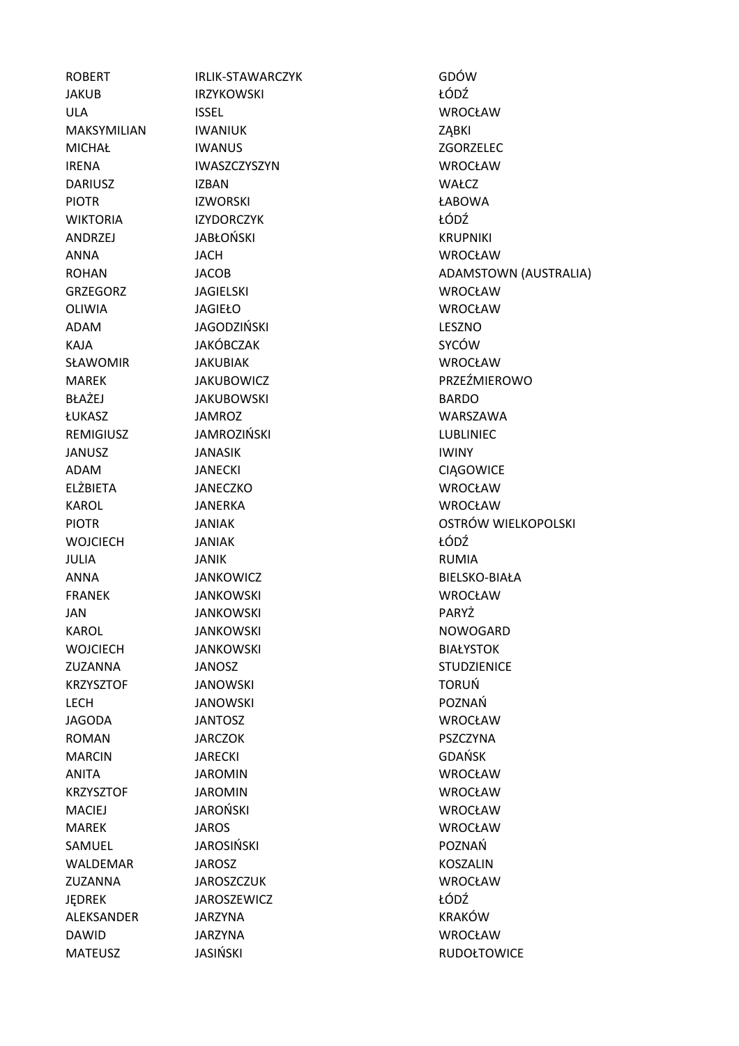| | | |
|---|---|---|
| ROBERT | IRLIK-STAWARCZYK | GDÓW |
| JAKUB | IRZYKOWSKI | ŁÓDŹ |
| ULA | ISSEL | WROCŁAW |
| MAKSYMILIAN | IWANIUK | ZĄBKI |
| MICHAŁ | IWANUS | ZGORZELEC |
| IRENA | IWASZCZYSZYN | WROCŁAW |
| DARIUSZ | IZBAN | WAŁCZ |
| PIOTR | IZWORSKI | ŁABOWA |
| WIKTORIA | IZYDORCZYK | ŁÓDŹ |
| ANDRZEJ | JABŁOŃSKI | KRUPNIKI |
| ANNA | JACH | WROCŁAW |
| ROHAN | JACOB | ADAMSTOWN (AUSTRALIA) |
| GRZEGORZ | JAGIELSKI | WROCŁAW |
| OLIWIA | JAGIEŁO | WROCŁAW |
| ADAM | JAGODZIŃSKI | LESZNO |
| KAJA | JAKÓBCZAK | SYCÓW |
| SŁAWOMIR | JAKUBIAK | WROCŁAW |
| MAREK | JAKUBOWICZ | PRZEŹMIEROWO |
| BŁAŻEJ | JAKUBOWSKI | BARDO |
| ŁUKASZ | JAMROZ | WARSZAWA |
| REMIGIUSZ | JAMROZIŃSKI | LUBLINIEC |
| JANUSZ | JANASIK | IWINY |
| ADAM | JANECKI | CIĄGOWICE |
| ELŻBIETA | JANECZKO | WROCŁAW |
| KAROL | JANERKA | WROCŁAW |
| PIOTR | JANIAK | OSTRÓW WIELKOPOLSKI |
| WOJCIECH | JANIAK | ŁÓDŹ |
| JULIA | JANIK | RUMIA |
| ANNA | JANKOWICZ | BIELSKO-BIAŁA |
| FRANEK | JANKOWSKI | WROCŁAW |
| JAN | JANKOWSKI | PARYŻ |
| KAROL | JANKOWSKI | NOWOGARD |
| WOJCIECH | JANKOWSKI | BIAŁYSTOK |
| ZUZANNA | JANOSZ | STUDZIENICE |
| KRZYSZTOF | JANOWSKI | TORUŃ |
| LECH | JANOWSKI | POZNAŃ |
| JAGODA | JANTOSZ | WROCŁAW |
| ROMAN | JARCZOK | PSZCZYNA |
| MARCIN | JARECKI | GDAŃSK |
| ANITA | JAROMIN | WROCŁAW |
| KRZYSZTOF | JAROMIN | WROCŁAW |
| MACIEJ | JAROŃSKI | WROCŁAW |
| MAREK | JAROS | WROCŁAW |
| SAMUEL | JAROSIŃSKI | POZNAŃ |
| WALDEMAR | JAROSZ | KOSZALIN |
| ZUZANNA | JAROSZCZUK | WROCŁAW |
| JĘDREK | JAROSZEWICZ | ŁÓDŹ |
| ALEKSANDER | JARZYNA | KRAKÓW |
| DAWID | JARZYNA | WROCŁAW |
| MATEUSZ | JASIŃSKI | RUDOŁTOWICE |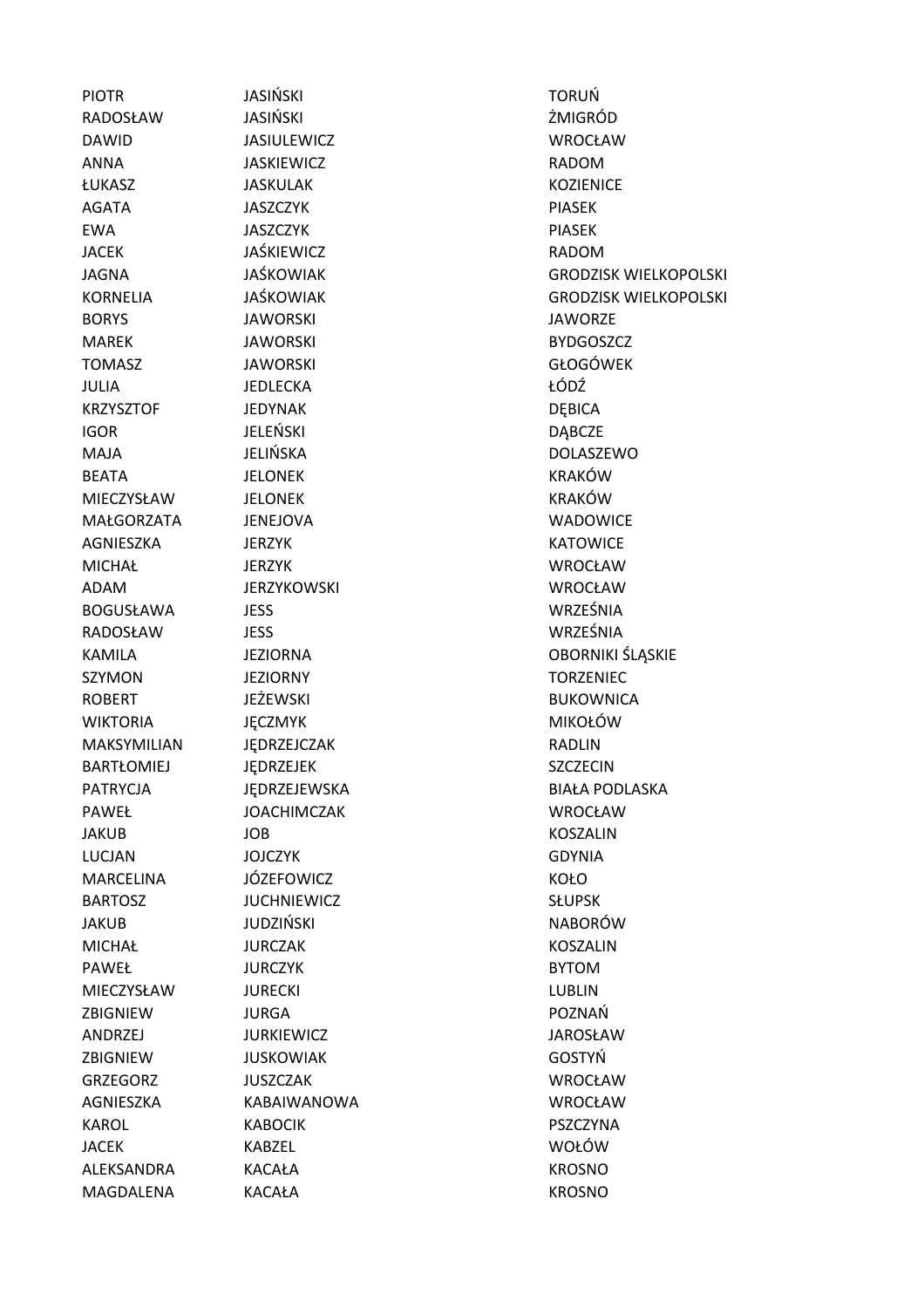| | | |
|---|---|---|
| PIOTR | JASIŃSKI | TORUŃ |
| RADOSŁAW | JASIŃSKI | ŻMIGRÓD |
| DAWID | JASIULEWICZ | WROCŁAW |
| ANNA | JASKIEWICZ | RADOM |
| ŁUKASZ | JASKULAK | KOZIENICE |
| AGATA | JASZCZYK | PIASEK |
| EWA | JASZCZYK | PIASEK |
| JACEK | JAŚKIEWICZ | RADOM |
| JAGNA | JAŚKOWIAK | GRODZISK WIELKOPOLSKI |
| KORNELIA | JAŚKOWIAK | GRODZISK WIELKOPOLSKI |
| BORYS | JAWORSKI | JAWORZE |
| MAREK | JAWORSKI | BYDGOSZCZ |
| TOMASZ | JAWORSKI | GŁOGÓWEK |
| JULIA | JEDLECKA | ŁÓDŹ |
| KRZYSZTOF | JEDYNAK | DĘBICA |
| IGOR | JELEŃSKI | DĄBCZE |
| MAJA | JELIŃSKA | DOLASZEWO |
| BEATA | JELONEK | KRAKÓW |
| MIECZYSŁAW | JELONEK | KRAKÓW |
| MAŁGORZATA | JENEJOVA | WADOWICE |
| AGNIESZKA | JERZYK | KATOWICE |
| MICHAŁ | JERZYK | WROCŁAW |
| ADAM | JERZYKOWSKI | WROCŁAW |
| BOGUSŁAWA | JESS | WRZEŚNIA |
| RADOSŁAW | JESS | WRZEŚNIA |
| KAMILA | JEZIORNA | OBORNIKI ŚLĄSKIE |
| SZYMON | JEZIORNY | TORZENIEC |
| ROBERT | JEŻEWSKI | BUKOWNICA |
| WIKTORIA | JĘCZMYK | MIKOŁÓW |
| MAKSYMILIAN | JĘDRZEJCZAK | RADLIN |
| BARTŁOMIEJ | JĘDRZEJEK | SZCZECIN |
| PATRYCJA | JĘDRZEJEWSKA | BIAŁA PODLASKA |
| PAWEŁ | JOACHIMCZAK | WROCŁAW |
| JAKUB | JOB | KOSZALIN |
| LUCJAN | JOJCZYK | GDYNIA |
| MARCELINA | JÓZEFOWICZ | KOŁO |
| BARTOSZ | JUCHNIEWICZ | SŁUPSK |
| JAKUB | JUDZIŃSKI | NABORÓW |
| MICHAŁ | JURCZAK | KOSZALIN |
| PAWEŁ | JURCZYK | BYTOM |
| MIECZYSŁAW | JURECKI | LUBLIN |
| ZBIGNIEW | JURGA | POZNAŃ |
| ANDRZEJ | JURKIEWICZ | JAROSŁAW |
| ZBIGNIEW | JUSKOWIAK | GOSTYŃ |
| GRZEGORZ | JUSZCZAK | WROCŁAW |
| AGNIESZKA | KABAIWANOWA | WROCŁAW |
| KAROL | KABOCIK | PSZCZYNA |
| JACEK | KABZEL | WOŁÓW |
| ALEKSANDRA | KACAŁA | KROSNO |
| MAGDALENA | KACAŁA | KROSNO |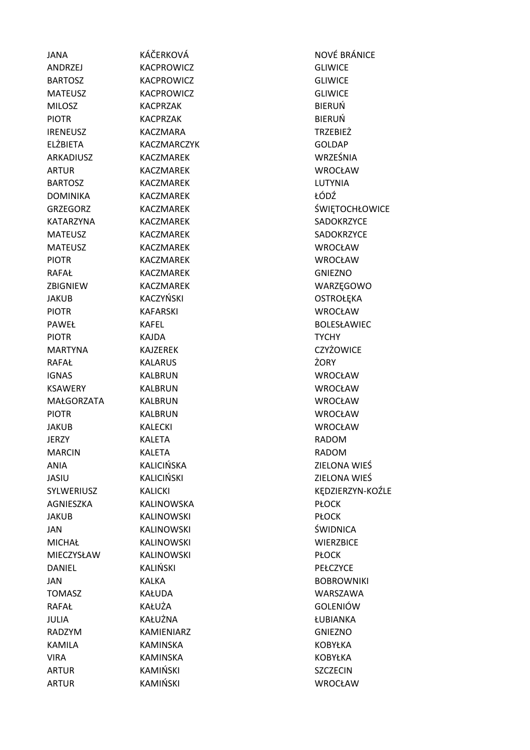| | | |
|---|---|---|
| JANA | KÁČERKOVÁ | NOVÉ BRÁNICE |
| ANDRZEJ | KACPROWICZ | GLIWICE |
| BARTOSZ | KACPROWICZ | GLIWICE |
| MATEUSZ | KACPROWICZ | GLIWICE |
| MILOSZ | KACPRZAK | BIERUŃ |
| PIOTR | KACPRZAK | BIERUŃ |
| IRENEUSZ | KACZMARA | TRZEBIEŻ |
| ELŻBIETA | KACZMARCZYK | GOLDAP |
| ARKADIUSZ | KACZMAREK | WRZEŚNIA |
| ARTUR | KACZMAREK | WROCŁAW |
| BARTOSZ | KACZMAREK | LUTYNIA |
| DOMINIKA | KACZMAREK | ŁÓDŹ |
| GRZEGORZ | KACZMAREK | ŚWIĘTOCHŁOWICE |
| KATARZYNA | KACZMAREK | SADOKRZYCE |
| MATEUSZ | KACZMAREK | SADOKRZYCE |
| MATEUSZ | KACZMAREK | WROCŁAW |
| PIOTR | KACZMAREK | WROCŁAW |
| RAFAŁ | KACZMAREK | GNIEZNO |
| ZBIGNIEW | KACZMAREK | WARZĘGOWO |
| JAKUB | KACZYŃSKI | OSTROŁĘKA |
| PIOTR | KAFARSKI | WROCŁAW |
| PAWEŁ | KAFEL | BOLESŁAWIEC |
| PIOTR | KAJDA | TYCHY |
| MARTYNA | KAJZEREK | CZYŻOWICE |
| RAFAŁ | KALARUS | ŻORY |
| IGNAS | KALBRUN | WROCŁAW |
| KSAWERY | KALBRUN | WROCŁAW |
| MAŁGORZATA | KALBRUN | WROCŁAW |
| PIOTR | KALBRUN | WROCŁAW |
| JAKUB | KALECKI | WROCŁAW |
| JERZY | KALETA | RADOM |
| MARCIN | KALETA | RADOM |
| ANIA | KALICIŃSKA | ZIELONA WIEŚ |
| JASIU | KALICIŃSKI | ZIELONA WIEŚ |
| SYLWERIUSZ | KALICKI | KĘDZIERZYN-KOŹLE |
| AGNIESZKA | KALINOWSKA | PŁOCK |
| JAKUB | KALINOWSKI | PŁOCK |
| JAN | KALINOWSKI | ŚWIDNICA |
| MICHAŁ | KALINOWSKI | WIERZBICE |
| MIECZYSŁAW | KALINOWSKI | PŁOCK |
| DANIEL | KALIŃSKI | PEŁCZYCE |
| JAN | KALKA | BOBROWNIKI |
| TOMASZ | KAŁUDA | WARSZAWA |
| RAFAŁ | KAŁUŻA | GOLENIÓW |
| JULIA | KAŁUŻNA | ŁUBIANKA |
| RADZYM | KAMIENIARZ | GNIEZNO |
| KAMILA | KAMINSKA | KOBYŁKA |
| VIRA | KAMINSKA | KOBYŁKA |
| ARTUR | KAMIŃSKI | SZCZECIN |
| ARTUR | KAMIŃSKI | WROCŁAW |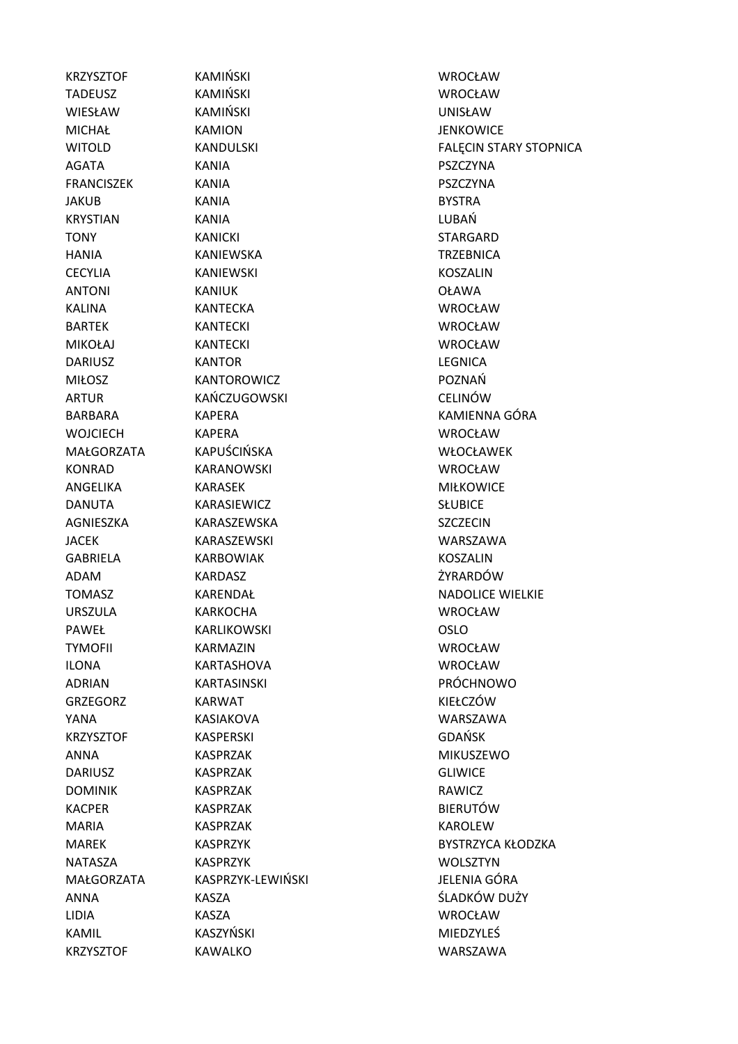| | | |
|---|---|---|
| KRZYSZTOF | KAMIŃSKI | WROCŁAW |
| TADEUSZ | KAMIŃSKI | WROCŁAW |
| WIESŁAW | KAMIŃSKI | UNISŁAW |
| MICHAŁ | KAMION | JENKOWICE |
| WITOLD | KANDULSKI | FALĘCIN STARY STOPNICA |
| AGATA | KANIA | PSZCZYNA |
| FRANCISZEK | KANIA | PSZCZYNA |
| JAKUB | KANIA | BYSTRA |
| KRYSTIAN | KANIA | LUBAŃ |
| TONY | KANICKI | STARGARD |
| HANIA | KANIEWSKA | TRZEBNICA |
| CECYLIA | KANIEWSKI | KOSZALIN |
| ANTONI | KANIUK | OŁAWA |
| KALINA | KANTECKA | WROCŁAW |
| BARTEK | KANTECKI | WROCŁAW |
| MIKOŁAJ | KANTECKI | WROCŁAW |
| DARIUSZ | KANTOR | LEGNICA |
| MIŁOSZ | KANTOROWICZ | POZNAŃ |
| ARTUR | KAŃCZUGOWSKI | CELINÓW |
| BARBARA | KAPERA | KAMIENNA GÓRA |
| WOJCIECH | KAPERA | WROCŁAW |
| MAŁGORZATA | KAPUŚCIŃSKA | WŁOCŁAWEK |
| KONRAD | KARANOWSKI | WROCŁAW |
| ANGELIKA | KARASEK | MIŁKOWICE |
| DANUTA | KARASIEWICZ | SŁUBICE |
| AGNIESZKA | KARASZEWSKA | SZCZECIN |
| JACEK | KARASZEWSKI | WARSZAWA |
| GABRIELA | KARBOWIAK | KOSZALIN |
| ADAM | KARDASZ | ŻYRARDÓW |
| TOMASZ | KARENDAŁ | NADOLICE WIELKIE |
| URSZULA | KARKOCHA | WROCŁAW |
| PAWEŁ | KARLIKOWSKI | OSLO |
| TYMOFII | KARMAZIN | WROCŁAW |
| ILONA | KARTASHOVA | WROCŁAW |
| ADRIAN | KARTASINSKI | PRÓCHNOWO |
| GRZEGORZ | KARWAT | KIEŁCZÓW |
| YANA | KASIAKOVA | WARSZAWA |
| KRZYSZTOF | KASPERSKI | GDAŃSK |
| ANNA | KASPRZAK | MIKUSZEWO |
| DARIUSZ | KASPRZAK | GLIWICE |
| DOMINIK | KASPRZAK | RAWICZ |
| KACPER | KASPRZAK | BIERUTÓW |
| MARIA | KASPRZAK | KAROLEW |
| MAREK | KASPRZYK | BYSTRZYCA KŁODZKA |
| NATASZA | KASPRZYK | WOLSZTYN |
| MAŁGORZATA | KASPRZYK-LEWIŃSKI | JELENIA GÓRA |
| ANNA | KASZA | ŚLADKÓW DUŻY |
| LIDIA | KASZA | WROCŁAW |
| KAMIL | KASZYŃSKI | MIEDZYLEŚ |
| KRZYSZTOF | KAWALKO | WARSZAWA |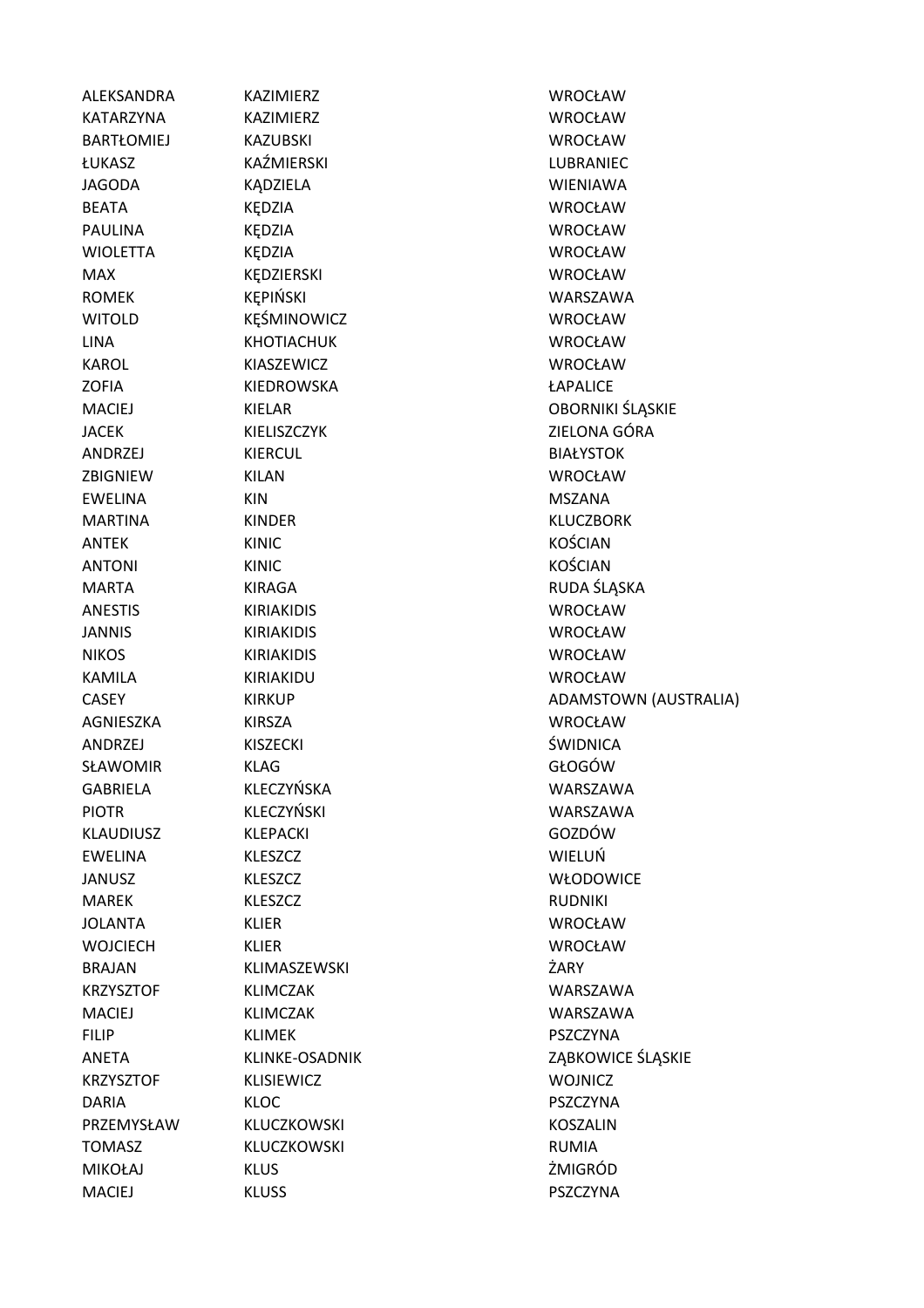| | | |
|---|---|---|
| ALEKSANDRA | KAZIMIERZ | WROCŁAW |
| KATARZYNA | KAZIMIERZ | WROCŁAW |
| BARTŁOMIEJ | KAZUBSKI | WROCŁAW |
| ŁUKASZ | KAŹMIERSKI | LUBRANIEC |
| JAGODA | KĄDZIELA | WIENIAWA |
| BEATA | KĘDZIA | WROCŁAW |
| PAULINA | KĘDZIA | WROCŁAW |
| WIOLETTA | KĘDZIA | WROCŁAW |
| MAX | KĘDZIERSKI | WROCŁAW |
| ROMEK | KĘPIŃSKI | WARSZAWA |
| WITOLD | KĘŚMINOWICZ | WROCŁAW |
| LINA | KHOTIACHUK | WROCŁAW |
| KAROL | KIASZEWICZ | WROCŁAW |
| ZOFIA | KIEDROWSKA | ŁAPALICE |
| MACIEJ | KIELAR | OBORNIKI ŚLĄSKIE |
| JACEK | KIELISZCZYK | ZIELONA GÓRA |
| ANDRZEJ | KIERCUL | BIAŁYSTOK |
| ZBIGNIEW | KILAN | WROCŁAW |
| EWELINA | KIN | MSZANA |
| MARTINA | KINDER | KLUCZBORK |
| ANTEK | KINIC | KOŚCIAN |
| ANTONI | KINIC | KOŚCIAN |
| MARTA | KIRAGA | RUDA ŚLĄSKA |
| ANESTIS | KIRIAKIDIS | WROCŁAW |
| JANNIS | KIRIAKIDIS | WROCŁAW |
| NIKOS | KIRIAKIDIS | WROCŁAW |
| KAMILA | KIRIAKIDU | WROCŁAW |
| CASEY | KIRKUP | ADAMSTOWN (AUSTRALIA) |
| AGNIESZKA | KIRSZA | WROCŁAW |
| ANDRZEJ | KISZECKI | ŚWIDNICA |
| SŁAWOMIR | KLAG | GŁOGÓW |
| GABRIELA | KLECZYŃSKA | WARSZAWA |
| PIOTR | KLECZYŃSKI | WARSZAWA |
| KLAUDIUSZ | KLEPACKI | GOZDÓW |
| EWELINA | KLESZCZ | WIELUŃ |
| JANUSZ | KLESZCZ | WŁODOWICE |
| MAREK | KLESZCZ | RUDNIKI |
| JOLANTA | KLIER | WROCŁAW |
| WOJCIECH | KLIER | WROCŁAW |
| BRAJAN | KLIMASZEWSKI | ŻARY |
| KRZYSZTOF | KLIMCZAK | WARSZAWA |
| MACIEJ | KLIMCZAK | WARSZAWA |
| FILIP | KLIMEK | PSZCZYNA |
| ANETA | KLINKE-OSADNIK | ZĄBKOWICE ŚLĄSKIE |
| KRZYSZTOF | KLISIEWICZ | WOJNICZ |
| DARIA | KLOC | PSZCZYNA |
| PRZEMYSŁAW | KLUCZKOWSKI | KOSZALIN |
| TOMASZ | KLUCZKOWSKI | RUMIA |
| MIKOŁAJ | KLUS | ŻMIGRÓD |
| MACIEJ | KLUSS | PSZCZYNA |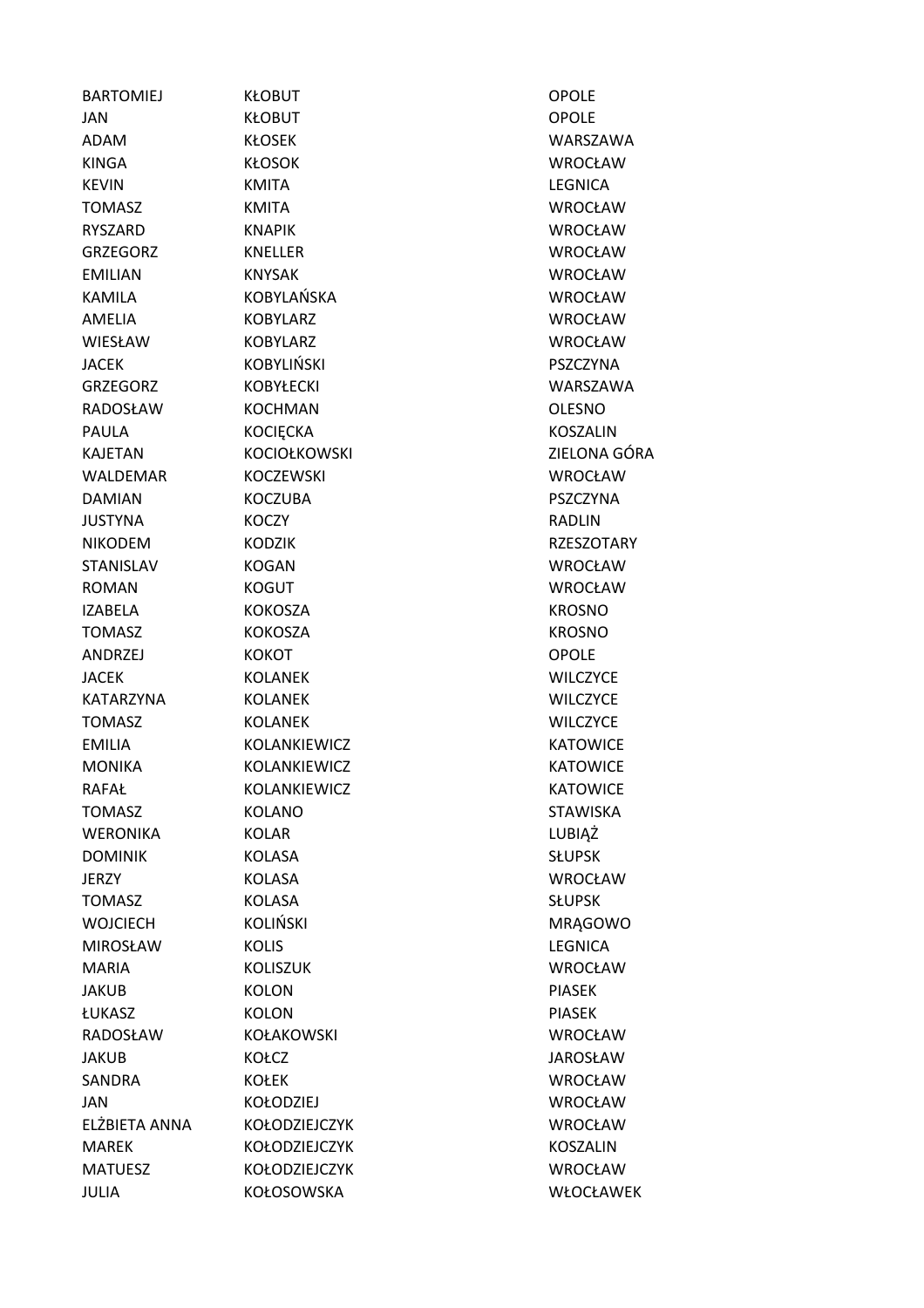| | | |
|---|---|---|
| BARTOMIEJ | KŁOBUT | OPOLE |
| JAN | KŁOBUT | OPOLE |
| ADAM | KŁOSEK | WARSZAWA |
| KINGA | KŁOSOK | WROCŁAW |
| KEVIN | KMITA | LEGNICA |
| TOMASZ | KMITA | WROCŁAW |
| RYSZARD | KNAPIK | WROCŁAW |
| GRZEGORZ | KNELLER | WROCŁAW |
| EMILIAN | KNYSAK | WROCŁAW |
| KAMILA | KOBYLAŃSKA | WROCŁAW |
| AMELIA | KOBYLARZ | WROCŁAW |
| WIESŁAW | KOBYLARZ | WROCŁAW |
| JACEK | KOBYLIŃSKI | PSZCZYNA |
| GRZEGORZ | KOBYŁECKI | WARSZAWA |
| RADOSŁAW | KOCHMAN | OLESNO |
| PAULA | KOCIĘCKA | KOSZALIN |
| KAJETAN | KOCIOŁKOWSKI | ZIELONA GÓRA |
| WALDEMAR | KOCZEWSKI | WROCŁAW |
| DAMIAN | KOCZUBA | PSZCZYNA |
| JUSTYNA | KOCZY | RADLIN |
| NIKODEM | KODZIK | RZESZOTARY |
| STANISLAV | KOGAN | WROCŁAW |
| ROMAN | KOGUT | WROCŁAW |
| IZABELA | KOKOSZA | KROSNO |
| TOMASZ | KOKOSZA | KROSNO |
| ANDRZEJ | KOKOT | OPOLE |
| JACEK | KOLANEK | WILCZYCE |
| KATARZYNA | KOLANEK | WILCZYCE |
| TOMASZ | KOLANEK | WILCZYCE |
| EMILIA | KOLANKIEWICZ | KATOWICE |
| MONIKA | KOLANKIEWICZ | KATOWICE |
| RAFAŁ | KOLANKIEWICZ | KATOWICE |
| TOMASZ | KOLANO | STAWISKA |
| WERONIKA | KOLAR | LUBIĄŻ |
| DOMINIK | KOLASA | SŁUPSK |
| JERZY | KOLASA | WROCŁAW |
| TOMASZ | KOLASA | SŁUPSK |
| WOJCIECH | KOLIŃSKI | MRĄGOWO |
| MIROSŁAW | KOLIS | LEGNICA |
| MARIA | KOLISZUK | WROCŁAW |
| JAKUB | KOLON | PIASEK |
| ŁUKASZ | KOLON | PIASEK |
| RADOSŁAW | KOŁAKOWSKI | WROCŁAW |
| JAKUB | KOŁCZ | JAROSŁAW |
| SANDRA | KOŁEK | WROCŁAW |
| JAN | KOŁODZIEJ | WROCŁAW |
| ELŻBIETA ANNA | KOŁODZIEJCZYK | WROCŁAW |
| MAREK | KOŁODZIEJCZYK | KOSZALIN |
| MATUESZ | KOŁODZIEJCZYK | WROCŁAW |
| JULIA | KOŁOSOWSKA | WŁOCŁAWEK |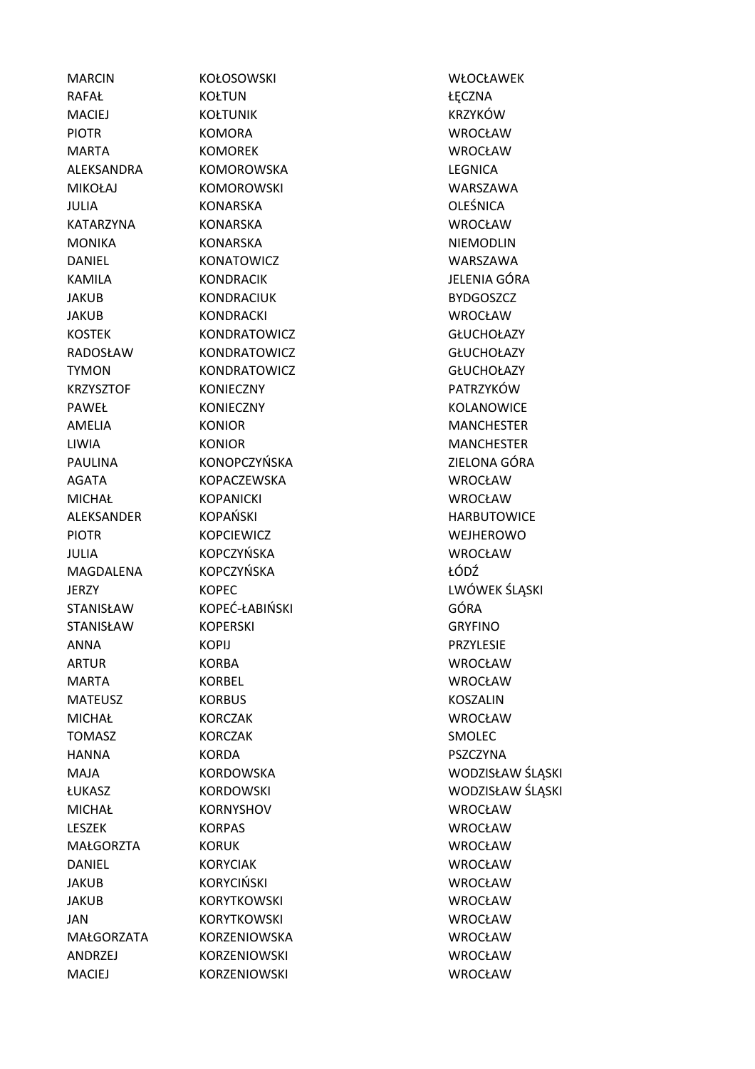| | | |
|---|---|---|
| MARCIN | KOŁOSOWSKI | WŁOCŁAWEK |
| RAFAŁ | KOŁTUN | ŁĘCZNA |
| MACIEJ | KOŁTUNIK | KRZYKÓW |
| PIOTR | KOMORA | WROCŁAW |
| MARTA | KOMOREK | WROCŁAW |
| ALEKSANDRA | KOMOROWSKA | LEGNICA |
| MIKOŁAJ | KOMOROWSKI | WARSZAWA |
| JULIA | KONARSKA | OLEŚNICA |
| KATARZYNA | KONARSKA | WROCŁAW |
| MONIKA | KONARSKA | NIEMODLIN |
| DANIEL | KONATOWICZ | WARSZAWA |
| KAMILA | KONDRACIK | JELENIA GÓRA |
| JAKUB | KONDRACIUK | BYDGOSZCZ |
| JAKUB | KONDRACKI | WROCŁAW |
| KOSTEK | KONDRATOWICZ | GŁUCHOŁAZY |
| RADOSŁAW | KONDRATOWICZ | GŁUCHOŁAZY |
| TYMON | KONDRATOWICZ | GŁUCHOŁAZY |
| KRZYSZTOF | KONIECZNY | PATRZYKÓW |
| PAWEŁ | KONIECZNY | KOLANOWICE |
| AMELIA | KONIOR | MANCHESTER |
| LIWIA | KONIOR | MANCHESTER |
| PAULINA | KONOPCZYŃSKA | ZIELONA GÓRA |
| AGATA | KOPACZEWSKA | WROCŁAW |
| MICHAŁ | KOPANICKI | WROCŁAW |
| ALEKSANDER | KOPAŃSKI | HARBUTOWICE |
| PIOTR | KOPCIEWICZ | WEJHEROWO |
| JULIA | KOPCZYŃSKA | WROCŁAW |
| MAGDALENA | KOPCZYŃSKA | ŁÓDŹ |
| JERZY | KOPEC | LWÓWEK ŚLĄSKI |
| STANISŁAW | KOPEĆ-ŁABIŃSKI | GÓRA |
| STANISŁAW | KOPERSKI | GRYFINO |
| ANNA | KOPIJ | PRZYLESIE |
| ARTUR | KORBA | WROCŁAW |
| MARTA | KORBEL | WROCŁAW |
| MATEUSZ | KORBUS | KOSZALIN |
| MICHAŁ | KORCZAK | WROCŁAW |
| TOMASZ | KORCZAK | SMOLEC |
| HANNA | KORDA | PSZCZYNA |
| MAJA | KORDOWSKA | WODZISŁAW ŚLĄSKI |
| ŁUKASZ | KORDOWSKI | WODZISŁAW ŚLĄSKI |
| MICHAŁ | KORNYSHOV | WROCŁAW |
| LESZEK | KORPAS | WROCŁAW |
| MAŁGORZTA | KORUK | WROCŁAW |
| DANIEL | KORYCIAK | WROCŁAW |
| JAKUB | KORYCIŃSKI | WROCŁAW |
| JAKUB | KORYTKOWSKI | WROCŁAW |
| JAN | KORYTKOWSKI | WROCŁAW |
| MAŁGORZATA | KORZENIOWSKA | WROCŁAW |
| ANDRZEJ | KORZENIOWSKI | WROCŁAW |
| MACIEJ | KORZENIOWSKI | WROCŁAW |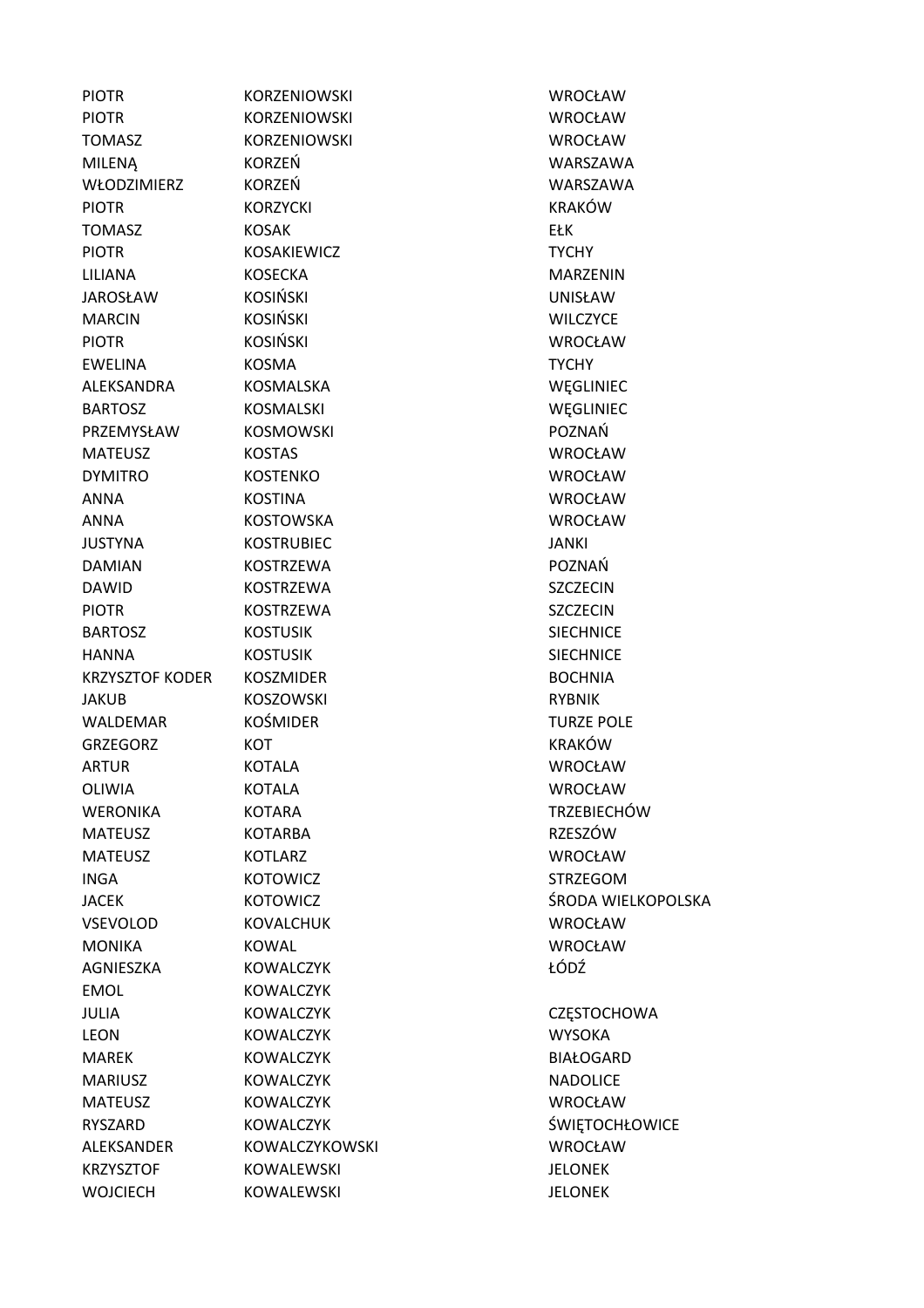| | | |
|---|---|---|
| PIOTR | KORZENIOWSKI | WROCŁAW |
| PIOTR | KORZENIOWSKI | WROCŁAW |
| TOMASZ | KORZENIOWSKI | WROCŁAW |
| MILENĄ | KORZEŃ | WARSZAWA |
| WŁODZIMIERZ | KORZEŃ | WARSZAWA |
| PIOTR | KORZYCKI | KRAKÓW |
| TOMASZ | KOSAK | EŁK |
| PIOTR | KOSAKIEWICZ | TYCHY |
| LILIANA | KOSECKA | MARZENIN |
| JAROSŁAW | KOSIŃSKI | UNISŁAW |
| MARCIN | KOSIŃSKI | WILCZYCE |
| PIOTR | KOSIŃSKI | WROCŁAW |
| EWELINA | KOSMA | TYCHY |
| ALEKSANDRA | KOSMALSKA | WĘGLINIEC |
| BARTOSZ | KOSMALSKI | WĘGLINIEC |
| PRZEMYSŁAW | KOSMOWSKI | POZNAŃ |
| MATEUSZ | KOSTAS | WROCŁAW |
| DYMITRO | KOSTENKO | WROCŁAW |
| ANNA | KOSTINA | WROCŁAW |
| ANNA | KOSTOWSKA | WROCŁAW |
| JUSTYNA | KOSTRUBIEC | JANKI |
| DAMIAN | KOSTRZEWA | POZNAŃ |
| DAWID | KOSTRZEWA | SZCZECIN |
| PIOTR | KOSTRZEWA | SZCZECIN |
| BARTOSZ | KOSTUSIK | SIECHNICE |
| HANNA | KOSTUSIK | SIECHNICE |
| KRZYSZTOF KODER | KOSZMIDER | BOCHNIA |
| JAKUB | KOSZOWSKI | RYBNIK |
| WALDEMAR | KOŚMIDER | TURZE POLE |
| GRZEGORZ | KOT | KRAKÓW |
| ARTUR | KOTALA | WROCŁAW |
| OLIWIA | KOTALA | WROCŁAW |
| WERONIKA | KOTARA | TRZEBIECHÓW |
| MATEUSZ | KOTARBA | RZESZÓW |
| MATEUSZ | KOTLARZ | WROCŁAW |
| INGA | KOTOWICZ | STRZEGOM |
| JACEK | KOTOWICZ | ŚRODA WIELKOPOLSKA |
| VSEVOLOD | KOVALCHUK | WROCŁAW |
| MONIKA | KOWAL | WROCŁAW |
| AGNIESZKA | KOWALCZYK | ŁÓDŹ |
| EMOL | KOWALCZYK | |
| JULIA | KOWALCZYK | CZĘSTOCHOWA |
| LEON | KOWALCZYK | WYSOKA |
| MAREK | KOWALCZYK | BIAŁOGARD |
| MARIUSZ | KOWALCZYK | NADOLICE |
| MATEUSZ | KOWALCZYK | WROCŁAW |
| RYSZARD | KOWALCZYK | ŚWIĘTOCHŁOWICE |
| ALEKSANDER | KOWALCZYKOWSKI | WROCŁAW |
| KRZYSZTOF | KOWALEWSKI | JELONEK |
| WOJCIECH | KOWALEWSKI | JELONEK |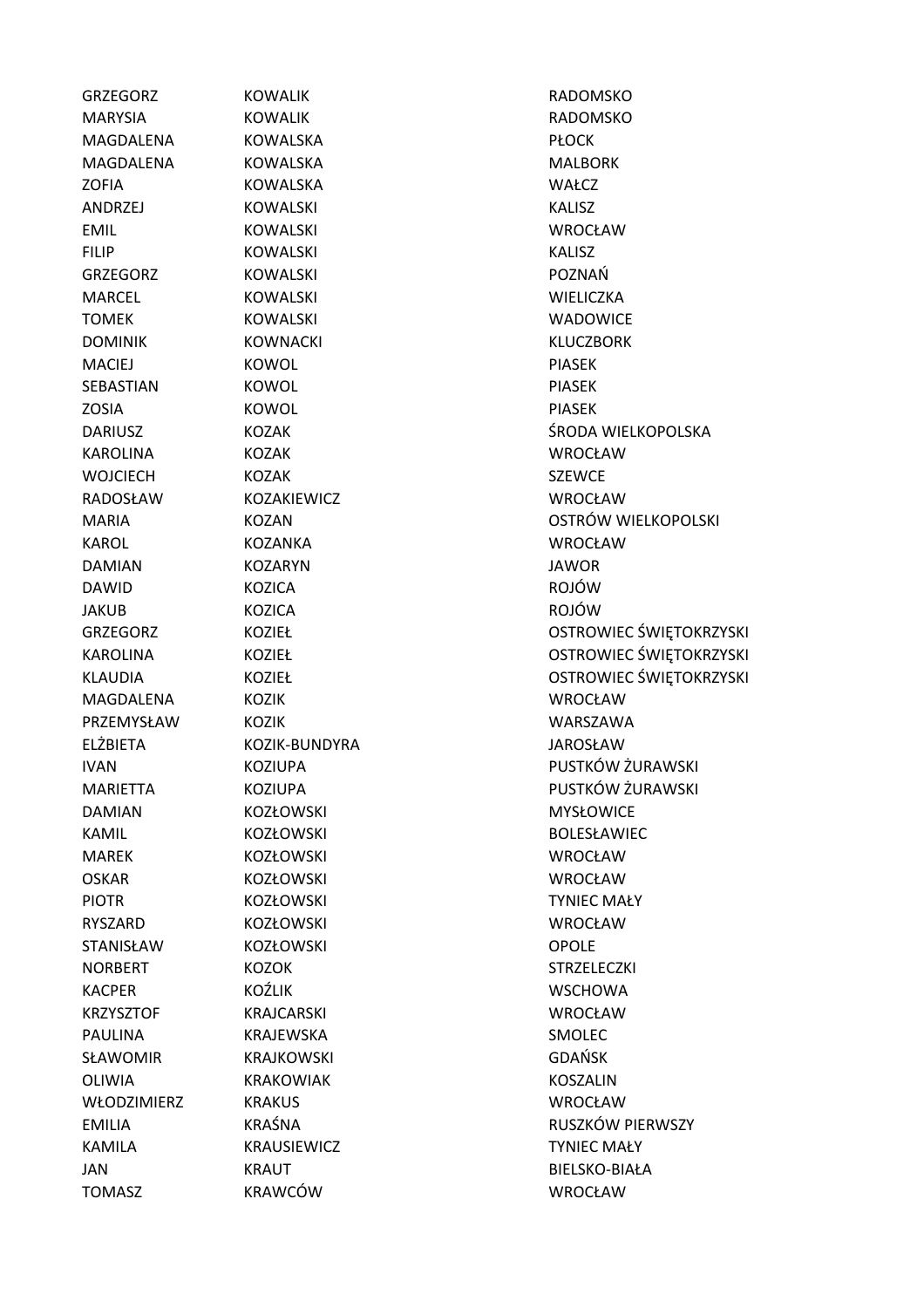| | | |
|---|---|---|
| GRZEGORZ | KOWALIK | RADOMSKO |
| MARYSIA | KOWALIK | RADOMSKO |
| MAGDALENA | KOWALSKA | PŁOCK |
| MAGDALENA | KOWALSKA | MALBORK |
| ZOFIA | KOWALSKA | WAŁCZ |
| ANDRZEJ | KOWALSKI | KALISZ |
| EMIL | KOWALSKI | WROCŁAW |
| FILIP | KOWALSKI | KALISZ |
| GRZEGORZ | KOWALSKI | POZNAŃ |
| MARCEL | KOWALSKI | WIELICZKA |
| TOMEK | KOWALSKI | WADOWICE |
| DOMINIK | KOWNACKI | KLUCZBORK |
| MACIEJ | KOWOL | PIASEK |
| SEBASTIAN | KOWOL | PIASEK |
| ZOSIA | KOWOL | PIASEK |
| DARIUSZ | KOZAK | ŚRODA WIELKOPOLSKA |
| KAROLINA | KOZAK | WROCŁAW |
| WOJCIECH | KOZAK | SZEWCE |
| RADOSŁAW | KOZAKIEWICZ | WROCŁAW |
| MARIA | KOZAN | OSTRÓW WIELKOPOLSKI |
| KAROL | KOZANKA | WROCŁAW |
| DAMIAN | KOZARYN | JAWOR |
| DAWID | KOZICA | ROJÓW |
| JAKUB | KOZICA | ROJÓW |
| GRZEGORZ | KOZIEŁ | OSTROWIEC ŚWIĘTOKRZYSKI |
| KAROLINA | KOZIEŁ | OSTROWIEC ŚWIĘTOKRZYSKI |
| KLAUDIA | KOZIEŁ | OSTROWIEC ŚWIĘTOKRZYSKI |
| MAGDALENA | KOZIK | WROCŁAW |
| PRZEMYSŁAW | KOZIK | WARSZAWA |
| ELŻBIETA | KOZIK-BUNDYRA | JAROSŁAW |
| IVAN | KOZIUPA | PUSTKÓW ŻURAWSKI |
| MARIETTA | KOZIUPA | PUSTKÓW ŻURAWSKI |
| DAMIAN | KOZŁOWSKI | MYSŁOWICE |
| KAMIL | KOZŁOWSKI | BOLESŁAWIEC |
| MAREK | KOZŁOWSKI | WROCŁAW |
| OSKAR | KOZŁOWSKI | WROCŁAW |
| PIOTR | KOZŁOWSKI | TYNIEC MAŁY |
| RYSZARD | KOZŁOWSKI | WROCŁAW |
| STANISŁAW | KOZŁOWSKI | OPOLE |
| NORBERT | KOZOK | STRZELECZKI |
| KACPER | KOŹLIK | WSCHOWA |
| KRZYSZTOF | KRAJCARSKI | WROCŁAW |
| PAULINA | KRAJEWSKA | SMOLEC |
| SŁAWOMIR | KRAJKOWSKI | GDAŃSK |
| OLIWIA | KRAKOWIAK | KOSZALIN |
| WŁODZIMIERZ | KRAKUS | WROCŁAW |
| EMILIA | KRAŚNA | RUSZKÓW PIERWSZY |
| KAMILA | KRAUSIEWICZ | TYNIEC MAŁY |
| JAN | KRAUT | BIELSKO-BIAŁA |
| TOMASZ | KRAWCÓW | WROCŁAW |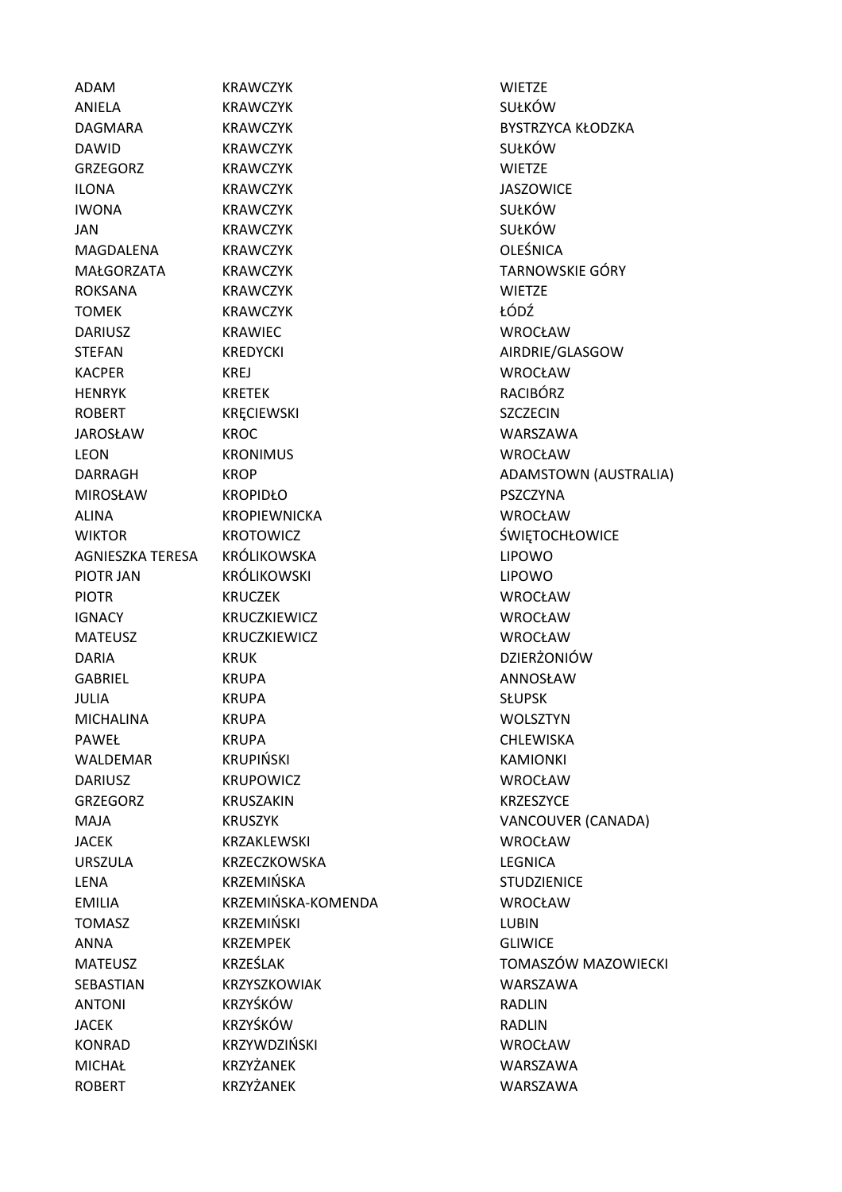| | | |
|---|---|---|
| ADAM | KRAWCZYK | WIETZE |
| ANIELA | KRAWCZYK | SUŁKÓW |
| DAGMARA | KRAWCZYK | BYSTRZYCA KŁODZKA |
| DAWID | KRAWCZYK | SUŁKÓW |
| GRZEGORZ | KRAWCZYK | WIETZE |
| ILONA | KRAWCZYK | JASZOWICE |
| IWONA | KRAWCZYK | SUŁKÓW |
| JAN | KRAWCZYK | SUŁKÓW |
| MAGDALENA | KRAWCZYK | OLEŚNICA |
| MAŁGORZATA | KRAWCZYK | TARNOWSKIE GÓRY |
| ROKSANA | KRAWCZYK | WIETZE |
| TOMEK | KRAWCZYK | ŁÓDŹ |
| DARIUSZ | KRAWIEC | WROCŁAW |
| STEFAN | KREDYCKI | AIRDRIE/GLASGOW |
| KACPER | KREJ | WROCŁAW |
| HENRYK | KRETEK | RACIBÓRZ |
| ROBERT | KRĘCIEWSKI | SZCZECIN |
| JAROSŁAW | KROC | WARSZAWA |
| LEON | KRONIMUS | WROCŁAW |
| DARRAGH | KROP | ADAMSTOWN (AUSTRALIA) |
| MIROSŁAW | KROPIDŁO | PSZCZYNA |
| ALINA | KROPIEWNICKA | WROCŁAW |
| WIKTOR | KROTOWICZ | ŚWIĘTOCHŁOWICE |
| AGNIESZKA TERESA | KRÓLIKOWSKA | LIPOWO |
| PIOTR JAN | KRÓLIKOWSKI | LIPOWO |
| PIOTR | KRUCZEK | WROCŁAW |
| IGNACY | KRUCZKIEWICZ | WROCŁAW |
| MATEUSZ | KRUCZKIEWICZ | WROCŁAW |
| DARIA | KRUK | DZIERŻONIÓW |
| GABRIEL | KRUPA | ANNOSŁAW |
| JULIA | KRUPA | SŁUPSK |
| MICHALINA | KRUPA | WOLSZTYN |
| PAWEŁ | KRUPA | CHLEWISKA |
| WALDEMAR | KRUPIŃSKI | KAMIONKI |
| DARIUSZ | KRUPOWICZ | WROCŁAW |
| GRZEGORZ | KRUSZAKIN | KRZESZYCE |
| MAJA | KRUSZYK | VANCOUVER (CANADA) |
| JACEK | KRZAKLEWSKI | WROCŁAW |
| URSZULA | KRZECZKOWSKA | LEGNICA |
| LENA | KRZEMIŃSKA | STUDZIENICE |
| EMILIA | KRZEMIŃSKA-KOMENDA | WROCŁAW |
| TOMASZ | KRZEMIŃSKI | LUBIN |
| ANNA | KRZEMPEK | GLIWICE |
| MATEUSZ | KRZEŚLAK | TOMASZÓW MAZOWIECKI |
| SEBASTIAN | KRZYSZKOWIAK | WARSZAWA |
| ANTONI | KRZYŚKÓW | RADLIN |
| JACEK | KRZYŚKÓW | RADLIN |
| KONRAD | KRZYWDZIŃSKI | WROCŁAW |
| MICHAŁ | KRZYŻANEK | WARSZAWA |
| ROBERT | KRZYŻANEK | WARSZAWA |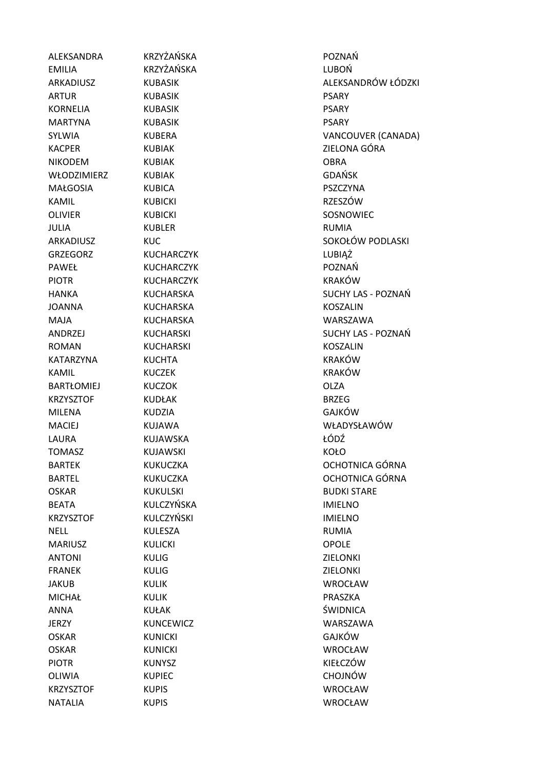| | | |
|---|---|---|
| ALEKSANDRA | KRZYŻAŃSKA | POZNAŃ |
| EMILIA | KRZYŻAŃSKA | LUBOŃ |
| ARKADIUSZ | KUBASIK | ALEKSANDRÓW ŁÓDZKI |
| ARTUR | KUBASIK | PSARY |
| KORNELIA | KUBASIK | PSARY |
| MARTYNA | KUBASIK | PSARY |
| SYLWIA | KUBERA | VANCOUVER (CANADA) |
| KACPER | KUBIAK | ZIELONA GÓRA |
| NIKODEM | KUBIAK | OBRA |
| WŁODZIMIERZ | KUBIAK | GDAŃSK |
| MAŁGOSIA | KUBICA | PSZCZYNA |
| KAMIL | KUBICKI | RZESZÓW |
| OLIVIER | KUBICKI | SOSNOWIEC |
| JULIA | KUBLER | RUMIA |
| ARKADIUSZ | KUC | SOKOŁÓW PODLASKI |
| GRZEGORZ | KUCHARCZYK | LUBIĄŻ |
| PAWEŁ | KUCHARCZYK | POZNAŃ |
| PIOTR | KUCHARCZYK | KRAKÓW |
| HANKA | KUCHARSKA | SUCHY LAS - POZNAŃ |
| JOANNA | KUCHARSKA | KOSZALIN |
| MAJA | KUCHARSKA | WARSZAWA |
| ANDRZEJ | KUCHARSKI | SUCHY LAS - POZNAŃ |
| ROMAN | KUCHARSKI | KOSZALIN |
| KATARZYNA | KUCHTA | KRAKÓW |
| KAMIL | KUCZEK | KRAKÓW |
| BARTŁOMIEJ | KUCZOK | OLZA |
| KRZYSZTOF | KUDŁAK | BRZEG |
| MILENA | KUDZIA | GAJKÓW |
| MACIEJ | KUJAWA | WŁADYSŁAWÓW |
| LAURA | KUJAWSKA | ŁÓDŹ |
| TOMASZ | KUJAWSKI | KOŁO |
| BARTEK | KUKUCZKA | OCHOTNICA GÓRNA |
| BARTEL | KUKUCZKA | OCHOTNICA GÓRNA |
| OSKAR | KUKULSKI | BUDKI STARE |
| BEATA | KULCZYŃSKA | IMIELNO |
| KRZYSZTOF | KULCZYŃSKI | IMIELNO |
| NELL | KULESZA | RUMIA |
| MARIUSZ | KULICKI | OPOLE |
| ANTONI | KULIG | ZIELONKI |
| FRANEK | KULIG | ZIELONKI |
| JAKUB | KULIK | WROCŁAW |
| MICHAŁ | KULIK | PRASZKA |
| ANNA | KUŁAK | ŚWIDNICA |
| JERZY | KUNCEWICZ | WARSZAWA |
| OSKAR | KUNICKI | GAJKÓW |
| OSKAR | KUNICKI | WROCŁAW |
| PIOTR | KUNYSZ | KIEŁCZÓW |
| OLIWIA | KUPIEC | CHOJNÓW |
| KRZYSZTOF | KUPIS | WROCŁAW |
| NATALIA | KUPIS | WROCŁAW |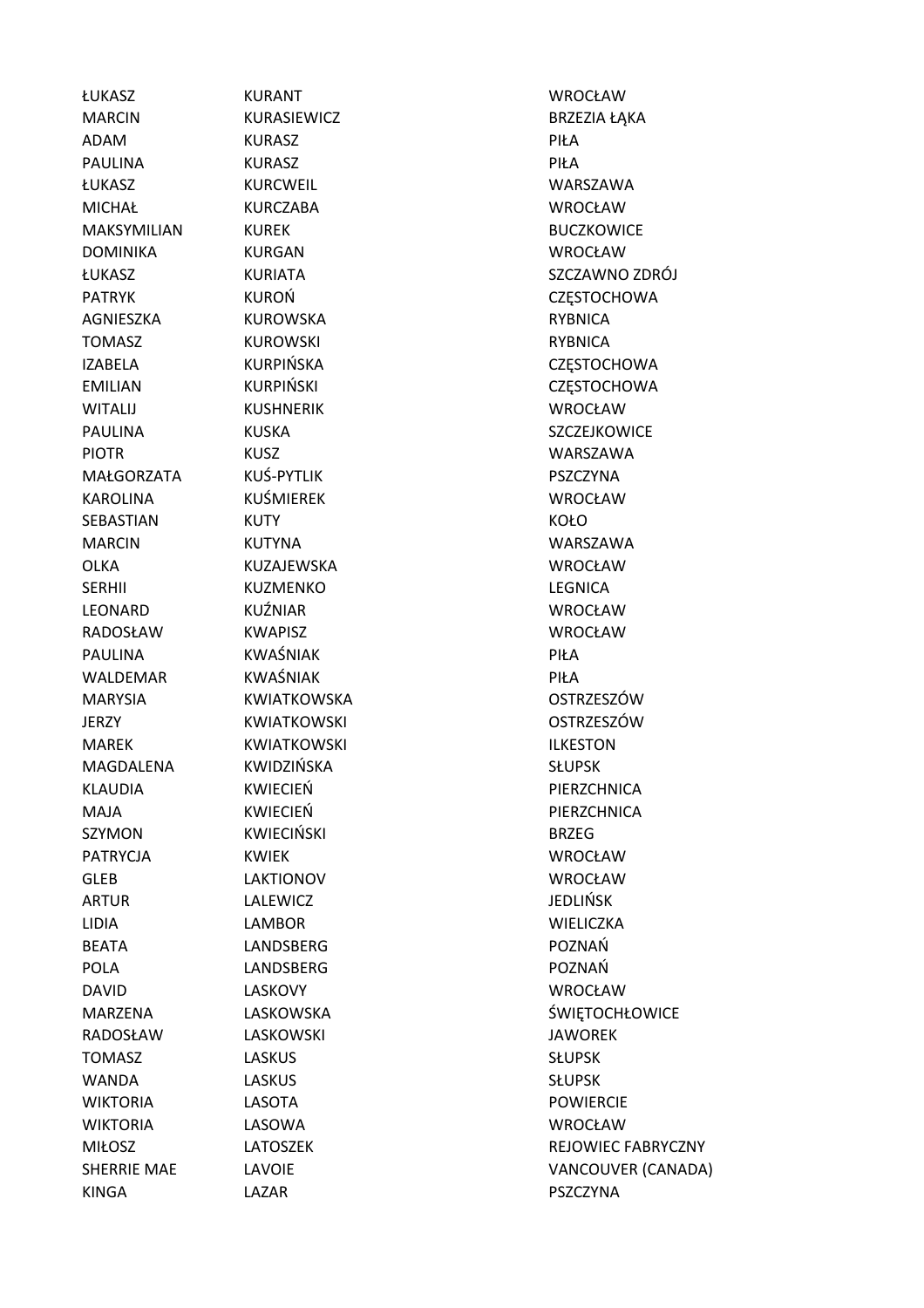| | | |
|---|---|---|
| ŁUKASZ | KURANT | WROCŁAW |
| MARCIN | KURASIEWICZ | BRZEZIA ŁĄKA |
| ADAM | KURASZ | PIŁA |
| PAULINA | KURASZ | PIŁA |
| ŁUKASZ | KURCWEIL | WARSZAWA |
| MICHAŁ | KURCZABA | WROCŁAW |
| MAKSYMILIAN | KUREK | BUCZKOWICE |
| DOMINIKA | KURGAN | WROCŁAW |
| ŁUKASZ | KURIATA | SZCZAWNO ZDRÓJ |
| PATRYK | KUROŃ | CZĘSTOCHOWA |
| AGNIESZKA | KUROWSKA | RYBNICA |
| TOMASZ | KUROWSKI | RYBNICA |
| IZABELA | KURPIŃSKA | CZĘSTOCHOWA |
| EMILIAN | KURPIŃSKI | CZĘSTOCHOWA |
| WITALIJ | KUSHNERIK | WROCŁAW |
| PAULINA | KUSKA | SZCZEJKOWICE |
| PIOTR | KUSZ | WARSZAWA |
| MAŁGORZATA | KUŚ-PYTLIK | PSZCZYNA |
| KAROLINA | KUŚMIEREK | WROCŁAW |
| SEBASTIAN | KUTY | KOŁO |
| MARCIN | KUTYNA | WARSZAWA |
| OLKA | KUZAJEWSKA | WROCŁAW |
| SERHII | KUZMENKO | LEGNICA |
| LEONARD | KUŹNIAR | WROCŁAW |
| RADOSŁAW | KWAPISZ | WROCŁAW |
| PAULINA | KWAŚNIAK | PIŁA |
| WALDEMAR | KWAŚNIAK | PIŁA |
| MARYSIA | KWIATKOWSKA | OSTRZESZÓW |
| JERZY | KWIATKOWSKI | OSTRZESZÓW |
| MAREK | KWIATKOWSKI | ILKESTON |
| MAGDALENA | KWIDZIŃSKA | SŁUPSK |
| KLAUDIA | KWIECIEŃ | PIERZCHNICA |
| MAJA | KWIECIEŃ | PIERZCHNICA |
| SZYMON | KWIECIŃSKI | BRZEG |
| PATRYCJA | KWIEK | WROCŁAW |
| GLEB | LAKTIONOV | WROCŁAW |
| ARTUR | LALEWICZ | JEDLIŃSK |
| LIDIA | LAMBOR | WIELICZKA |
| BEATA | LANDSBERG | POZNAŃ |
| POLA | LANDSBERG | POZNAŃ |
| DAVID | LASKOVY | WROCŁAW |
| MARZENA | LASKOWSKA | ŚWIĘTOCHŁOWICE |
| RADOSŁAW | LASKOWSKI | JAWOREK |
| TOMASZ | LASKUS | SŁUPSK |
| WANDA | LASKUS | SŁUPSK |
| WIKTORIA | LASOTA | POWIERCIE |
| WIKTORIA | LASOWA | WROCŁAW |
| MIŁOSZ | LATOSZEK | REJOWIEC FABRYCZNY |
| SHERRIE MAE | LAVOIE | VANCOUVER (CANADA) |
| KINGA | LAZAR | PSZCZYNA |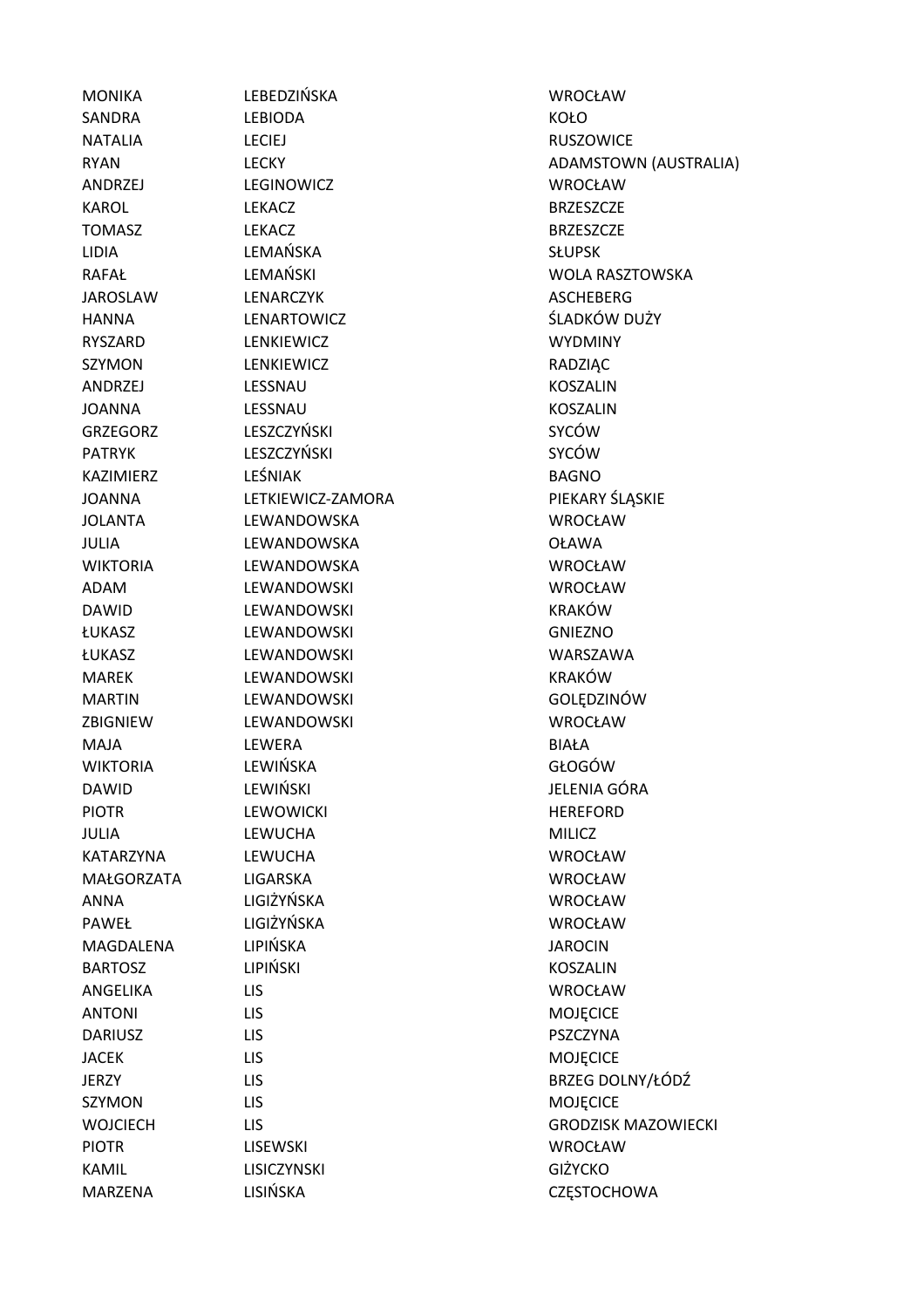| | | |
|---|---|---|
| MONIKA | LEBEDZIŃSKA | WROCŁAW |
| SANDRA | LEBIODA | KOŁO |
| NATALIA | LECIEJ | RUSZOWICE |
| RYAN | LECKY | ADAMSTOWN (AUSTRALIA) |
| ANDRZEJ | LEGINOWICZ | WROCŁAW |
| KAROL | LEKACZ | BRZESZCZE |
| TOMASZ | LEKACZ | BRZESZCZE |
| LIDIA | LEMAŃSKA | SŁUPSK |
| RAFAŁ | LEMAŃSKI | WOLA RASZTOWSKA |
| JAROSLAW | LENARCZYK | ASCHEBERG |
| HANNA | LENARTOWICZ | ŚLADKÓW DUŻY |
| RYSZARD | LENKIEWICZ | WYDMINY |
| SZYMON | LENKIEWICZ | RADZIĄC |
| ANDRZEJ | LESSNAU | KOSZALIN |
| JOANNA | LESSNAU | KOSZALIN |
| GRZEGORZ | LESZCZYŃSKI | SYCÓW |
| PATRYK | LESZCZYŃSKI | SYCÓW |
| KAZIMIERZ | LEŚNIAK | BAGNO |
| JOANNA | LETKIEWICZ-ZAMORA | PIEKARY ŚLĄSKIE |
| JOLANTA | LEWANDOWSKA | WROCŁAW |
| JULIA | LEWANDOWSKA | OŁAWA |
| WIKTORIA | LEWANDOWSKA | WROCŁAW |
| ADAM | LEWANDOWSKI | WROCŁAW |
| DAWID | LEWANDOWSKI | KRAKÓW |
| ŁUKASZ | LEWANDOWSKI | GNIEZNO |
| ŁUKASZ | LEWANDOWSKI | WARSZAWA |
| MAREK | LEWANDOWSKI | KRAKÓW |
| MARTIN | LEWANDOWSKI | GOLĘDZINÓW |
| ZBIGNIEW | LEWANDOWSKI | WROCŁAW |
| MAJA | LEWERA | BIAŁA |
| WIKTORIA | LEWIŃSKA | GŁOGÓW |
| DAWID | LEWIŃSKI | JELENIA GÓRA |
| PIOTR | LEWOWICKI | HEREFORD |
| JULIA | LEWUCHA | MILICZ |
| KATARZYNA | LEWUCHA | WROCŁAW |
| MAŁGORZATA | LIGARSKA | WROCŁAW |
| ANNA | LIGIŻYŃSKA | WROCŁAW |
| PAWEŁ | LIGIŻYŃSKA | WROCŁAW |
| MAGDALENA | LIPIŃSKA | JAROCIN |
| BARTOSZ | LIPIŃSKI | KOSZALIN |
| ANGELIKA | LIS | WROCŁAW |
| ANTONI | LIS | MOJĘCICE |
| DARIUSZ | LIS | PSZCZYNA |
| JACEK | LIS | MOJĘCICE |
| JERZY | LIS | BRZEG DOLNY/ŁÓDŹ |
| SZYMON | LIS | MOJĘCICE |
| WOJCIECH | LIS | GRODZISK MAZOWIECKI |
| PIOTR | LISEWSKI | WROCŁAW |
| KAMIL | LISICZYNSKI | GIŻYCKO |
| MARZENA | LISIŃSKA | CZĘSTOCHOWA |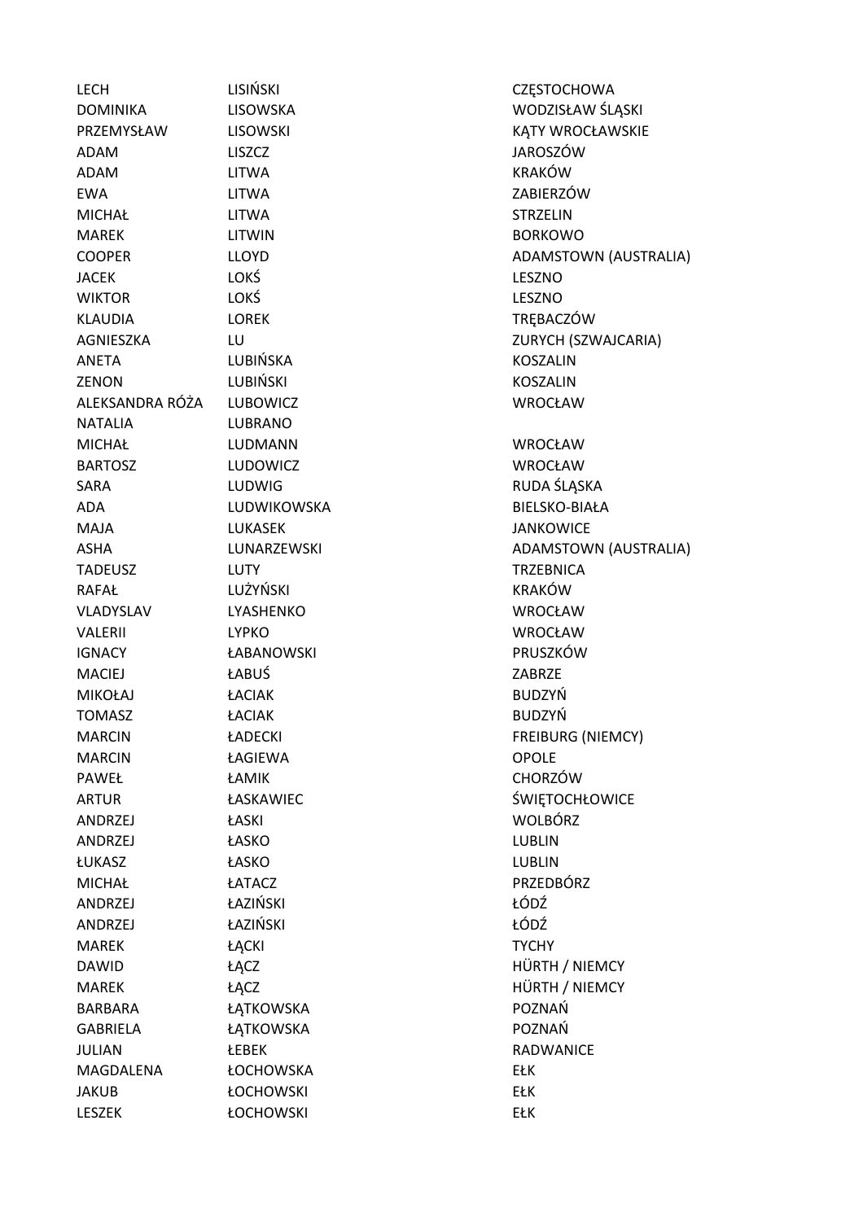| | | |
|---|---|---|
| LECH | LISIŃSKI | CZĘSTOCHOWA |
| DOMINIKA | LISOWSKA | WODZISŁAW ŚLĄSKI |
| PRZEMYSŁAW | LISOWSKI | KĄTY WROCŁAWSKIE |
| ADAM | LISZCZ | JAROSZÓW |
| ADAM | LITWA | KRAKÓW |
| EWA | LITWA | ZABIERZÓW |
| MICHAŁ | LITWA | STRZELIN |
| MAREK | LITWIN | BORKOWO |
| COOPER | LLOYD | ADAMSTOWN (AUSTRALIA) |
| JACEK | LOKŚ | LESZNO |
| WIKTOR | LOKŚ | LESZNO |
| KLAUDIA | LOREK | TRĘBACZÓW |
| AGNIESZKA | LU | ZURYCH (SZWAJCARIA) |
| ANETA | LUBIŃSKA | KOSZALIN |
| ZENON | LUBIŃSKI | KOSZALIN |
| ALEKSANDRA RÓŻA | LUBOWICZ | WROCŁAW |
| NATALIA | LUBRANO | |
| MICHAŁ | LUDMANN | WROCŁAW |
| BARTOSZ | LUDOWICZ | WROCŁAW |
| SARA | LUDWIG | RUDA ŚLĄSKA |
| ADA | LUDWIKOWSKA | BIELSKO-BIAŁA |
| MAJA | LUKASEK | JANKOWICE |
| ASHA | LUNARZEWSKI | ADAMSTOWN (AUSTRALIA) |
| TADEUSZ | LUTY | TRZEBNICA |
| RAFAŁ | LUŻYŃSKI | KRAKÓW |
| VLADYSLAV | LYASHENKO | WROCŁAW |
| VALERII | LYPKO | WROCŁAW |
| IGNACY | ŁABANOWSKI | PRUSZKÓW |
| MACIEJ | ŁABUŚ | ZABRZE |
| MIKOŁAJ | ŁACIAK | BUDZYŃ |
| TOMASZ | ŁACIAK | BUDZYŃ |
| MARCIN | ŁADECKI | FREIBURG (NIEMCY) |
| MARCIN | ŁAGIEWA | OPOLE |
| PAWEŁ | ŁAMIK | CHORZÓW |
| ARTUR | ŁASKAWIEC | ŚWIĘTOCHŁOWICE |
| ANDRZEJ | ŁASKI | WOLBÓRZ |
| ANDRZEJ | ŁASKO | LUBLIN |
| ŁUKASZ | ŁASKO | LUBLIN |
| MICHAŁ | ŁATACZ | PRZEDBÓRZ |
| ANDRZEJ | ŁAZIŃSKI | ŁÓDŹ |
| ANDRZEJ | ŁAZIŃSKI | ŁÓDŹ |
| MAREK | ŁĄCKI | TYCHY |
| DAWID | ŁĄCZ | HÜRTH / NIEMCY |
| MAREK | ŁĄCZ | HÜRTH / NIEMCY |
| BARBARA | ŁĄTKOWSKA | POZNAŃ |
| GABRIELA | ŁĄTKOWSKA | POZNAŃ |
| JULIAN | ŁEBEK | RADWANICE |
| MAGDALENA | ŁOCHOWSKA | EŁK |
| JAKUB | ŁOCHOWSKI | EŁK |
| LESZEK | ŁOCHOWSKI | EŁK |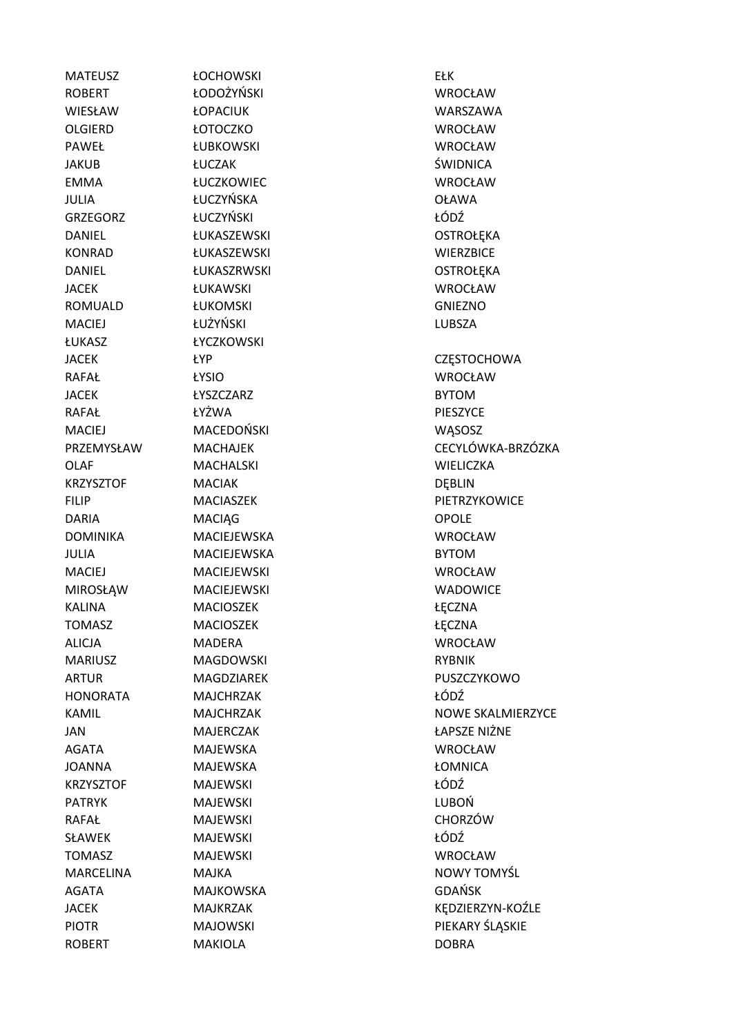| | | |
|---|---|---|
| MATEUSZ | ŁOCHOWSKI | EŁK |
| ROBERT | ŁODOŻYŃSKI | WROCŁAW |
| WIESŁAW | ŁOPACIUK | WARSZAWA |
| OLGIERD | ŁOTOCZKO | WROCŁAW |
| PAWEŁ | ŁUBKOWSKI | WROCŁAW |
| JAKUB | ŁUCZAK | ŚWIDNICA |
| EMMA | ŁUCZKOWIEC | WROCŁAW |
| JULIA | ŁUCZYŃSKA | OŁAWA |
| GRZEGORZ | ŁUCZYŃSKI | ŁÓDŹ |
| DANIEL | ŁUKASZEWSKI | OSTROŁĘKA |
| KONRAD | ŁUKASZEWSKI | WIERZBICE |
| DANIEL | ŁUKASZRWSKI | OSTROŁĘKA |
| JACEK | ŁUKAWSKI | WROCŁAW |
| ROMUALD | ŁUKOMSKI | GNIEZNO |
| MACIEJ | ŁUŻYŃSKI | LUBSZA |
| ŁUKASZ | ŁYCZKOWSKI | |
| JACEK | ŁYP | CZĘSTOCHOWA |
| RAFAŁ | ŁYSIO | WROCŁAW |
| JACEK | ŁYSZCZARZ | BYTOM |
| RAFAŁ | ŁYŻWA | PIESZYCE |
| MACIEJ | MACEDOŃSKI | WĄSOSZ |
| PRZEMYSŁAW | MACHAJEK | CECYLÓWKA-BRZÓZKA |
| OLAF | MACHALSKI | WIELICZKA |
| KRZYSZTOF | MACIAK | DĘBLIN |
| FILIP | MACIASZEK | PIETRZYKOWICE |
| DARIA | MACIĄG | OPOLE |
| DOMINIKA | MACIEJEWSKA | WROCŁAW |
| JULIA | MACIEJEWSKA | BYTOM |
| MACIEJ | MACIEJEWSKI | WROCŁAW |
| MIROSŁĄW | MACIEJEWSKI | WADOWICE |
| KALINA | MACIOSZEK | ŁĘCZNA |
| TOMASZ | MACIOSZEK | ŁĘCZNA |
| ALICJA | MADERA | WROCŁAW |
| MARIUSZ | MAGDOWSKI | RYBNIK |
| ARTUR | MAGDZIAREK | PUSZCZYKOWO |
| HONORATA | MAJCHRZAK | ŁÓDŹ |
| KAMIL | MAJCHRZAK | NOWE SKALMIERZYCE |
| JAN | MAJERCZAK | ŁAPSZE NIŻNE |
| AGATA | MAJEWSKA | WROCŁAW |
| JOANNA | MAJEWSKA | ŁOMNICA |
| KRZYSZTOF | MAJEWSKI | ŁÓDŹ |
| PATRYK | MAJEWSKI | LUBOŃ |
| RAFAŁ | MAJEWSKI | CHORZÓW |
| SŁAWEK | MAJEWSKI | ŁÓDŹ |
| TOMASZ | MAJEWSKI | WROCŁAW |
| MARCELINA | MAJKA | NOWY TOMYŚL |
| AGATA | MAJKOWSKA | GDAŃSK |
| JACEK | MAJKRZAK | KĘDZIERZYN-KOŹLE |
| PIOTR | MAJOWSKI | PIEKARY ŚLĄSKIE |
| ROBERT | MAKIOLA | DOBRA |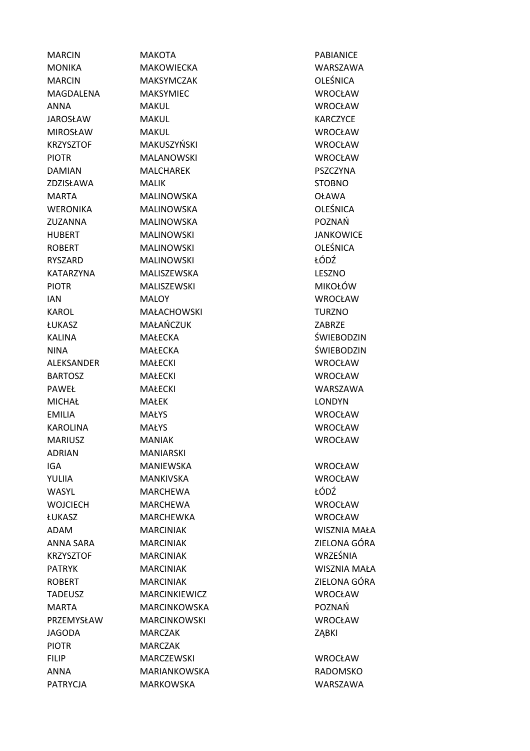| | | |
|---|---|---|
| MARCIN | MAKOTA | PABIANICE |
| MONIKA | MAKOWIECKA | WARSZAWA |
| MARCIN | MAKSYMCZAK | OLEŚNICA |
| MAGDALENA | MAKSYMIEC | WROCŁAW |
| ANNA | MAKUL | WROCŁAW |
| JAROSŁAW | MAKUL | KARCZYCE |
| MIROSŁAW | MAKUL | WROCŁAW |
| KRZYSZTOF | MAKUSZYŃSKI | WROCŁAW |
| PIOTR | MALANOWSKI | WROCŁAW |
| DAMIAN | MALCHAREK | PSZCZYNA |
| ZDZISŁAWA | MALIK | STOBNO |
| MARTA | MALINOWSKA | OŁAWA |
| WERONIKA | MALINOWSKA | OLEŚNICA |
| ZUZANNA | MALINOWSKA | POZNAŃ |
| HUBERT | MALINOWSKI | JANKOWICE |
| ROBERT | MALINOWSKI | OLEŚNICA |
| RYSZARD | MALINOWSKI | ŁÓDŹ |
| KATARZYNA | MALISZEWSKA | LESZNO |
| PIOTR | MALISZEWSKI | MIKOŁÓW |
| IAN | MALOY | WROCŁAW |
| KAROL | MAŁACHOWSKI | TURZNO |
| ŁUKASZ | MAŁAŃCZUK | ZABRZE |
| KALINA | MAŁECKA | ŚWIEBODZIN |
| NINA | MAŁECKA | ŚWIEBODZIN |
| ALEKSANDER | MAŁECKI | WROCŁAW |
| BARTOSZ | MAŁECKI | WROCŁAW |
| PAWEŁ | MAŁECKI | WARSZAWA |
| MICHAŁ | MAŁEK | LONDYN |
| EMILIA | MAŁYS | WROCŁAW |
| KAROLINA | MAŁYS | WROCŁAW |
| MARIUSZ | MANIAK | WROCŁAW |
| ADRIAN | MANIARSKI | |
| IGA | MANIEWSKA | WROCŁAW |
| YULIIA | MANKIVSKA | WROCŁAW |
| WASYL | MARCHEWA | ŁÓDŹ |
| WOJCIECH | MARCHEWA | WROCŁAW |
| ŁUKASZ | MARCHEWKA | WROCŁAW |
| ADAM | MARCINIAK | WISZNIA MAŁA |
| ANNA SARA | MARCINIAK | ZIELONA GÓRA |
| KRZYSZTOF | MARCINIAK | WRZEŚNIA |
| PATRYK | MARCINIAK | WISZNIA MAŁA |
| ROBERT | MARCINIAK | ZIELONA GÓRA |
| TADEUSZ | MARCINKIEWICZ | WROCŁAW |
| MARTA | MARCINKOWSKA | POZNAŃ |
| PRZEMYSŁAW | MARCINKOWSKI | WROCŁAW |
| JAGODA | MARCZAK | ZĄBKI |
| PIOTR | MARCZAK | |
| FILIP | MARCZEWSKI | WROCŁAW |
| ANNA | MARIANKOWSKA | RADOMSKO |
| PATRYCJA | MARKOWSKA | WARSZAWA |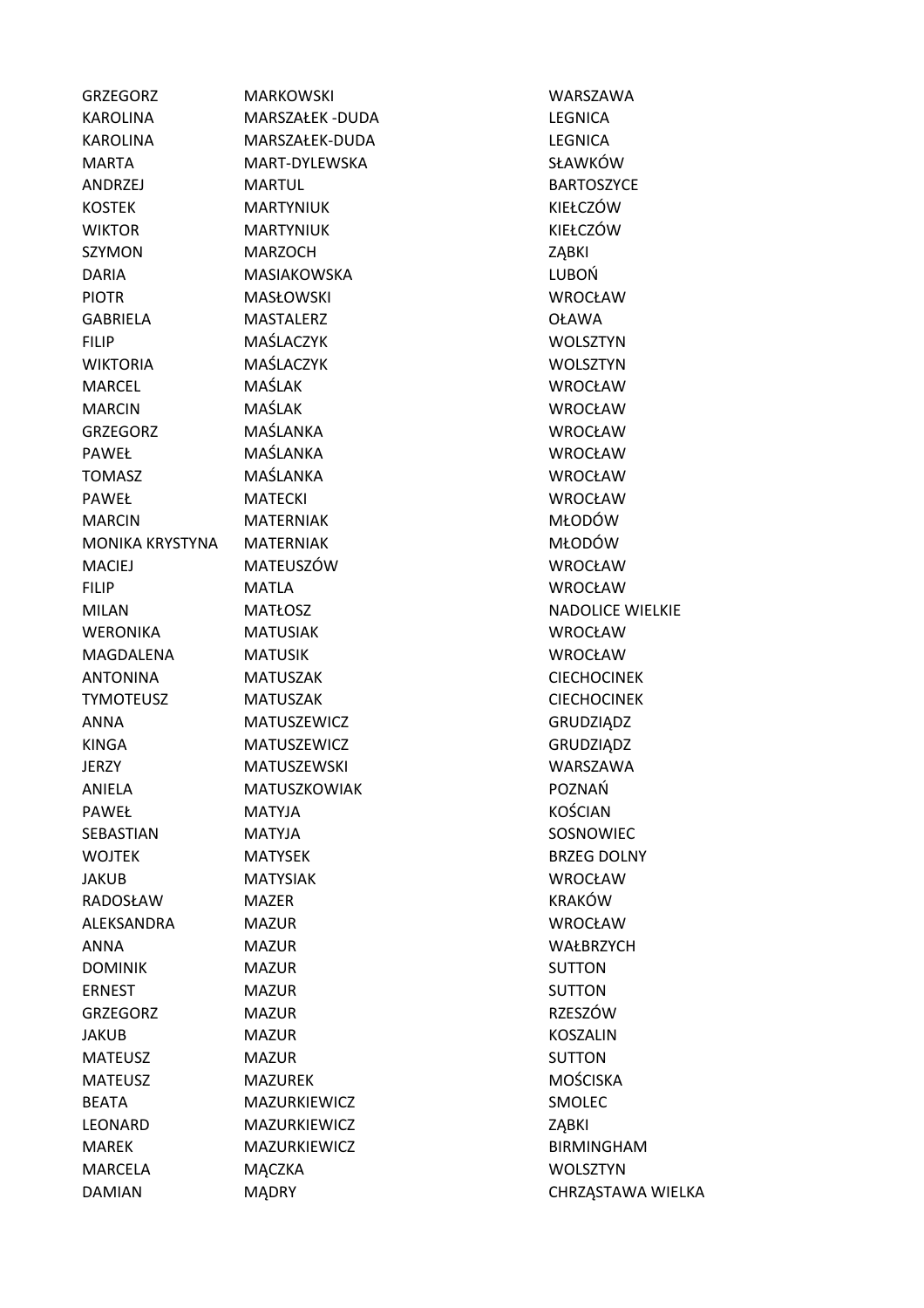| | | |
|---|---|---|
| GRZEGORZ | MARKOWSKI | WARSZAWA |
| KAROLINA | MARSZAŁEK -DUDA | LEGNICA |
| KAROLINA | MARSZAŁEK-DUDA | LEGNICA |
| MARTA | MART-DYLEWSKA | SŁAWKÓW |
| ANDRZEJ | MARTUL | BARTOSZYCE |
| KOSTEK | MARTYNIUK | KIEŁCZÓW |
| WIKTOR | MARTYNIUK | KIEŁCZÓW |
| SZYMON | MARZOCH | ZĄBKI |
| DARIA | MASIAKOWSKA | LUBOŃ |
| PIOTR | MASŁOWSKI | WROCŁAW |
| GABRIELA | MASTALERZ | OŁAWA |
| FILIP | MAŚLACZYK | WOLSZTYN |
| WIKTORIA | MAŚLACZYK | WOLSZTYN |
| MARCEL | MAŚLAK | WROCŁAW |
| MARCIN | MAŚLAK | WROCŁAW |
| GRZEGORZ | MAŚLANKA | WROCŁAW |
| PAWEŁ | MAŚLANKA | WROCŁAW |
| TOMASZ | MAŚLANKA | WROCŁAW |
| PAWEŁ | MATECKI | WROCŁAW |
| MARCIN | MATERNIAK | MŁODÓW |
| MONIKA KRYSTYNA | MATERNIAK | MŁODÓW |
| MACIEJ | MATEUSZÓW | WROCŁAW |
| FILIP | MATLA | WROCŁAW |
| MILAN | MATŁOSZ | NADOLICE WIELKIE |
| WERONIKA | MATUSIAK | WROCŁAW |
| MAGDALENA | MATUSIK | WROCŁAW |
| ANTONINA | MATUSZAK | CIECHOCINEK |
| TYMOTEUSZ | MATUSZAK | CIECHOCINEK |
| ANNA | MATUSZEWICZ | GRUDZIĄDZ |
| KINGA | MATUSZEWICZ | GRUDZIĄDZ |
| JERZY | MATUSZEWSKI | WARSZAWA |
| ANIELA | MATUSZKOWIAK | POZNAŃ |
| PAWEŁ | MATYJA | KOŚCIAN |
| SEBASTIAN | MATYJA | SOSNOWIEC |
| WOJTEK | MATYSEK | BRZEG DOLNY |
| JAKUB | MATYSIAK | WROCŁAW |
| RADOSŁAW | MAZER | KRAKÓW |
| ALEKSANDRA | MAZUR | WROCŁAW |
| ANNA | MAZUR | WAŁBRZYCH |
| DOMINIK | MAZUR | SUTTON |
| ERNEST | MAZUR | SUTTON |
| GRZEGORZ | MAZUR | RZESZÓW |
| JAKUB | MAZUR | KOSZALIN |
| MATEUSZ | MAZUR | SUTTON |
| MATEUSZ | MAZUREK | MOŚCISKA |
| BEATA | MAZURKIEWICZ | SMOLEC |
| LEONARD | MAZURKIEWICZ | ZĄBKI |
| MAREK | MAZURKIEWICZ | BIRMINGHAM |
| MARCELA | MĄCZKA | WOLSZTYN |
| DAMIAN | MĄDRY | CHRZĄSTAWA WIELKA |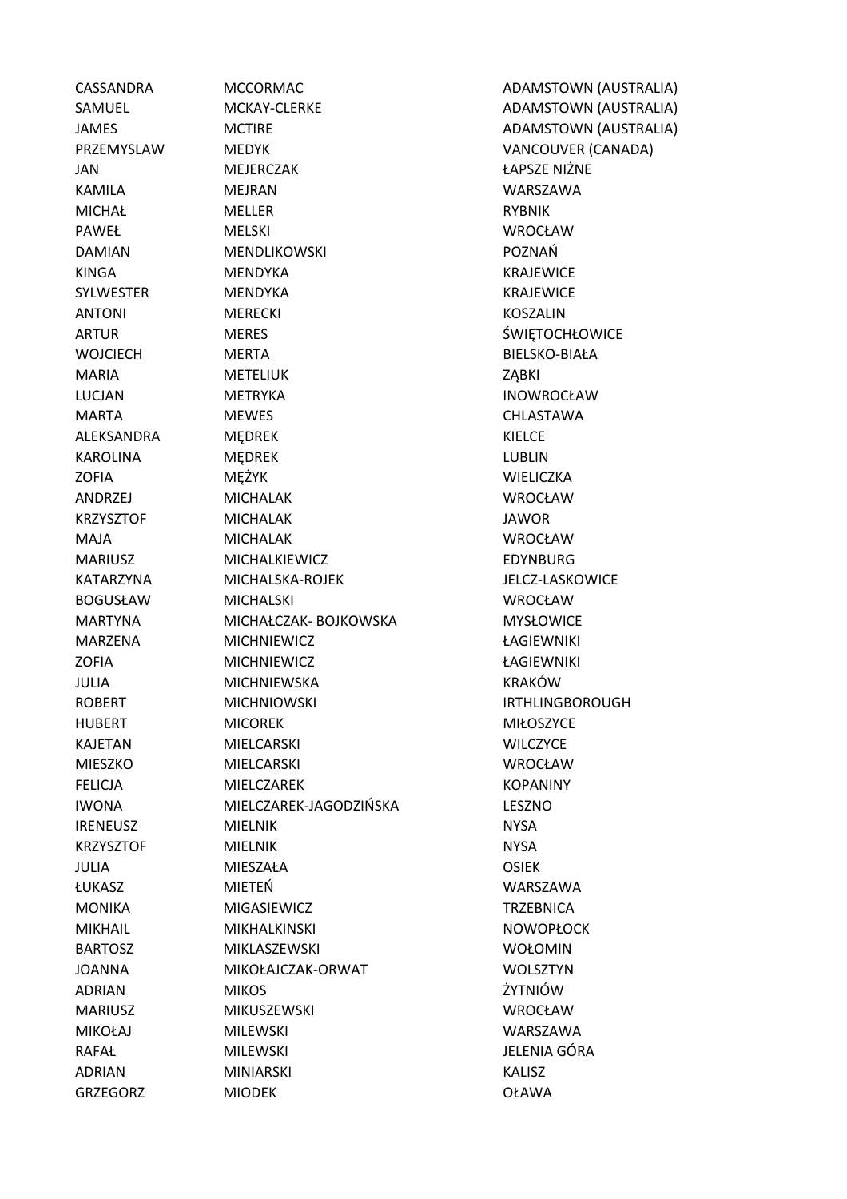| | | |
|---|---|---|
| CASSANDRA | MCCORMAC | ADAMSTOWN (AUSTRALIA) |
| SAMUEL | MCKAY-CLERKE | ADAMSTOWN (AUSTRALIA) |
| JAMES | MCTIRE | ADAMSTOWN (AUSTRALIA) |
| PRZEMYSLAW | MEDYK | VANCOUVER (CANADA) |
| JAN | MEJERCZAK | ŁAPSZE NIŻNE |
| KAMILA | MEJRAN | WARSZAWA |
| MICHAŁ | MELLER | RYBNIK |
| PAWEŁ | MELSKI | WROCŁAW |
| DAMIAN | MENDLIKOWSKI | POZNAŃ |
| KINGA | MENDYKA | KRAJEWICE |
| SYLWESTER | MENDYKA | KRAJEWICE |
| ANTONI | MERECKI | KOSZALIN |
| ARTUR | MERES | ŚWIĘTOCHŁOWICE |
| WOJCIECH | MERTA | BIELSKO-BIAŁA |
| MARIA | METELIUK | ZĄBKI |
| LUCJAN | METRYKA | INOWROCŁAW |
| MARTA | MEWES | CHLASTAWA |
| ALEKSANDRA | MĘDREK | KIELCE |
| KAROLINA | MĘDREK | LUBLIN |
| ZOFIA | MĘŻYK | WIELICZKA |
| ANDRZEJ | MICHALAK | WROCŁAW |
| KRZYSZTOF | MICHALAK | JAWOR |
| MAJA | MICHALAK | WROCŁAW |
| MARIUSZ | MICHALKIEWICZ | EDYNBURG |
| KATARZYNA | MICHALSKA-ROJEK | JELCZ-LASKOWICE |
| BOGUSŁAW | MICHALSKI | WROCŁAW |
| MARTYNA | MICHAŁCZAK- BOJKOWSKA | MYSŁOWICE |
| MARZENA | MICHNIEWICZ | ŁAGIEWNIKI |
| ZOFIA | MICHNIEWICZ | ŁAGIEWNIKI |
| JULIA | MICHNIEWSKA | KRAKÓW |
| ROBERT | MICHNIOWSKI | IRTHLINGBOROUGH |
| HUBERT | MICOREK | MIŁOSZYCE |
| KAJETAN | MIELCARSKI | WILCZYCE |
| MIESZKO | MIELCARSKI | WROCŁAW |
| FELICJA | MIELCZAREK | KOPANINY |
| IWONA | MIELCZAREK-JAGODZIŃSKA | LESZNO |
| IRENEUSZ | MIELNIK | NYSA |
| KRZYSZTOF | MIELNIK | NYSA |
| JULIA | MIESZAŁA | OSIEK |
| ŁUKASZ | MIETEŃ | WARSZAWA |
| MONIKA | MIGASIEWICZ | TRZEBNICA |
| MIKHAIL | MIKHALKINSKI | NOWOPŁOCK |
| BARTOSZ | MIKLASZEWSKI | WOŁOMIN |
| JOANNA | MIKOŁAJCZAK-ORWAT | WOLSZTYN |
| ADRIAN | MIKOS | ŻYTNIÓW |
| MARIUSZ | MIKUSZEWSKI | WROCŁAW |
| MIKOŁAJ | MILEWSKI | WARSZAWA |
| RAFAŁ | MILEWSKI | JELENIA GÓRA |
| ADRIAN | MINIARSKI | KALISZ |
| GRZEGORZ | MIODEK | OŁAWA |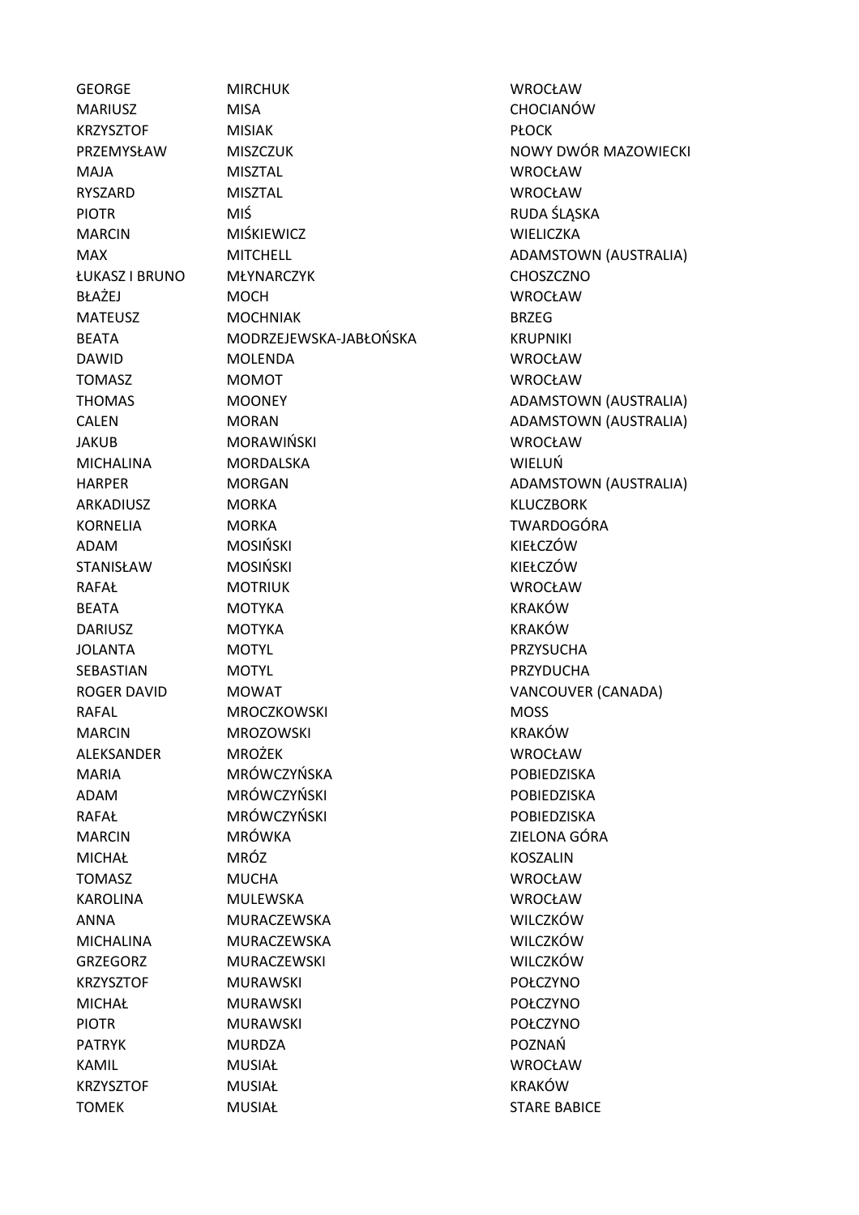| | | |
|---|---|---|
| GEORGE | MIRCHUK | WROCŁAW |
| MARIUSZ | MISA | CHOCIANÓW |
| KRZYSZTOF | MISIAK | PŁOCK |
| PRZEMYSŁAW | MISZCZUK | NOWY DWÓR MAZOWIECKI |
| MAJA | MISZTAL | WROCŁAW |
| RYSZARD | MISZTAL | WROCŁAW |
| PIOTR | MIŚ | RUDA ŚLĄSKA |
| MARCIN | MIŚKIEWICZ | WIELICZKA |
| MAX | MITCHELL | ADAMSTOWN (AUSTRALIA) |
| ŁUKASZ I BRUNO | MŁYNARCZYK | CHOSZCZNO |
| BŁAŻEJ | MOCH | WROCŁAW |
| MATEUSZ | MOCHNIAK | BRZEG |
| BEATA | MODRZEJEWSKA-JABŁOŃSKA | KRUPNIKI |
| DAWID | MOLENDA | WROCŁAW |
| TOMASZ | MOMOT | WROCŁAW |
| THOMAS | MOONEY | ADAMSTOWN (AUSTRALIA) |
| CALEN | MORAN | ADAMSTOWN (AUSTRALIA) |
| JAKUB | MORAWIŃSKI | WROCŁAW |
| MICHALINA | MORDALSKA | WIELUŃ |
| HARPER | MORGAN | ADAMSTOWN (AUSTRALIA) |
| ARKADIUSZ | MORKA | KLUCZBORK |
| KORNELIA | MORKA | TWARDOGÓRA |
| ADAM | MOSIŃSKI | KIEŁCZÓW |
| STANISŁAW | MOSIŃSKI | KIEŁCZÓW |
| RAFAŁ | MOTRIUK | WROCŁAW |
| BEATA | MOTYKA | KRAKÓW |
| DARIUSZ | MOTYKA | KRAKÓW |
| JOLANTA | MOTYL | PRZYSUCHA |
| SEBASTIAN | MOTYL | PRZYDUCHA |
| ROGER DAVID | MOWAT | VANCOUVER (CANADA) |
| RAFAL | MROCZKOWSKI | MOSS |
| MARCIN | MROZOWSKI | KRAKÓW |
| ALEKSANDER | MROŻEK | WROCŁAW |
| MARIA | MRÓWCZYŃSKA | POBIEDZISKA |
| ADAM | MRÓWCZYŃSKI | POBIEDZISKA |
| RAFAŁ | MRÓWCZYŃSKI | POBIEDZISKA |
| MARCIN | MRÓWKA | ZIELONA GÓRA |
| MICHAŁ | MRÓZ | KOSZALIN |
| TOMASZ | MUCHA | WROCŁAW |
| KAROLINA | MULEWSKA | WROCŁAW |
| ANNA | MURACZEWSKA | WILCZKÓW |
| MICHALINA | MURACZEWSKA | WILCZKÓW |
| GRZEGORZ | MURACZEWSKI | WILCZKÓW |
| KRZYSZTOF | MURAWSKI | POŁCZYNO |
| MICHAŁ | MURAWSKI | POŁCZYNO |
| PIOTR | MURAWSKI | POŁCZYNO |
| PATRYK | MURDZA | POZNAŃ |
| KAMIL | MUSIAŁ | WROCŁAW |
| KRZYSZTOF | MUSIAŁ | KRAKÓW |
| TOMEK | MUSIAŁ | STARE BABICE |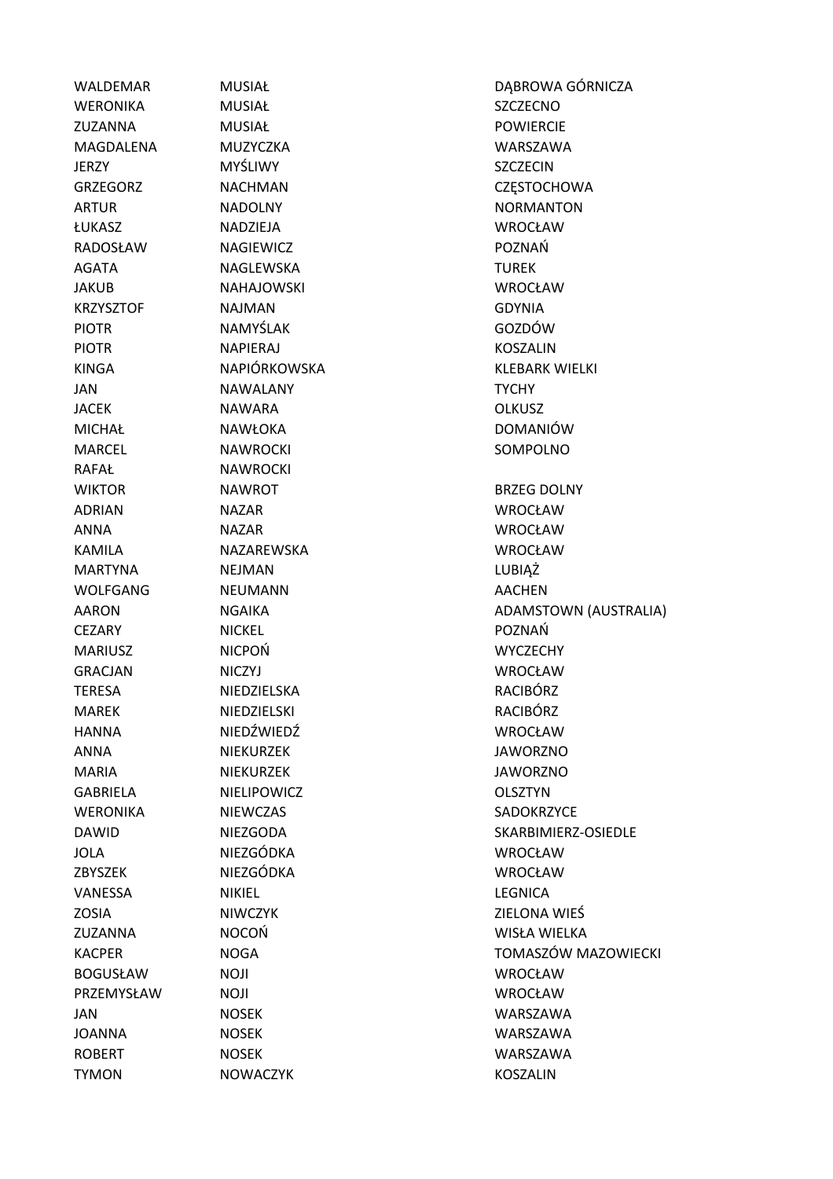| | | |
|---|---|---|
| WALDEMAR | MUSIAŁ | DĄBROWA GÓRNICZA |
| WERONIKA | MUSIAŁ | SZCZECNO |
| ZUZANNA | MUSIAŁ | POWIERCIE |
| MAGDALENA | MUZYCZKA | WARSZAWA |
| JERZY | MYŚLIWY | SZCZECIN |
| GRZEGORZ | NACHMAN | CZĘSTOCHOWA |
| ARTUR | NADOLNY | NORMANTON |
| ŁUKASZ | NADZIEJA | WROCŁAW |
| RADOSŁAW | NAGIEWICZ | POZNAŃ |
| AGATA | NAGLEWSKA | TUREK |
| JAKUB | NAHAJOWSKI | WROCŁAW |
| KRZYSZTOF | NAJMAN | GDYNIA |
| PIOTR | NAMYŚLAK | GOZDÓW |
| PIOTR | NAPIERAJ | KOSZALIN |
| KINGA | NAPIÓRKOWSKA | KLEBARK WIELKI |
| JAN | NAWALANY | TYCHY |
| JACEK | NAWARA | OLKUSZ |
| MICHAŁ | NAWŁOKA | DOMANIÓW |
| MARCEL | NAWROCKI | SOMPOLNO |
| RAFAŁ | NAWROCKI | |
| WIKTOR | NAWROT | BRZEG DOLNY |
| ADRIAN | NAZAR | WROCŁAW |
| ANNA | NAZAR | WROCŁAW |
| KAMILA | NAZAREWSKA | WROCŁAW |
| MARTYNA | NEJMAN | LUBIĄŻ |
| WOLFGANG | NEUMANN | AACHEN |
| AARON | NGAIKA | ADAMSTOWN (AUSTRALIA) |
| CEZARY | NICKEL | POZNAŃ |
| MARIUSZ | NICPOŃ | WYCZECHY |
| GRACJAN | NICZYJ | WROCŁAW |
| TERESA | NIEDZIELSKA | RACIBÓRZ |
| MAREK | NIEDZIELSKI | RACIBÓRZ |
| HANNA | NIEDŹWIEDŹ | WROCŁAW |
| ANNA | NIEKURZEK | JAWORZNO |
| MARIA | NIEKURZEK | JAWORZNO |
| GABRIELA | NIELIPOWICZ | OLSZTYN |
| WERONIKA | NIEWCZAS | SADOKRZYCE |
| DAWID | NIEZGODA | SKARBIMIERZ-OSIEDLE |
| JOLA | NIEZGÓDKA | WROCŁAW |
| ZBYSZEK | NIEZGÓDKA | WROCŁAW |
| VANESSA | NIKIEL | LEGNICA |
| ZOSIA | NIWCZYK | ZIELONA WIEŚ |
| ZUZANNA | NOCOŃ | WISŁA WIELKA |
| KACPER | NOGA | TOMASZÓW MAZOWIECKI |
| BOGUSŁAW | NOJI | WROCŁAW |
| PRZEMYSŁAW | NOJI | WROCŁAW |
| JAN | NOSEK | WARSZAWA |
| JOANNA | NOSEK | WARSZAWA |
| ROBERT | NOSEK | WARSZAWA |
| TYMON | NOWACZYK | KOSZALIN |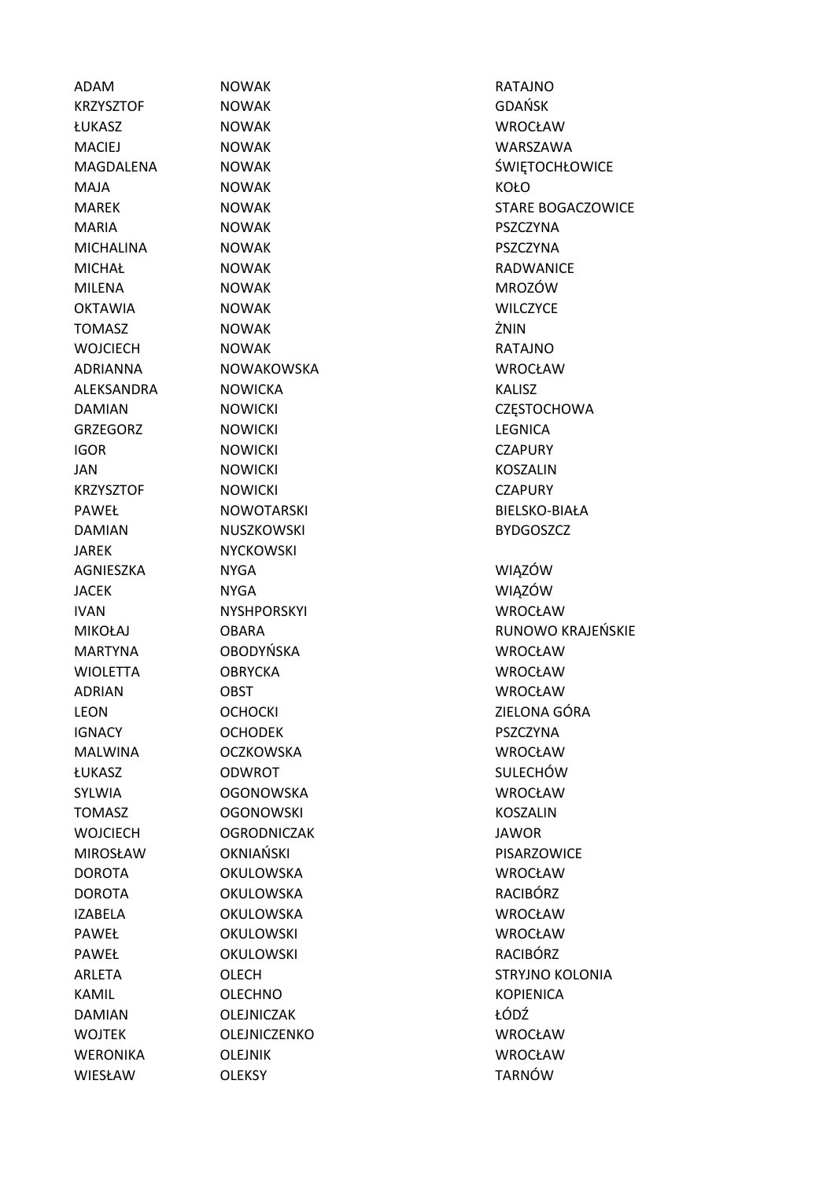| | | |
|---|---|---|
| ADAM | NOWAK | RATAJNO |
| KRZYSZTOF | NOWAK | GDAŃSK |
| ŁUKASZ | NOWAK | WROCŁAW |
| MACIEJ | NOWAK | WARSZAWA |
| MAGDALENA | NOWAK | ŚWIĘTOCHŁOWICE |
| MAJA | NOWAK | KOŁO |
| MAREK | NOWAK | STARE BOGACZOWICE |
| MARIA | NOWAK | PSZCZYNA |
| MICHALINA | NOWAK | PSZCZYNA |
| MICHAŁ | NOWAK | RADWANICE |
| MILENA | NOWAK | MROZÓW |
| OKTAWIA | NOWAK | WILCZYCE |
| TOMASZ | NOWAK | ŻNIN |
| WOJCIECH | NOWAK | RATAJNO |
| ADRIANNA | NOWAKOWSKA | WROCŁAW |
| ALEKSANDRA | NOWICKA | KALISZ |
| DAMIAN | NOWICKI | CZĘSTOCHOWA |
| GRZEGORZ | NOWICKI | LEGNICA |
| IGOR | NOWICKI | CZAPURY |
| JAN | NOWICKI | KOSZALIN |
| KRZYSZTOF | NOWICKI | CZAPURY |
| PAWEŁ | NOWOTARSKI | BIELSKO-BIAŁA |
| DAMIAN | NUSZKOWSKI | BYDGOSZCZ |
| JAREK | NYCKOWSKI | |
| AGNIESZKA | NYGA | WIĄZÓW |
| JACEK | NYGA | WIĄZÓW |
| IVAN | NYSHPORSKYI | WROCŁAW |
| MIKOŁAJ | OBARA | RUNOWO KRAJEŃSKIE |
| MARTYNA | OBODYŃSKA | WROCŁAW |
| WIOLETTA | OBRYCKA | WROCŁAW |
| ADRIAN | OBST | WROCŁAW |
| LEON | OCHOCKI | ZIELONA GÓRA |
| IGNACY | OCHODEK | PSZCZYNA |
| MALWINA | OCZKOWSKA | WROCŁAW |
| ŁUKASZ | ODWROT | SULECHÓW |
| SYLWIA | OGONOWSKA | WROCŁAW |
| TOMASZ | OGONOWSKI | KOSZALIN |
| WOJCIECH | OGRODNICZAK | JAWOR |
| MIROSŁAW | OKNIAŃSKI | PISARZOWICE |
| DOROTA | OKULOWSKA | WROCŁAW |
| DOROTA | OKULOWSKA | RACIBÓRZ |
| IZABELA | OKULOWSKA | WROCŁAW |
| PAWEŁ | OKULOWSKI | WROCŁAW |
| PAWEŁ | OKULOWSKI | RACIBÓRZ |
| ARLETA | OLECH | STRYJNO KOLONIA |
| KAMIL | OLECHNO | KOPIENICA |
| DAMIAN | OLEJNICZAK | ŁÓDŹ |
| WOJTEK | OLEJNICZENKO | WROCŁAW |
| WERONIKA | OLEJNIK | WROCŁAW |
| WIESŁAW | OLEKSY | TARNÓW |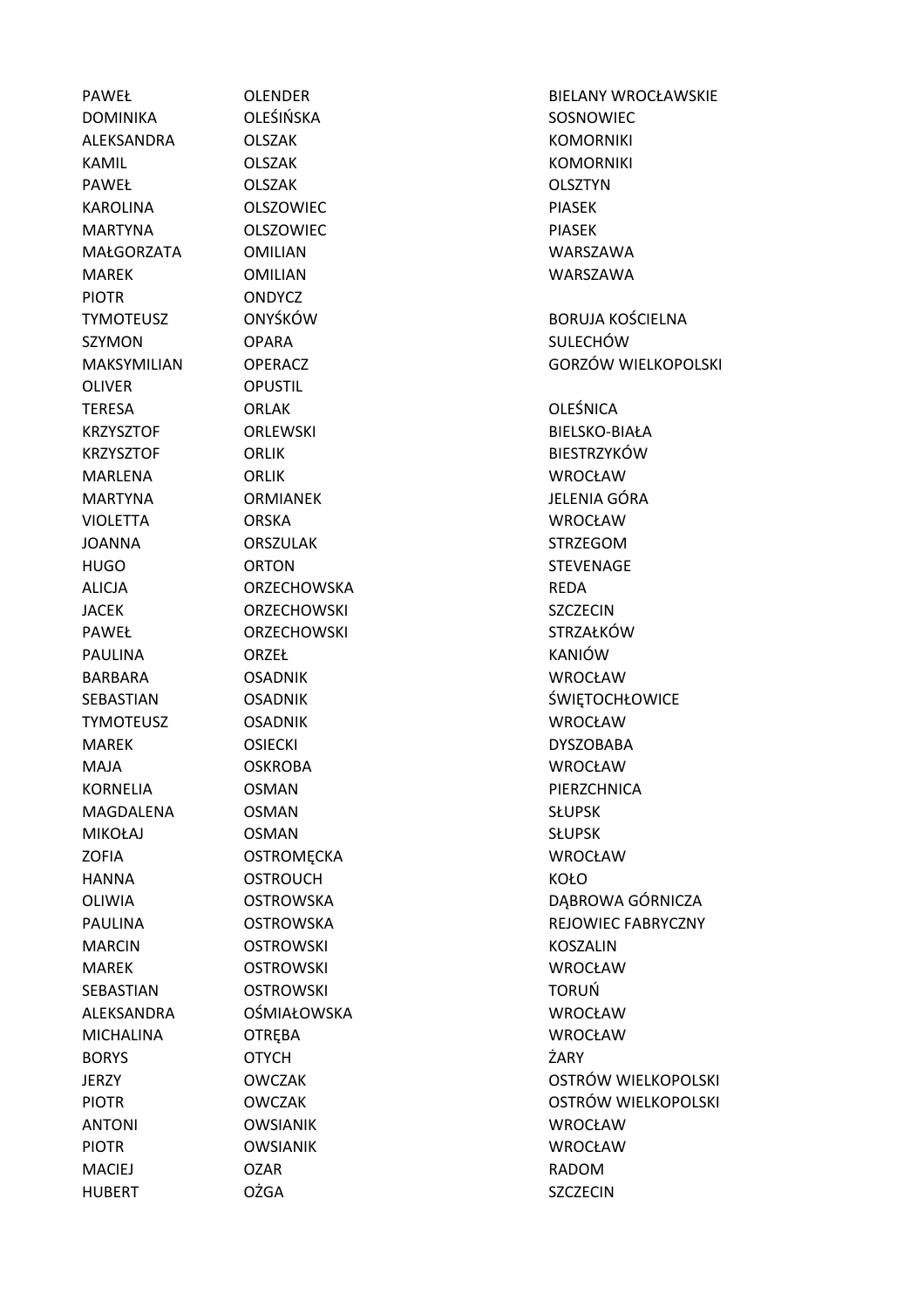| | | |
|---|---|---|
| PAWEŁ | OLENDER | BIELANY WROCŁAWSKIE |
| DOMINIKA | OLEŚIŃSKA | SOSNOWIEC |
| ALEKSANDRA | OLSZAK | KOMORNIKI |
| KAMIL | OLSZAK | KOMORNIKI |
| PAWEŁ | OLSZAK | OLSZTYN |
| KAROLINA | OLSZOWIEC | PIASEK |
| MARTYNA | OLSZOWIEC | PIASEK |
| MAŁGORZATA | OMILIAN | WARSZAWA |
| MAREK | OMILIAN | WARSZAWA |
| PIOTR | ONDYCZ | |
| TYMOTEUSZ | ONYŚKÓW | BORUJA KOŚCIELNA |
| SZYMON | OPARA | SULECHÓW |
| MAKSYMILIAN | OPERACZ | GORZÓW WIELKOPOLSKI |
| OLIVER | OPUSTIL | |
| TERESA | ORLAK | OLEŚNICA |
| KRZYSZTOF | ORLEWSKI | BIELSKO-BIAŁA |
| KRZYSZTOF | ORLIK | BIESTRZYKÓW |
| MARLENA | ORLIK | WROCŁAW |
| MARTYNA | ORMIANEK | JELENIA GÓRA |
| VIOLETTA | ORSKA | WROCŁAW |
| JOANNA | ORSZULAK | STRZEGOM |
| HUGO | ORTON | STEVENAGE |
| ALICJA | ORZECHOWSKA | REDA |
| JACEK | ORZECHOWSKI | SZCZECIN |
| PAWEŁ | ORZECHOWSKI | STRZAŁKÓW |
| PAULINA | ORZEŁ | KANIÓW |
| BARBARA | OSADNIK | WROCŁAW |
| SEBASTIAN | OSADNIK | ŚWIĘTOCHŁOWICE |
| TYMOTEUSZ | OSADNIK | WROCŁAW |
| MAREK | OSIECKI | DYSZOBABA |
| MAJA | OSKROBA | WROCŁAW |
| KORNELIA | OSMAN | PIERZCHNICA |
| MAGDALENA | OSMAN | SŁUPSK |
| MIKOŁAJ | OSMAN | SŁUPSK |
| ZOFIA | OSTROMĘCKA | WROCŁAW |
| HANNA | OSTROUCH | KOŁO |
| OLIWIA | OSTROWSKA | DĄBROWA GÓRNICZA |
| PAULINA | OSTROWSKA | REJOWIEC FABRYCZNY |
| MARCIN | OSTROWSKI | KOSZALIN |
| MAREK | OSTROWSKI | WROCŁAW |
| SEBASTIAN | OSTROWSKI | TORUŃ |
| ALEKSANDRA | OŚMIAŁOWSKA | WROCŁAW |
| MICHALINA | OTRĘBA | WROCŁAW |
| BORYS | OTYCH | ŻARY |
| JERZY | OWCZAK | OSTRÓW WIELKOPOLSKI |
| PIOTR | OWCZAK | OSTRÓW WIELKOPOLSKI |
| ANTONI | OWSIANIK | WROCŁAW |
| PIOTR | OWSIANIK | WROCŁAW |
| MACIEJ | OZAR | RADOM |
| HUBERT | OŻGA | SZCZECIN |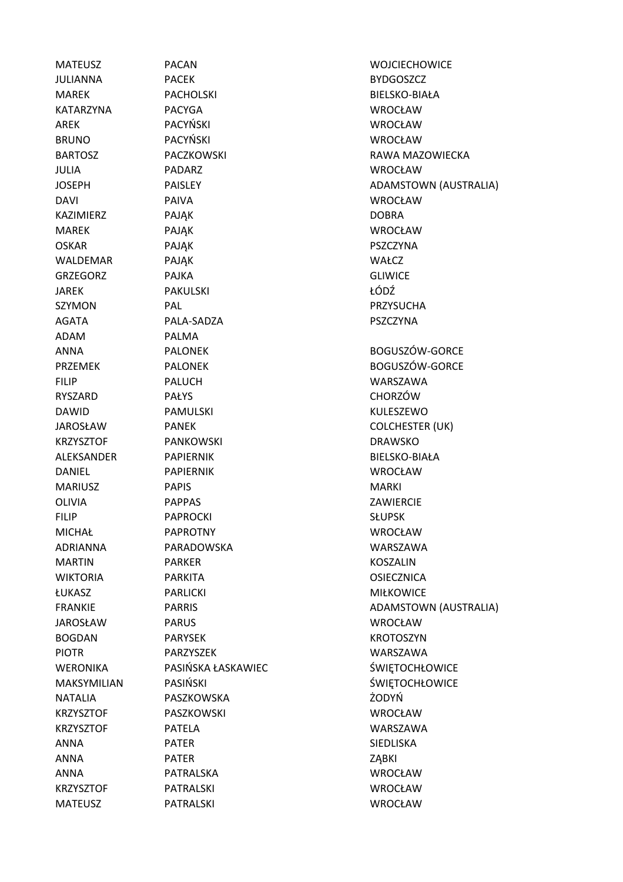| | | |
|---|---|---|
| MATEUSZ | PACAN | WOJCIECHOWICE |
| JULIANNA | PACEK | BYDGOSZCZ |
| MAREK | PACHOLSKI | BIELSKO-BIAŁA |
| KATARZYNA | PACYGA | WROCŁAW |
| AREK | PACYŃSKI | WROCŁAW |
| BRUNO | PACYŃSKI | WROCŁAW |
| BARTOSZ | PACZKOWSKI | RAWA MAZOWIECKA |
| JULIA | PADARZ | WROCŁAW |
| JOSEPH | PAISLEY | ADAMSTOWN (AUSTRALIA) |
| DAVI | PAIVA | WROCŁAW |
| KAZIMIERZ | PAJĄK | DOBRA |
| MAREK | PAJĄK | WROCŁAW |
| OSKAR | PAJĄK | PSZCZYNA |
| WALDEMAR | PAJĄK | WAŁCZ |
| GRZEGORZ | PAJKA | GLIWICE |
| JAREK | PAKULSKI | ŁÓDŹ |
| SZYMON | PAL | PRZYSUCHA |
| AGATA | PALA-SADZA | PSZCZYNA |
| ADAM | PALMA | |
| ANNA | PALONEK | BOGUSZÓW-GORCE |
| PRZEMEK | PALONEK | BOGUSZÓW-GORCE |
| FILIP | PALUCH | WARSZAWA |
| RYSZARD | PAŁYS | CHORZÓW |
| DAWID | PAMULSKI | KULESZEWO |
| JAROSŁAW | PANEK | COLCHESTER (UK) |
| KRZYSZTOF | PANKOWSKI | DRAWSKO |
| ALEKSANDER | PAPIERNIK | BIELSKO-BIAŁA |
| DANIEL | PAPIERNIK | WROCŁAW |
| MARIUSZ | PAPIS | MARKI |
| OLIVIA | PAPPAS | ZAWIERCIE |
| FILIP | PAPROCKI | SŁUPSK |
| MICHAŁ | PAPROTNY | WROCŁAW |
| ADRIANNA | PARADOWSKA | WARSZAWA |
| MARTIN | PARKER | KOSZALIN |
| WIKTORIA | PARKITA | OSIECZNICA |
| ŁUKASZ | PARLICKI | MIŁKOWICE |
| FRANKIE | PARRIS | ADAMSTOWN (AUSTRALIA) |
| JAROSŁAW | PARUS | WROCŁAW |
| BOGDAN | PARYSEK | KROTOSZYN |
| PIOTR | PARZYSZEK | WARSZAWA |
| WERONIKA | PASIŃSKA ŁASKAWIEC | ŚWIĘTOCHŁOWICE |
| MAKSYMILIAN | PASIŃSKI | ŚWIĘTOCHŁOWICE |
| NATALIA | PASZKOWSKA | ŻODYŃ |
| KRZYSZTOF | PASZKOWSKI | WROCŁAW |
| KRZYSZTOF | PATELA | WARSZAWA |
| ANNA | PATER | SIEDLISKA |
| ANNA | PATER | ZĄBKI |
| ANNA | PATRALSKA | WROCŁAW |
| KRZYSZTOF | PATRALSKI | WROCŁAW |
| MATEUSZ | PATRALSKI | WROCŁAW |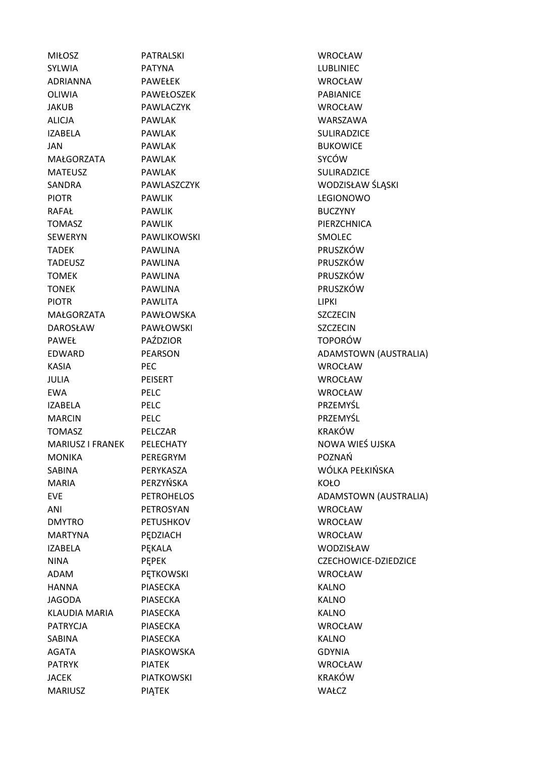| | | |
|---|---|---|
| MIŁOSZ | PATRALSKI | WROCŁAW |
| SYLWIA | PATYNA | LUBLINIEC |
| ADRIANNA | PAWEŁEK | WROCŁAW |
| OLIWIA | PAWEŁOSZEK | PABIANICE |
| JAKUB | PAWLACZYK | WROCŁAW |
| ALICJA | PAWLAK | WARSZAWA |
| IZABELA | PAWLAK | SULIRADZICE |
| JAN | PAWLAK | BUKOWICE |
| MAŁGORZATA | PAWLAK | SYCÓW |
| MATEUSZ | PAWLAK | SULIRADZICE |
| SANDRA | PAWLASZCZYK | WODZISŁAW ŚLĄSKI |
| PIOTR | PAWLIK | LEGIONOWO |
| RAFAŁ | PAWLIK | BUCZYNY |
| TOMASZ | PAWLIK | PIERZCHNICA |
| SEWERYN | PAWLIKOWSKI | SMOLEC |
| TADEK | PAWLINA | PRUSZKÓW |
| TADEUSZ | PAWLINA | PRUSZKÓW |
| TOMEK | PAWLINA | PRUSZKÓW |
| TONEK | PAWLINA | PRUSZKÓW |
| PIOTR | PAWLITA | LIPKI |
| MAŁGORZATA | PAWŁOWSKA | SZCZECIN |
| DAROSŁAW | PAWŁOWSKI | SZCZECIN |
| PAWEŁ | PAŹDZIOR | TOPORÓW |
| EDWARD | PEARSON | ADAMSTOWN (AUSTRALIA) |
| KASIA | PEC | WROCŁAW |
| JULIA | PEISERT | WROCŁAW |
| EWA | PELC | WROCŁAW |
| IZABELA | PELC | PRZEMYŚL |
| MARCIN | PELC | PRZEMYŚL |
| TOMASZ | PELCZAR | KRAKÓW |
| MARIUSZ I FRANEK | PELECHATY | NOWA WIEŚ UJSKA |
| MONIKA | PEREGRYM | POZNAŃ |
| SABINA | PERYKASZA | WÓLKA PEŁKIŃSKA |
| MARIA | PERZYŃSKA | KOŁO |
| EVE | PETROHELOS | ADAMSTOWN (AUSTRALIA) |
| ANI | PETROSYAN | WROCŁAW |
| DMYTRO | PETUSHKOV | WROCŁAW |
| MARTYNA | PĘDZIACH | WROCŁAW |
| IZABELA | PĘKALA | WODZISŁAW |
| NINA | PĘPEK | CZECHOWICE-DZIEDZICE |
| ADAM | PĘTKOWSKI | WROCŁAW |
| HANNA | PIASECKA | KALNO |
| JAGODA | PIASECKA | KALNO |
| KLAUDIA MARIA | PIASECKA | KALNO |
| PATRYCJA | PIASECKA | WROCŁAW |
| SABINA | PIASECKA | KALNO |
| AGATA | PIASKOWSKA | GDYNIA |
| PATRYK | PIATEK | WROCŁAW |
| JACEK | PIATKOWSKI | KRAKÓW |
| MARIUSZ | PIĄTEK | WAŁCZ |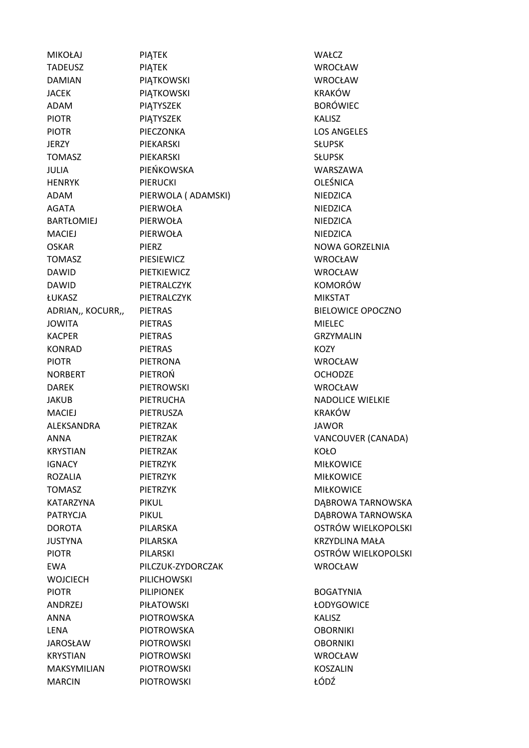| | | |
|---|---|---|
| MIKOŁAJ | PIĄTEK | WAŁCZ |
| TADEUSZ | PIĄTEK | WROCŁAW |
| DAMIAN | PIĄTKOWSKI | WROCŁAW |
| JACEK | PIĄTKOWSKI | KRAKÓW |
| ADAM | PIĄTYSZEK | BORÓWIEC |
| PIOTR | PIĄTYSZEK | KALISZ |
| PIOTR | PIECZONKA | LOS ANGELES |
| JERZY | PIEKARSKI | SŁUPSK |
| TOMASZ | PIEKARSKI | SŁUPSK |
| JULIA | PIEŃKOWSKA | WARSZAWA |
| HENRYK | PIERUCKI | OLEŚNICA |
| ADAM | PIERWOLA ( ADAMSKI) | NIEDZICA |
| AGATA | PIERWOŁA | NIEDZICA |
| BARTŁOMIEJ | PIERWOŁA | NIEDZICA |
| MACIEJ | PIERWOŁA | NIEDZICA |
| OSKAR | PIERZ | NOWA GORZELNIA |
| TOMASZ | PIESIEWICZ | WROCŁAW |
| DAWID | PIETKIEWICZ | WROCŁAW |
| DAWID | PIETRALCZYK | KOMORÓW |
| ŁUKASZ | PIETRALCZYK | MIKSTAT |
| ADRIAN,, KOCURR,, | PIETRAS | BIELOWICE OPOCZNO |
| JOWITA | PIETRAS | MIELEC |
| KACPER | PIETRAS | GRZYMALIN |
| KONRAD | PIETRAS | KOZY |
| PIOTR | PIETRONA | WROCŁAW |
| NORBERT | PIETROŃ | OCHODZE |
| DAREK | PIETROWSKI | WROCŁAW |
| JAKUB | PIETRUCHA | NADOLICE WIELKIE |
| MACIEJ | PIETRUSZA | KRAKÓW |
| ALEKSANDRA | PIETRZAK | JAWOR |
| ANNA | PIETRZAK | VANCOUVER (CANADA) |
| KRYSTIAN | PIETRZAK | KOŁO |
| IGNACY | PIETRZYK | MIŁKOWICE |
| ROZALIA | PIETRZYK | MIŁKOWICE |
| TOMASZ | PIETRZYK | MIŁKOWICE |
| KATARZYNA | PIKUL | DĄBROWA TARNOWSKA |
| PATRYCJA | PIKUL | DĄBROWA TARNOWSKA |
| DOROTA | PILARSKA | OSTRÓW WIELKOPOLSKI |
| JUSTYNA | PILARSKA | KRZYDLINA MAŁA |
| PIOTR | PILARSKI | OSTRÓW WIELKOPOLSKI |
| EWA | PILCZUK-ZYDORCZAK | WROCŁAW |
| WOJCIECH | PILICHOWSKI | |
| PIOTR | PILIPIONEK | BOGATYNIA |
| ANDRZEJ | PIŁATOWSKI | ŁODYGOWICE |
| ANNA | PIOTROWSKA | KALISZ |
| LENA | PIOTROWSKA | OBORNIKI |
| JAROSŁAW | PIOTROWSKI | OBORNIKI |
| KRYSTIAN | PIOTROWSKI | WROCŁAW |
| MAKSYMILIAN | PIOTROWSKI | KOSZALIN |
| MARCIN | PIOTROWSKI | ŁÓDŹ |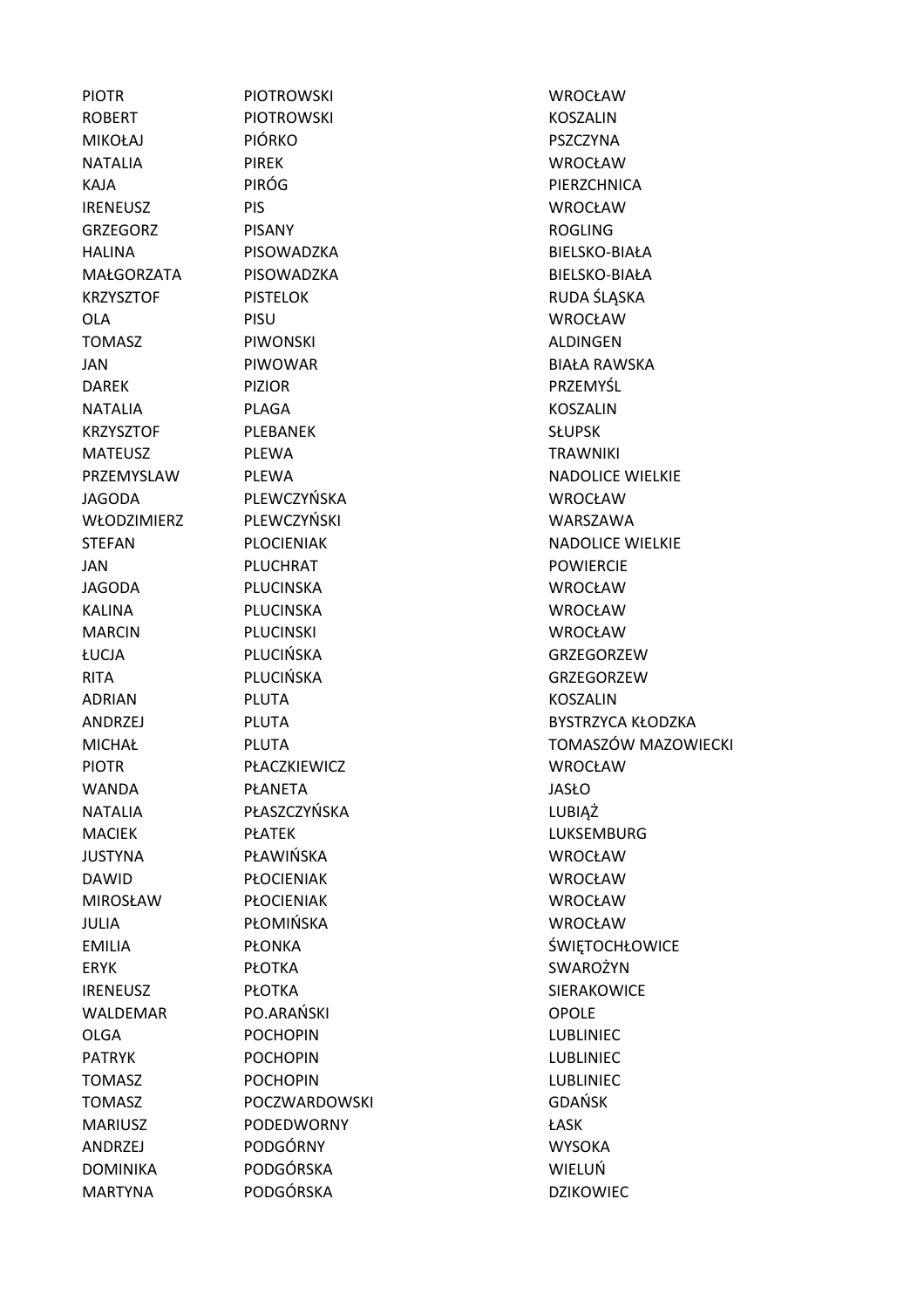| | | |
|---|---|---|
| PIOTR | PIOTROWSKI | WROCŁAW |
| ROBERT | PIOTROWSKI | KOSZALIN |
| MIKOŁAJ | PIÓRKO | PSZCZYNA |
| NATALIA | PIREK | WROCŁAW |
| KAJA | PIRÓG | PIERZCHNICA |
| IRENEUSZ | PIS | WROCŁAW |
| GRZEGORZ | PISANY | ROGLING |
| HALINA | PISOWADZKA | BIELSKO-BIAŁA |
| MAŁGORZATA | PISOWADZKA | BIELSKO-BIAŁA |
| KRZYSZTOF | PISTELOK | RUDA ŚLĄSKA |
| OLA | PISU | WROCŁAW |
| TOMASZ | PIWONSKI | ALDINGEN |
| JAN | PIWOWAR | BIAŁA RAWSKA |
| DAREK | PIZIOR | PRZEMYŚL |
| NATALIA | PLAGA | KOSZALIN |
| KRZYSZTOF | PLEBANEK | SŁUPSK |
| MATEUSZ | PLEWA | TRAWNIKI |
| PRZEMYSLAW | PLEWA | NADOLICE WIELKIE |
| JAGODA | PLEWCZYŃSKA | WROCŁAW |
| WŁODZIMIERZ | PLEWCZYŃSKI | WARSZAWA |
| STEFAN | PLOCIENIAK | NADOLICE WIELKIE |
| JAN | PLUCHRAT | POWIERCIE |
| JAGODA | PLUCINSKA | WROCŁAW |
| KALINA | PLUCINSKA | WROCŁAW |
| MARCIN | PLUCINSKI | WROCŁAW |
| ŁUCJA | PLUCIŃSKA | GRZEGORZEW |
| RITA | PLUCIŃSKA | GRZEGORZEW |
| ADRIAN | PLUTA | KOSZALIN |
| ANDRZEJ | PLUTA | BYSTRZYCA KŁODZKA |
| MICHAŁ | PLUTA | TOMASZÓW MAZOWIECKI |
| PIOTR | PŁACZKIEWICZ | WROCŁAW |
| WANDA | PŁANETA | JASŁO |
| NATALIA | PŁASZCZYŃSKA | LUBIĄŻ |
| MACIEK | PŁATEK | LUKSEMBURG |
| JUSTYNA | PŁAWIŃSKA | WROCŁAW |
| DAWID | PŁOCIENIAK | WROCŁAW |
| MIROSŁAW | PŁOCIENIAK | WROCŁAW |
| JULIA | PŁOMIŃSKA | WROCŁAW |
| EMILIA | PŁONKA | ŚWIĘTOCHŁOWICE |
| ERYK | PŁOTKA | SWAROŻYN |
| IRENEUSZ | PŁOTKA | SIERAKOWICE |
| WALDEMAR | PO.ARAŃSKI | OPOLE |
| OLGA | POCHOPIN | LUBLINIEC |
| PATRYK | POCHOPIN | LUBLINIEC |
| TOMASZ | POCHOPIN | LUBLINIEC |
| TOMASZ | POCZWARDOWSKI | GDAŃSK |
| MARIUSZ | PODEDWORNY | ŁASK |
| ANDRZEJ | PODGÓRNY | WYSOKA |
| DOMINIKA | PODGÓRSKA | WIELUŃ |
| MARTYNA | PODGÓRSKA | DZIKOWIEC |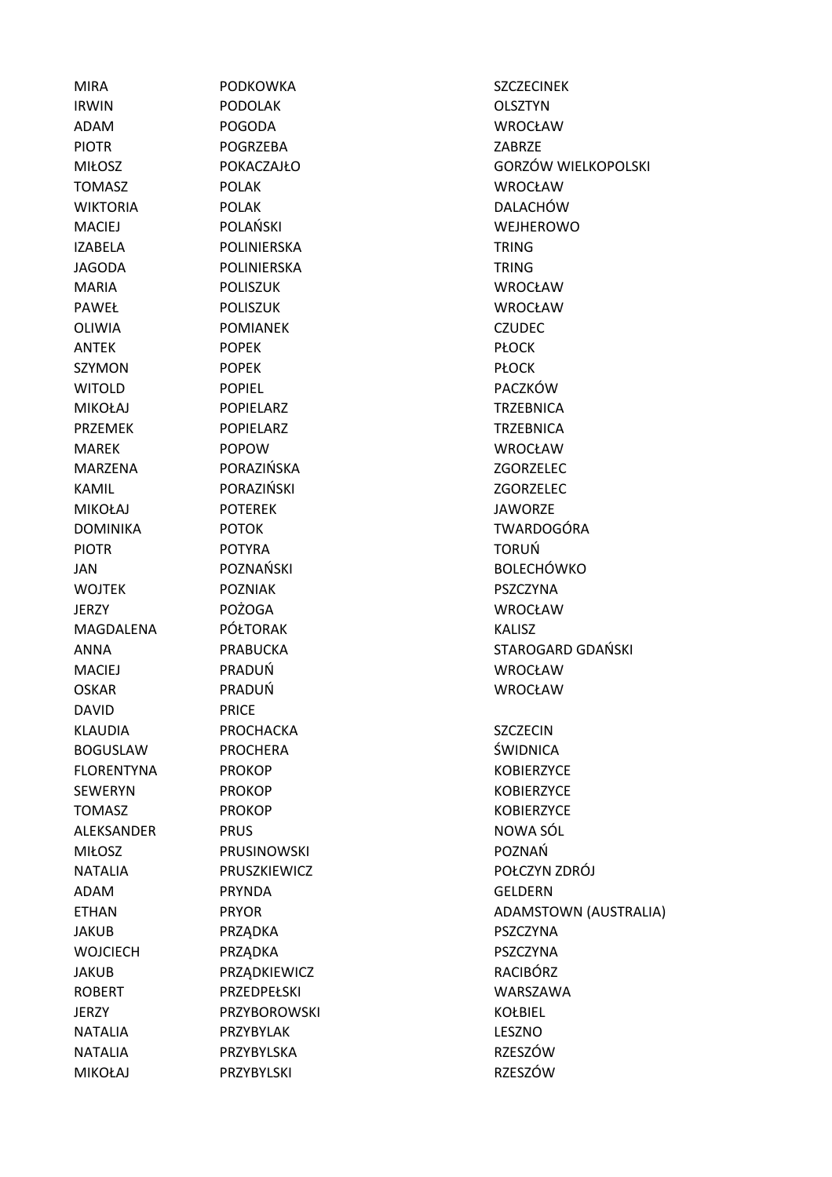| | | |
|---|---|---|
| MIRA | PODKOWKA | SZCZECINEK |
| IRWIN | PODOLAK | OLSZTYN |
| ADAM | POGODA | WROCŁAW |
| PIOTR | POGRZEBA | ZABRZE |
| MIŁOSZ | POKACZAJŁO | GORZÓW WIELKOPOLSKI |
| TOMASZ | POLAK | WROCŁAW |
| WIKTORIA | POLAK | DALACHÓW |
| MACIEJ | POLAŃSKI | WEJHEROWO |
| IZABELA | POLINIERSKA | TRING |
| JAGODA | POLINIERSKA | TRING |
| MARIA | POLISZUK | WROCŁAW |
| PAWEŁ | POLISZUK | WROCŁAW |
| OLIWIA | POMIANEK | CZUDEC |
| ANTEK | POPEK | PŁOCK |
| SZYMON | POPEK | PŁOCK |
| WITOLD | POPIEL | PACZKÓW |
| MIKOŁAJ | POPIELARZ | TRZEBNICA |
| PRZEMEK | POPIELARZ | TRZEBNICA |
| MAREK | POPOW | WROCŁAW |
| MARZENA | PORAZIŃSKA | ZGORZELEC |
| KAMIL | PORAZIŃSKI | ZGORZELEC |
| MIKOŁAJ | POTEREK | JAWORZE |
| DOMINIKA | POTOK | TWARDOGÓRA |
| PIOTR | POTYRA | TORUŃ |
| JAN | POZNAŃSKI | BOLECHÓWKO |
| WOJTEK | POZNIAK | PSZCZYNA |
| JERZY | POŻOGA | WROCŁAW |
| MAGDALENA | PÓŁTORAK | KALISZ |
| ANNA | PRABUCKA | STAROGARD GDAŃSKI |
| MACIEJ | PRADUŃ | WROCŁAW |
| OSKAR | PRADUŃ | WROCŁAW |
| DAVID | PRICE | |
| KLAUDIA | PROCHACKA | SZCZECIN |
| BOGUSLAW | PROCHERA | ŚWIDNICA |
| FLORENTYNA | PROKOP | KOBIERZYCE |
| SEWERYN | PROKOP | KOBIERZYCE |
| TOMASZ | PROKOP | KOBIERZYCE |
| ALEKSANDER | PRUS | NOWA SÓL |
| MIŁOSZ | PRUSINOWSKI | POZNAŃ |
| NATALIA | PRUSZKIEWICZ | POŁCZYN ZDRÓJ |
| ADAM | PRYNDA | GELDERN |
| ETHAN | PRYOR | ADAMSTOWN (AUSTRALIA) |
| JAKUB | PRZĄDKA | PSZCZYNA |
| WOJCIECH | PRZĄDKA | PSZCZYNA |
| JAKUB | PRZĄDKIEWICZ | RACIBÓRZ |
| ROBERT | PRZEDPEŁSKI | WARSZAWA |
| JERZY | PRZYBOROWSKI | KOŁBIEL |
| NATALIA | PRZYBYLAK | LESZNO |
| NATALIA | PRZYBYLSKA | RZESZÓW |
| MIKOŁAJ | PRZYBYLSKI | RZESZÓW |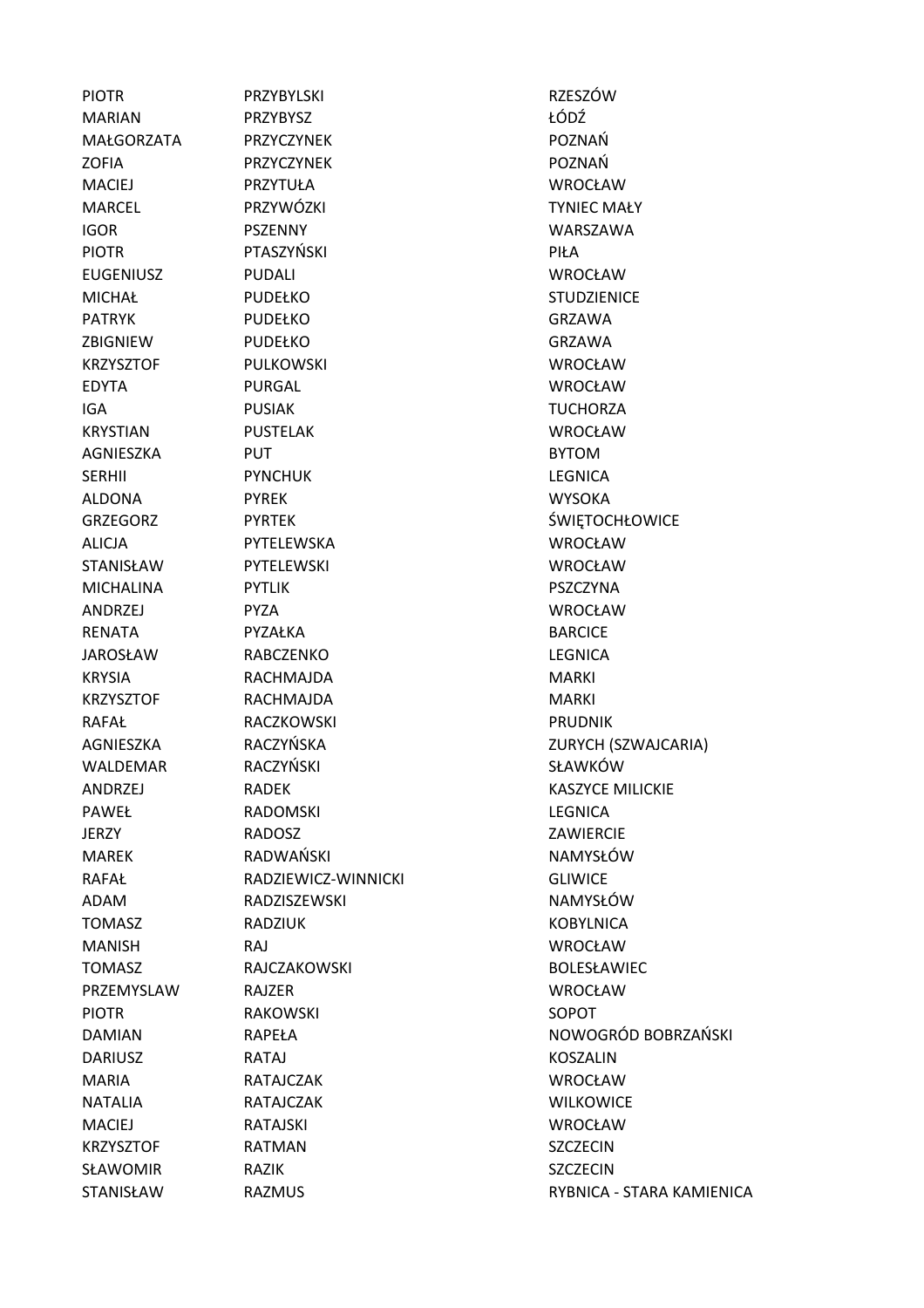| | | |
|---|---|---|
| PIOTR | PRZYBYLSKI | RZESZÓW |
| MARIAN | PRZYBYSZ | ŁÓDŹ |
| MAŁGORZATA | PRZYCZYNEK | POZNAŃ |
| ZOFIA | PRZYCZYNEK | POZNAŃ |
| MACIEJ | PRZYTUŁA | WROCŁAW |
| MARCEL | PRZYWÓZKI | TYNIEC MAŁY |
| IGOR | PSZENNY | WARSZAWA |
| PIOTR | PTASZYŃSKI | PIŁA |
| EUGENIUSZ | PUDALI | WROCŁAW |
| MICHAŁ | PUDEŁKO | STUDZIENICE |
| PATRYK | PUDEŁKO | GRZAWA |
| ZBIGNIEW | PUDEŁKO | GRZAWA |
| KRZYSZTOF | PULKOWSKI | WROCŁAW |
| EDYTA | PURGAL | WROCŁAW |
| IGA | PUSIAK | TUCHORZA |
| KRYSTIAN | PUSTELAK | WROCŁAW |
| AGNIESZKA | PUT | BYTOM |
| SERHII | PYNCHUK | LEGNICA |
| ALDONA | PYREK | WYSOKA |
| GRZEGORZ | PYRTEK | ŚWIĘTOCHŁOWICE |
| ALICJA | PYTELEWSKA | WROCŁAW |
| STANISŁAW | PYTELEWSKI | WROCŁAW |
| MICHALINA | PYTLIK | PSZCZYNA |
| ANDRZEJ | PYZA | WROCŁAW |
| RENATA | PYZAŁKA | BARCICE |
| JAROSŁAW | RABCZENKO | LEGNICA |
| KRYSIA | RACHMAJDA | MARKI |
| KRZYSZTOF | RACHMAJDA | MARKI |
| RAFAŁ | RACZKOWSKI | PRUDNIK |
| AGNIESZKA | RACZYŃSKA | ZURYCH (SZWAJCARIA) |
| WALDEMAR | RACZYŃSKI | SŁAWKÓW |
| ANDRZEJ | RADEK | KASZYCE MILICKIE |
| PAWEŁ | RADOMSKI | LEGNICA |
| JERZY | RADOSZ | ZAWIERCIE |
| MAREK | RADWAŃSKI | NAMYSŁÓW |
| RAFAŁ | RADZIEWICZ-WINNICKI | GLIWICE |
| ADAM | RADZISZEWSKI | NAMYSŁÓW |
| TOMASZ | RADZIUK | KOBYLNICA |
| MANISH | RAJ | WROCŁAW |
| TOMASZ | RAJCZAKOWSKI | BOLESŁAWIEC |
| PRZEMYSLAW | RAJZER | WROCŁAW |
| PIOTR | RAKOWSKI | SOPOT |
| DAMIAN | RAPEŁA | NOWOGRÓD BOBRZAŃSKI |
| DARIUSZ | RATAJ | KOSZALIN |
| MARIA | RATAJCZAK | WROCŁAW |
| NATALIA | RATAJCZAK | WILKOWICE |
| MACIEJ | RATAJSKI | WROCŁAW |
| KRZYSZTOF | RATMAN | SZCZECIN |
| SŁAWOMIR | RAZIK | SZCZECIN |
| STANISŁAW | RAZMUS | RYBNICA - STARA KAMIENICA |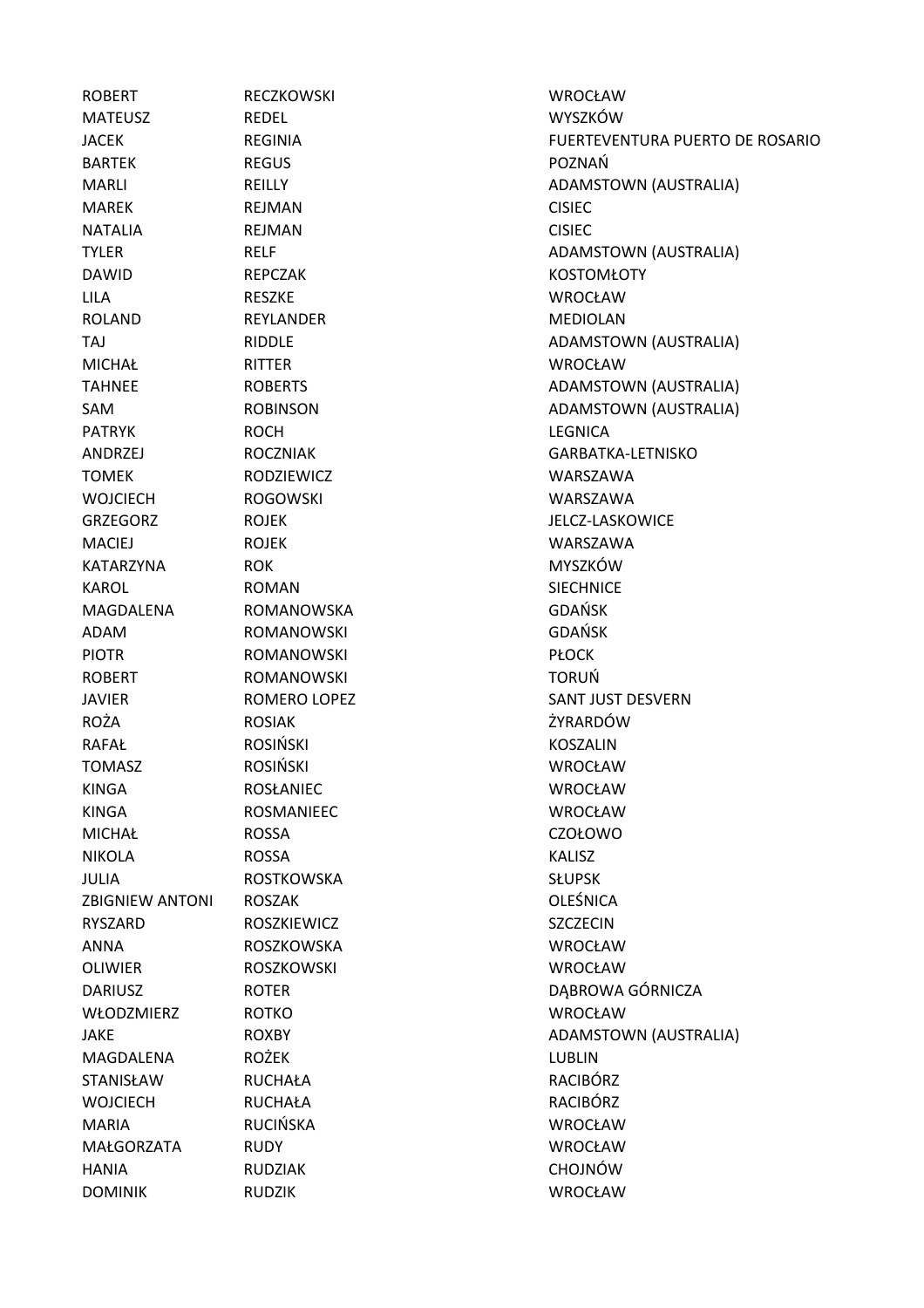| | | |
|---|---|---|
| ROBERT | RECZKOWSKI | WROCŁAW |
| MATEUSZ | REDEL | WYSZKÓW |
| JACEK | REGINIA | FUERTEVENTURA PUERTO DE ROSARIO |
| BARTEK | REGUS | POZNAŃ |
| MARLI | REILLY | ADAMSTOWN (AUSTRALIA) |
| MAREK | REJMAN | CISIEC |
| NATALIA | REJMAN | CISIEC |
| TYLER | RELF | ADAMSTOWN (AUSTRALIA) |
| DAWID | REPCZAK | KOSTOMŁOTY |
| LILA | RESZKE | WROCŁAW |
| ROLAND | REYLANDER | MEDIOLAN |
| TAJ | RIDDLE | ADAMSTOWN (AUSTRALIA) |
| MICHAŁ | RITTER | WROCŁAW |
| TAHNEE | ROBERTS | ADAMSTOWN (AUSTRALIA) |
| SAM | ROBINSON | ADAMSTOWN (AUSTRALIA) |
| PATRYK | ROCH | LEGNICA |
| ANDRZEJ | ROCZNIAK | GARBATKA-LETNISKO |
| TOMEK | RODZIEWICZ | WARSZAWA |
| WOJCIECH | ROGOWSKI | WARSZAWA |
| GRZEGORZ | ROJEK | JELCZ-LASKOWICE |
| MACIEJ | ROJEK | WARSZAWA |
| KATARZYNA | ROK | MYSZKÓW |
| KAROL | ROMAN | SIECHNICE |
| MAGDALENA | ROMANOWSKA | GDAŃSK |
| ADAM | ROMANOWSKI | GDAŃSK |
| PIOTR | ROMANOWSKI | PŁOCK |
| ROBERT | ROMANOWSKI | TORUŃ |
| JAVIER | ROMERO LOPEZ | SANT JUST DESVERN |
| ROŻA | ROSIAK | ŻYRARDÓW |
| RAFAŁ | ROSIŃSKI | KOSZALIN |
| TOMASZ | ROSIŃSKI | WROCŁAW |
| KINGA | ROSŁANIEC | WROCŁAW |
| KINGA | ROSMANIEEC | WROCŁAW |
| MICHAŁ | ROSSA | CZOŁOWO |
| NIKOLA | ROSSA | KALISZ |
| JULIA | ROSTKOWSKA | SŁUPSK |
| ZBIGNIEW ANTONI | ROSZAK | OLEŚNICA |
| RYSZARD | ROSZKIEWICZ | SZCZECIN |
| ANNA | ROSZKOWSKA | WROCŁAW |
| OLIWIER | ROSZKOWSKI | WROCŁAW |
| DARIUSZ | ROTER | DĄBROWA GÓRNICZA |
| WŁODZMIERZ | ROTKO | WROCŁAW |
| JAKE | ROXBY | ADAMSTOWN (AUSTRALIA) |
| MAGDALENA | ROŻEK | LUBLIN |
| STANISŁAW | RUCHAŁA | RACIBÓRZ |
| WOJCIECH | RUCHAŁA | RACIBÓRZ |
| MARIA | RUCIŃSKA | WROCŁAW |
| MAŁGORZATA | RUDY | WROCŁAW |
| HANIA | RUDZIAK | CHOJNÓW |
| DOMINIK | RUDZIK | WROCŁAW |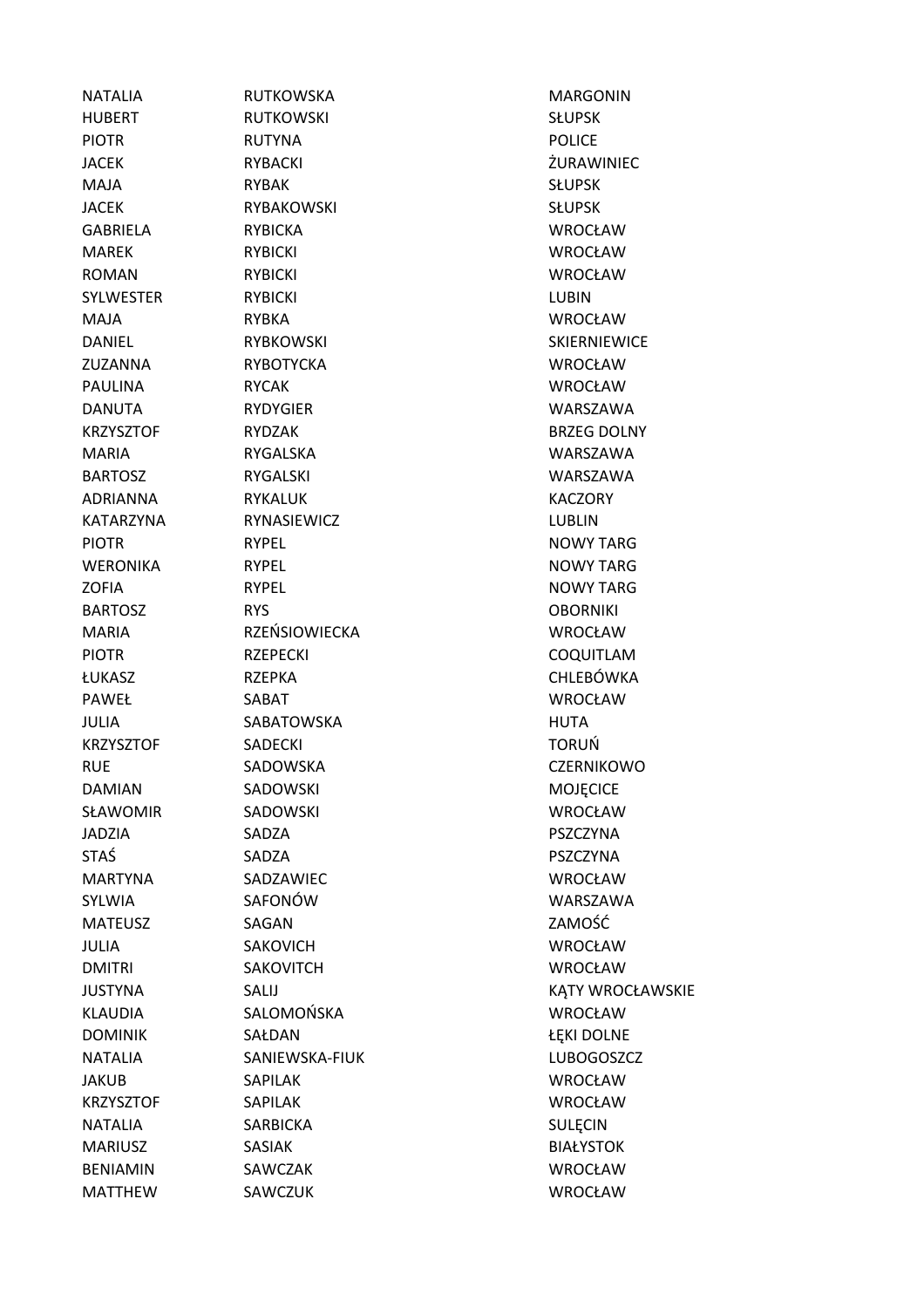| | | |
|---|---|---|
| NATALIA | RUTKOWSKA | MARGONIN |
| HUBERT | RUTKOWSKI | SŁUPSK |
| PIOTR | RUTYNA | POLICE |
| JACEK | RYBACKI | ŻURAWINIEC |
| MAJA | RYBAK | SŁUPSK |
| JACEK | RYBAKOWSKI | SŁUPSK |
| GABRIELA | RYBICKA | WROCŁAW |
| MAREK | RYBICKI | WROCŁAW |
| ROMAN | RYBICKI | WROCŁAW |
| SYLWESTER | RYBICKI | LUBIN |
| MAJA | RYBKA | WROCŁAW |
| DANIEL | RYBKOWSKI | SKIERNIEWICE |
| ZUZANNA | RYBOTYCKA | WROCŁAW |
| PAULINA | RYCAK | WROCŁAW |
| DANUTA | RYDYGIER | WARSZAWA |
| KRZYSZTOF | RYDZAK | BRZEG DOLNY |
| MARIA | RYGALSKA | WARSZAWA |
| BARTOSZ | RYGALSKI | WARSZAWA |
| ADRIANNA | RYKALUK | KACZORY |
| KATARZYNA | RYNASIEWICZ | LUBLIN |
| PIOTR | RYPEL | NOWY TARG |
| WERONIKA | RYPEL | NOWY TARG |
| ZOFIA | RYPEL | NOWY TARG |
| BARTOSZ | RYS | OBORNIKI |
| MARIA | RZEŃSIOWIECKA | WROCŁAW |
| PIOTR | RZEPECKI | COQUITLAM |
| ŁUKASZ | RZEPKA | CHLEBÓWKA |
| PAWEŁ | SABAT | WROCŁAW |
| JULIA | SABATOWSKA | HUTA |
| KRZYSZTOF | SADECKI | TORUŃ |
| RUE | SADOWSKA | CZERNIKOWO |
| DAMIAN | SADOWSKI | MOJĘCICE |
| SŁAWOMIR | SADOWSKI | WROCŁAW |
| JADZIA | SADZA | PSZCZYNA |
| STAŚ | SADZA | PSZCZYNA |
| MARTYNA | SADZAWIEC | WROCŁAW |
| SYLWIA | SAFONÓW | WARSZAWA |
| MATEUSZ | SAGAN | ZAMOŚĆ |
| JULIA | SAKOVICH | WROCŁAW |
| DMITRI | SAKOVITCH | WROCŁAW |
| JUSTYNA | SALIJ | KĄTY WROCŁAWSKIE |
| KLAUDIA | SALOMOŃSKA | WROCŁAW |
| DOMINIK | SAŁDAN | ŁĘKI DOLNE |
| NATALIA | SANIEWSKA-FIUK | LUBOGOSZCZ |
| JAKUB | SAPILAK | WROCŁAW |
| KRZYSZTOF | SAPILAK | WROCŁAW |
| NATALIA | SARBICKA | SULĘCIN |
| MARIUSZ | SASIAK | BIAŁYSTOK |
| BENIAMIN | SAWCZAK | WROCŁAW |
| MATTHEW | SAWCZUK | WROCŁAW |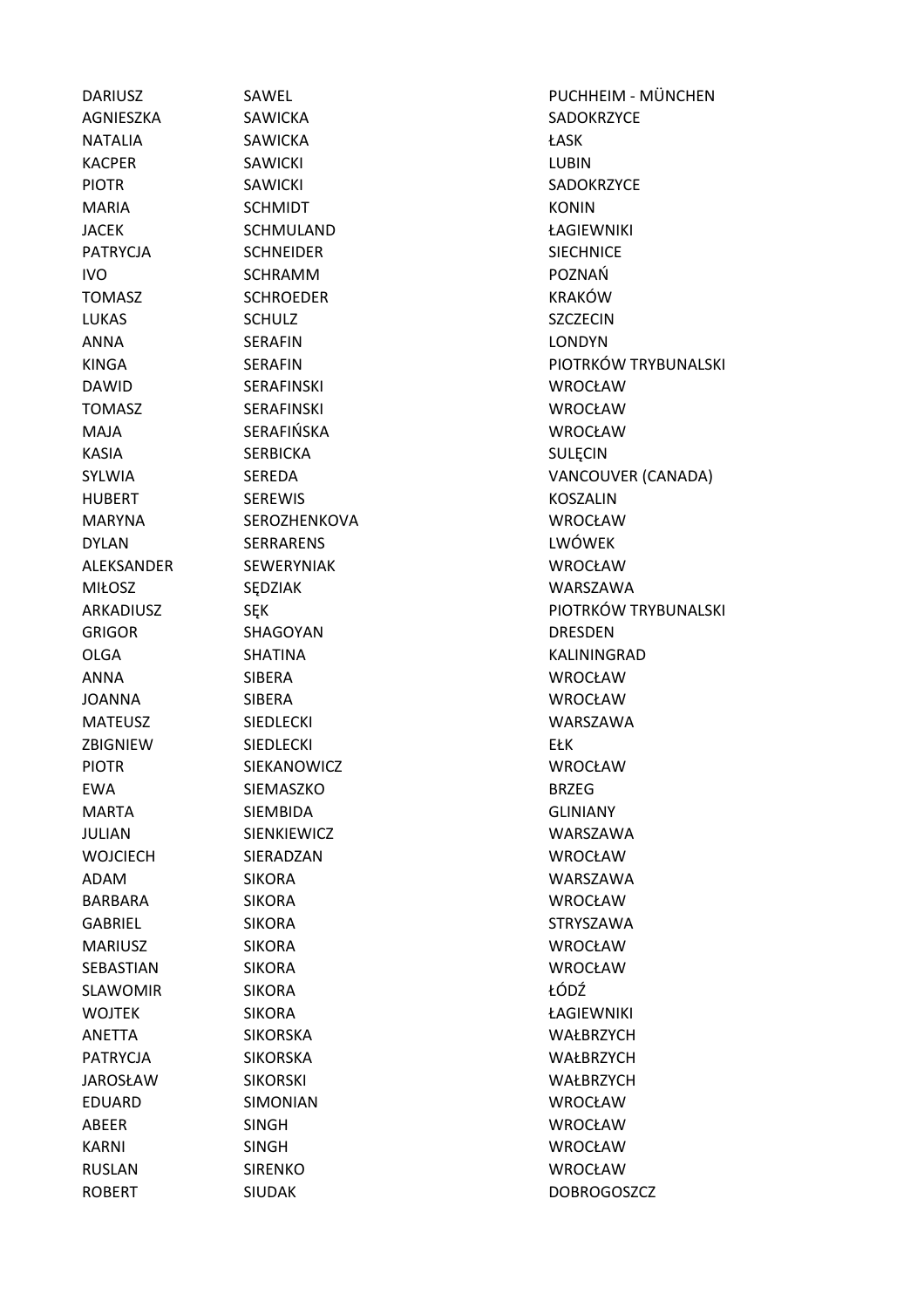| | | |
|---|---|---|
| DARIUSZ | SAWEL | PUCHHEIM - MÜNCHEN |
| AGNIESZKA | SAWICKA | SADOKRZYCE |
| NATALIA | SAWICKA | ŁASK |
| KACPER | SAWICKI | LUBIN |
| PIOTR | SAWICKI | SADOKRZYCE |
| MARIA | SCHMIDT | KONIN |
| JACEK | SCHMULAND | ŁAGIEWNIKI |
| PATRYCJA | SCHNEIDER | SIECHNICE |
| IVO | SCHRAMM | POZNAŃ |
| TOMASZ | SCHROEDER | KRAKÓW |
| LUKAS | SCHULZ | SZCZECIN |
| ANNA | SERAFIN | LONDYN |
| KINGA | SERAFIN | PIOTRKÓW TRYBUNALSKI |
| DAWID | SERAFINSKI | WROCŁAW |
| TOMASZ | SERAFINSKI | WROCŁAW |
| MAJA | SERAFIŃSKA | WROCŁAW |
| KASIA | SERBICKA | SULĘCIN |
| SYLWIA | SEREDA | VANCOUVER (CANADA) |
| HUBERT | SEREWIS | KOSZALIN |
| MARYNA | SEROZHENKOVA | WROCŁAW |
| DYLAN | SERRARENS | LWÓWEK |
| ALEKSANDER | SEWERYNIAK | WROCŁAW |
| MIŁOSZ | SĘDZIAK | WARSZAWA |
| ARKADIUSZ | SĘK | PIOTRKÓW TRYBUNALSKI |
| GRIGOR | SHAGOYAN | DRESDEN |
| OLGA | SHATINA | KALININGRAD |
| ANNA | SIBERA | WROCŁAW |
| JOANNA | SIBERA | WROCŁAW |
| MATEUSZ | SIEDLECKI | WARSZAWA |
| ZBIGNIEW | SIEDLECKI | EŁK |
| PIOTR | SIEKANOWICZ | WROCŁAW |
| EWA | SIEMASZKO | BRZEG |
| MARTA | SIEMBIDA | GLINIANY |
| JULIAN | SIENKIEWICZ | WARSZAWA |
| WOJCIECH | SIERADZAN | WROCŁAW |
| ADAM | SIKORA | WARSZAWA |
| BARBARA | SIKORA | WROCŁAW |
| GABRIEL | SIKORA | STRYSZAWA |
| MARIUSZ | SIKORA | WROCŁAW |
| SEBASTIAN | SIKORA | WROCŁAW |
| SLAWOMIR | SIKORA | ŁÓDŹ |
| WOJTEK | SIKORA | ŁAGIEWNIKI |
| ANETTA | SIKORSKA | WAŁBRZYCH |
| PATRYCJA | SIKORSKA | WAŁBRZYCH |
| JAROSŁAW | SIKORSKI | WAŁBRZYCH |
| EDUARD | SIMONIAN | WROCŁAW |
| ABEER | SINGH | WROCŁAW |
| KARNI | SINGH | WROCŁAW |
| RUSLAN | SIRENKO | WROCŁAW |
| ROBERT | SIUDAK | DOBROGOSZCZ |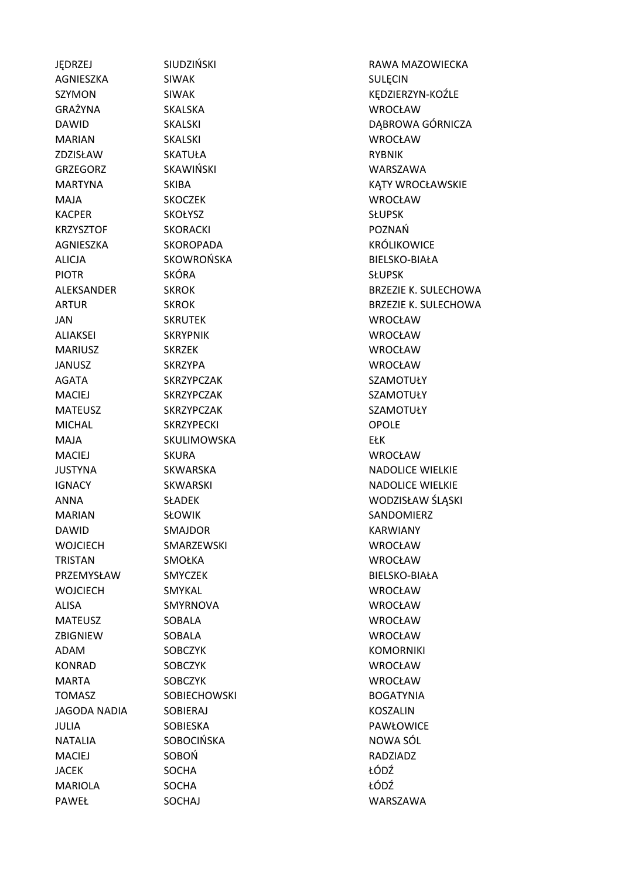| | | |
|---|---|---|
| JĘDRZEJ | SIUDZIŃSKI | RAWA MAZOWIECKA |
| AGNIESZKA | SIWAK | SULĘCIN |
| SZYMON | SIWAK | KĘDZIERZYN-KOŹLE |
| GRAŻYNA | SKALSKA | WROCŁAW |
| DAWID | SKALSKI | DĄBROWA GÓRNICZA |
| MARIAN | SKALSKI | WROCŁAW |
| ZDZISŁAW | SKATUŁA | RYBNIK |
| GRZEGORZ | SKAWIŃSKI | WARSZAWA |
| MARTYNA | SKIBA | KĄTY WROCŁAWSKIE |
| MAJA | SKOCZEK | WROCŁAW |
| KACPER | SKOŁYSZ | SŁUPSK |
| KRZYSZTOF | SKORACKI | POZNAŃ |
| AGNIESZKA | SKOROPADA | KRÓLIKOWICE |
| ALICJA | SKOWROŃSKA | BIELSKO-BIAŁA |
| PIOTR | SKÓRA | SŁUPSK |
| ALEKSANDER | SKROK | BRZEZIE K. SULECHOWA |
| ARTUR | SKROK | BRZEZIE K. SULECHOWA |
| JAN | SKRUTEK | WROCŁAW |
| ALIAKSEI | SKRYPNIK | WROCŁAW |
| MARIUSZ | SKRZEK | WROCŁAW |
| JANUSZ | SKRZYPA | WROCŁAW |
| AGATA | SKRZYPCZAK | SZAMOTUŁY |
| MACIEJ | SKRZYPCZAK | SZAMOTUŁY |
| MATEUSZ | SKRZYPCZAK | SZAMOTUŁY |
| MICHAL | SKRZYPECKI | OPOLE |
| MAJA | SKULIMOWSKA | EŁK |
| MACIEJ | SKURA | WROCŁAW |
| JUSTYNA | SKWARSKA | NADOLICE WIELKIE |
| IGNACY | SKWARSKI | NADOLICE WIELKIE |
| ANNA | SŁADEK | WODZISŁAW ŚLĄSKI |
| MARIAN | SŁOWIK | SANDOMIERZ |
| DAWID | SMAJDOR | KARWIANY |
| WOJCIECH | SMARZEWSKI | WROCŁAW |
| TRISTAN | SMOŁKA | WROCŁAW |
| PRZEMYSŁAW | SMYCZEK | BIELSKO-BIAŁA |
| WOJCIECH | SMYKAL | WROCŁAW |
| ALISA | SMYRNOVA | WROCŁAW |
| MATEUSZ | SOBALA | WROCŁAW |
| ZBIGNIEW | SOBALA | WROCŁAW |
| ADAM | SOBCZYK | KOMORNIKI |
| KONRAD | SOBCZYK | WROCŁAW |
| MARTA | SOBCZYK | WROCŁAW |
| TOMASZ | SOBIECHOWSKI | BOGATYNIA |
| JAGODA NADIA | SOBIERAJ | KOSZALIN |
| JULIA | SOBIESKA | PAWŁOWICE |
| NATALIA | SOBOCIŃSKA | NOWA SÓL |
| MACIEJ | SOBOŃ | RADZIADZ |
| JACEK | SOCHA | ŁÓDŹ |
| MARIOLA | SOCHA | ŁÓDŹ |
| PAWEŁ | SOCHAJ | WARSZAWA |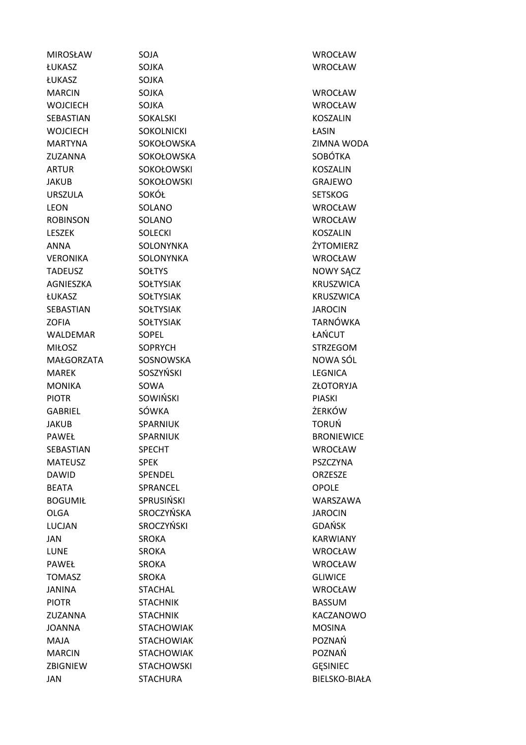| | | |
|---|---|---|
| MIROSŁAW | SOJA | WROCŁAW |
| ŁUKASZ | SOJKA | WROCŁAW |
| ŁUKASZ | SOJKA | |
| MARCIN | SOJKA | WROCŁAW |
| WOJCIECH | SOJKA | WROCŁAW |
| SEBASTIAN | SOKALSKI | KOSZALIN |
| WOJCIECH | SOKOLNICKI | ŁASIN |
| MARTYNA | SOKOŁOWSKA | ZIMNA WODA |
| ZUZANNA | SOKOŁOWSKA | SOBÓTKA |
| ARTUR | SOKOŁOWSKI | KOSZALIN |
| JAKUB | SOKOŁOWSKI | GRAJEWO |
| URSZULA | SOKÓŁ | SETSKOG |
| LEON | SOLANO | WROCŁAW |
| ROBINSON | SOLANO | WROCŁAW |
| LESZEK | SOLECKI | KOSZALIN |
| ANNA | SOLONYNKA | ŻYTOMIERZ |
| VERONIKA | SOLONYNKA | WROCŁAW |
| TADEUSZ | SOŁTYS | NOWY SĄCZ |
| AGNIESZKA | SOŁTYSIAK | KRUSZWICA |
| ŁUKASZ | SOŁTYSIAK | KRUSZWICA |
| SEBASTIAN | SOŁTYSIAK | JAROCIN |
| ZOFIA | SOŁTYSIAK | TARNÓWKA |
| WALDEMAR | SOPEL | ŁAŃCUT |
| MIŁOSZ | SOPRYCH | STRZEGOM |
| MAŁGORZATA | SOSNOWSKA | NOWA SÓL |
| MAREK | SOSZYŃSKI | LEGNICA |
| MONIKA | SOWA | ZŁOTORYJA |
| PIOTR | SOWIŃSKI | PIASKI |
| GABRIEL | SÓWKA | ŻERKÓW |
| JAKUB | SPARNIUK | TORUŃ |
| PAWEŁ | SPARNIUK | BRONIEWICE |
| SEBASTIAN | SPECHT | WROCŁAW |
| MATEUSZ | SPEK | PSZCZYNA |
| DAWID | SPENDEL | ORZESZE |
| BEATA | SPRANCEL | OPOLE |
| BOGUMIŁ | SPRUSIŃSKI | WARSZAWA |
| OLGA | SROCZYŃSKA | JAROCIN |
| LUCJAN | SROCZYŃSKI | GDAŃSK |
| JAN | SROKA | KARWIANY |
| LUNE | SROKA | WROCŁAW |
| PAWEŁ | SROKA | WROCŁAW |
| TOMASZ | SROKA | GLIWICE |
| JANINA | STACHAL | WROCŁAW |
| PIOTR | STACHNIK | BASSUM |
| ZUZANNA | STACHNIK | KACZANOWO |
| JOANNA | STACHOWIAK | MOSINA |
| MAJA | STACHOWIAK | POZNAŃ |
| MARCIN | STACHOWIAK | POZNAŃ |
| ZBIGNIEW | STACHOWSKI | GĘSINIEC |
| JAN | STACHURA | BIELSKO-BIAŁA |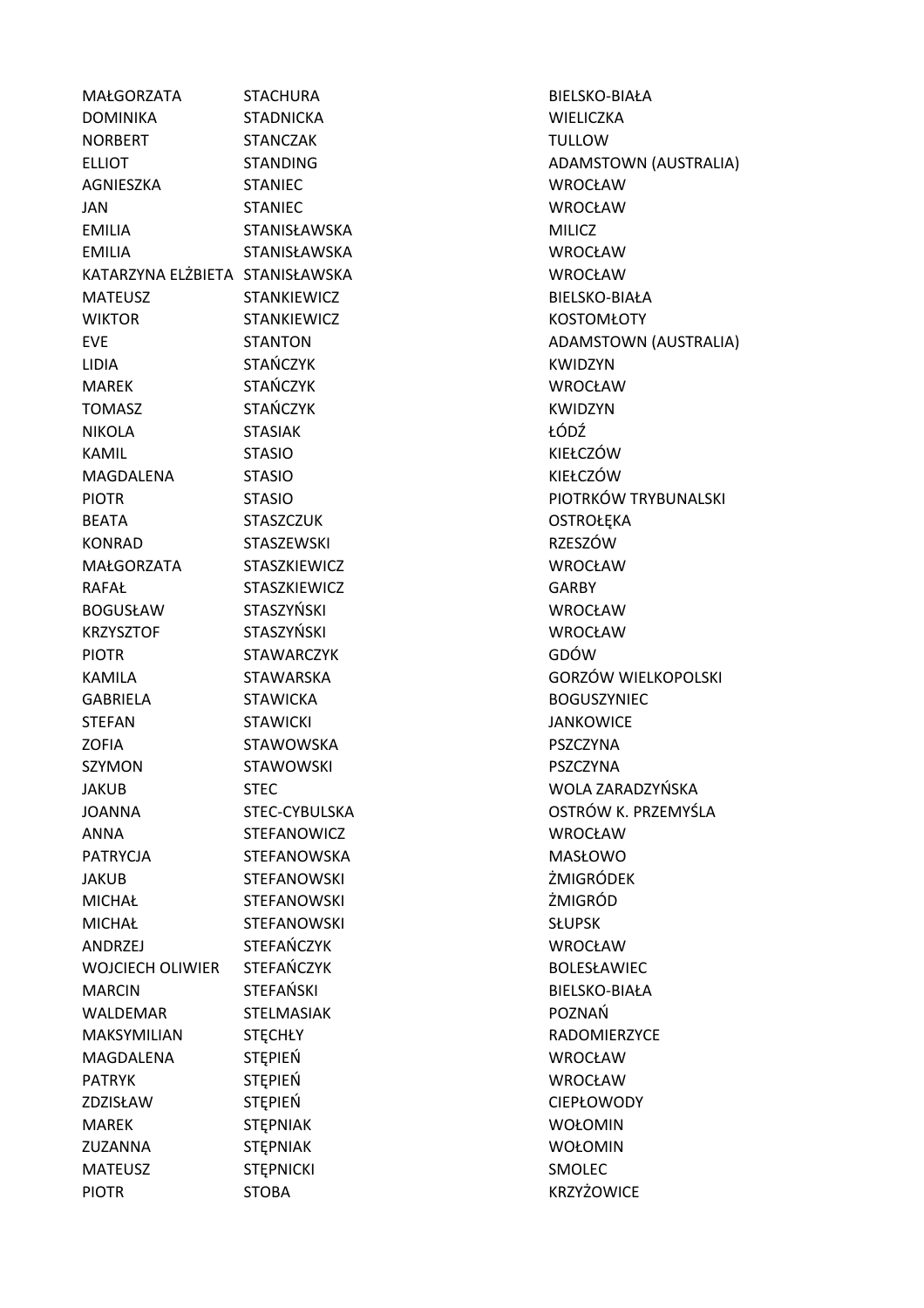| | | |
|---|---|---|
| MAŁGORZATA | STACHURA | BIELSKO-BIAŁA |
| DOMINIKA | STADNICKA | WIELICZKA |
| NORBERT | STANCZAK | TULLOW |
| ELLIOT | STANDING | ADAMSTOWN (AUSTRALIA) |
| AGNIESZKA | STANIEC | WROCŁAW |
| JAN | STANIEC | WROCŁAW |
| EMILIA | STANISŁAWSKA | MILICZ |
| EMILIA | STANISŁAWSKA | WROCŁAW |
| KATARZYNA ELŻBIETA | STANISŁAWSKA | WROCŁAW |
| MATEUSZ | STANKIEWICZ | BIELSKO-BIAŁA |
| WIKTOR | STANKIEWICZ | KOSTOMŁOTY |
| EVE | STANTON | ADAMSTOWN (AUSTRALIA) |
| LIDIA | STAŃCZYK | KWIDZYN |
| MAREK | STAŃCZYK | WROCŁAW |
| TOMASZ | STAŃCZYK | KWIDZYN |
| NIKOLA | STASIAK | ŁÓDŹ |
| KAMIL | STASIO | KIEŁCZÓW |
| MAGDALENA | STASIO | KIEŁCZÓW |
| PIOTR | STASIO | PIOTRKÓW TRYBUNALSKI |
| BEATA | STASZCZUK | OSTROŁĘKA |
| KONRAD | STASZEWSKI | RZESZÓW |
| MAŁGORZATA | STASZKIEWICZ | WROCŁAW |
| RAFAŁ | STASZKIEWICZ | GARBY |
| BOGUSŁAW | STASZYŃSKI | WROCŁAW |
| KRZYSZTOF | STASZYŃSKI | WROCŁAW |
| PIOTR | STAWARCZYK | GDÓW |
| KAMILA | STAWARSKA | GORZÓW WIELKOPOLSKI |
| GABRIELA | STAWICKA | BOGUSZYNIEC |
| STEFAN | STAWICKI | JANKOWICE |
| ZOFIA | STAWOWSKA | PSZCZYNA |
| SZYMON | STAWOWSKI | PSZCZYNA |
| JAKUB | STEC | WOLA ZARADZYŃSKA |
| JOANNA | STEC-CYBULSKA | OSTRÓW K. PRZEMYŚLA |
| ANNA | STEFANOWICZ | WROCŁAW |
| PATRYCJA | STEFANOWSKA | MASŁOWO |
| JAKUB | STEFANOWSKI | ŻMIGRÓDEK |
| MICHAŁ | STEFANOWSKI | ŻMIGRÓD |
| MICHAŁ | STEFANOWSKI | SŁUPSK |
| ANDRZEJ | STEFAŃCZYK | WROCŁAW |
| WOJCIECH OLIWIER | STEFAŃCZYK | BOLESŁAWIEC |
| MARCIN | STEFAŃSKI | BIELSKO-BIAŁA |
| WALDEMAR | STELMASIAK | POZNAŃ |
| MAKSYMILIAN | STĘCHŁY | RADOMIERZYCE |
| MAGDALENA | STĘPIEŃ | WROCŁAW |
| PATRYK | STĘPIEŃ | WROCŁAW |
| ZDZISŁAW | STĘPIEŃ | CIEPŁOWODY |
| MAREK | STĘPNIAK | WOŁOMIN |
| ZUZANNA | STĘPNIAK | WOŁOMIN |
| MATEUSZ | STĘPNICKI | SMOLEC |
| PIOTR | STOBA | KRZYŻOWICE |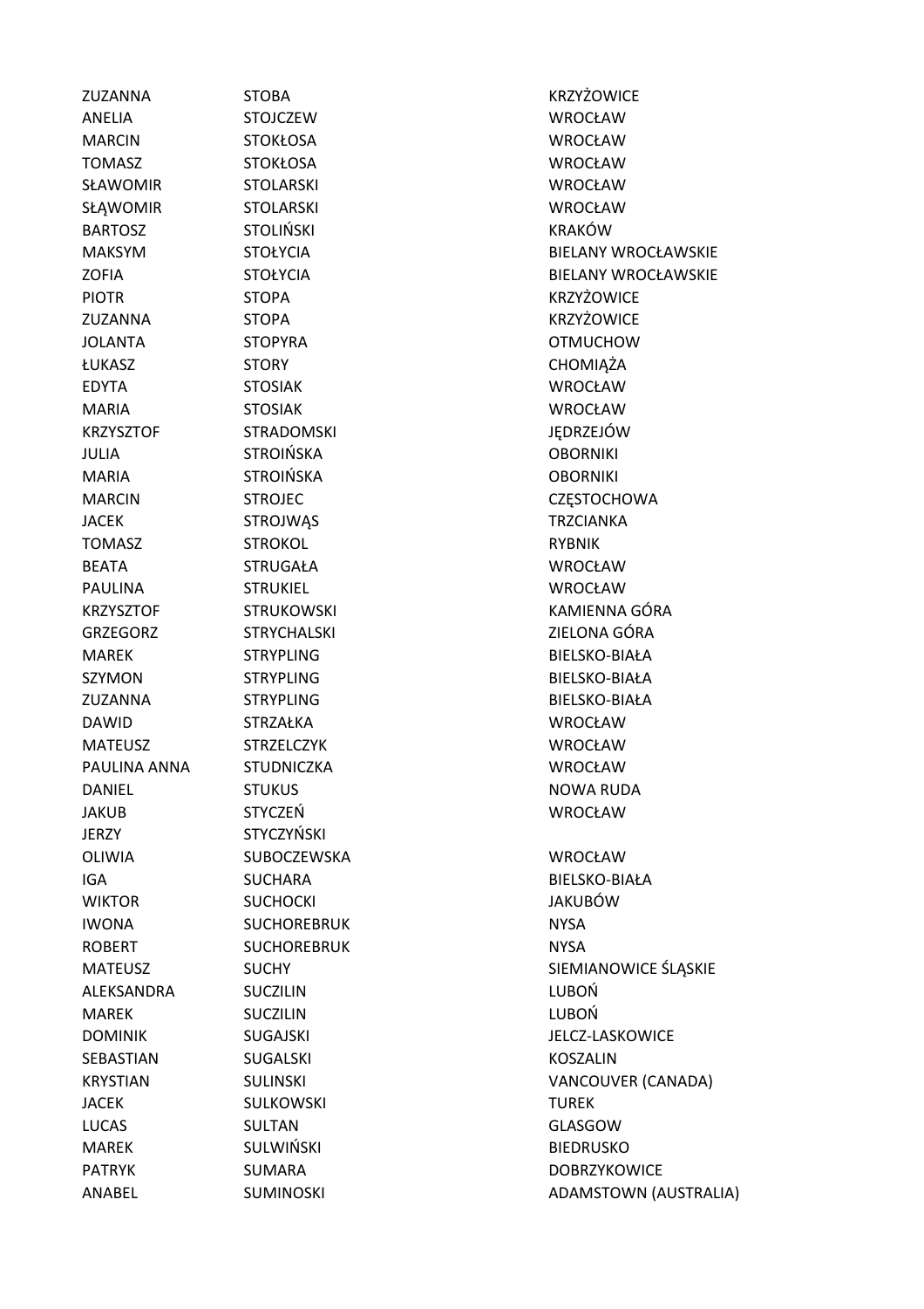| | | |
|---|---|---|
| ZUZANNA | STOBA | KRZYŻOWICE |
| ANELIA | STOJCZEW | WROCŁAW |
| MARCIN | STOKŁOSA | WROCŁAW |
| TOMASZ | STOKŁOSA | WROCŁAW |
| SŁAWOMIR | STOLARSKI | WROCŁAW |
| SŁĄWOMIR | STOLARSKI | WROCŁAW |
| BARTOSZ | STOLIŃSKI | KRAKÓW |
| MAKSYM | STOŁYCIA | BIELANY WROCŁAWSKIE |
| ZOFIA | STOŁYCIA | BIELANY WROCŁAWSKIE |
| PIOTR | STOPA | KRZYŻOWICE |
| ZUZANNA | STOPA | KRZYŻOWICE |
| JOLANTA | STOPYRA | OTMUCHOW |
| ŁUKASZ | STORY | CHOMIĄŻA |
| EDYTA | STOSIAK | WROCŁAW |
| MARIA | STOSIAK | WROCŁAW |
| KRZYSZTOF | STRADOMSKI | JĘDRZEJÓW |
| JULIA | STROIŃSKA | OBORNIKI |
| MARIA | STROIŃSKA | OBORNIKI |
| MARCIN | STROJEC | CZĘSTOCHOWA |
| JACEK | STROJWĄS | TRZCIANKA |
| TOMASZ | STROKOL | RYBNIK |
| BEATA | STRUGAŁA | WROCŁAW |
| PAULINA | STRUKIEL | WROCŁAW |
| KRZYSZTOF | STRUKOWSKI | KAMIENNA GÓRA |
| GRZEGORZ | STRYCHALSKI | ZIELONA GÓRA |
| MAREK | STRYPLING | BIELSKO-BIAŁA |
| SZYMON | STRYPLING | BIELSKO-BIAŁA |
| ZUZANNA | STRYPLING | BIELSKO-BIAŁA |
| DAWID | STRZAŁKA | WROCŁAW |
| MATEUSZ | STRZELCZYK | WROCŁAW |
| PAULINA ANNA | STUDNICZKA | WROCŁAW |
| DANIEL | STUKUS | NOWA RUDA |
| JAKUB | STYCZEŃ | WROCŁAW |
| JERZY | STYCZYŃSKI | |
| OLIWIA | SUBOCZEWSKA | WROCŁAW |
| IGA | SUCHARA | BIELSKO-BIAŁA |
| WIKTOR | SUCHOCKI | JAKUBÓW |
| IWONA | SUCHOREBRUK | NYSA |
| ROBERT | SUCHOREBRUK | NYSA |
| MATEUSZ | SUCHY | SIEMIANOWICE ŚLĄSKIE |
| ALEKSANDRA | SUCZILIN | LUBOŃ |
| MAREK | SUCZILIN | LUBOŃ |
| DOMINIK | SUGAJSKI | JELCZ-LASKOWICE |
| SEBASTIAN | SUGALSKI | KOSZALIN |
| KRYSTIAN | SULINSKI | VANCOUVER (CANADA) |
| JACEK | SULKOWSKI | TUREK |
| LUCAS | SULTAN | GLASGOW |
| MAREK | SULWIŃSKI | BIEDRUSKO |
| PATRYK | SUMARA | DOBRZYKOWICE |
| ANABEL | SUMINOSKI | ADAMSTOWN (AUSTRALIA) |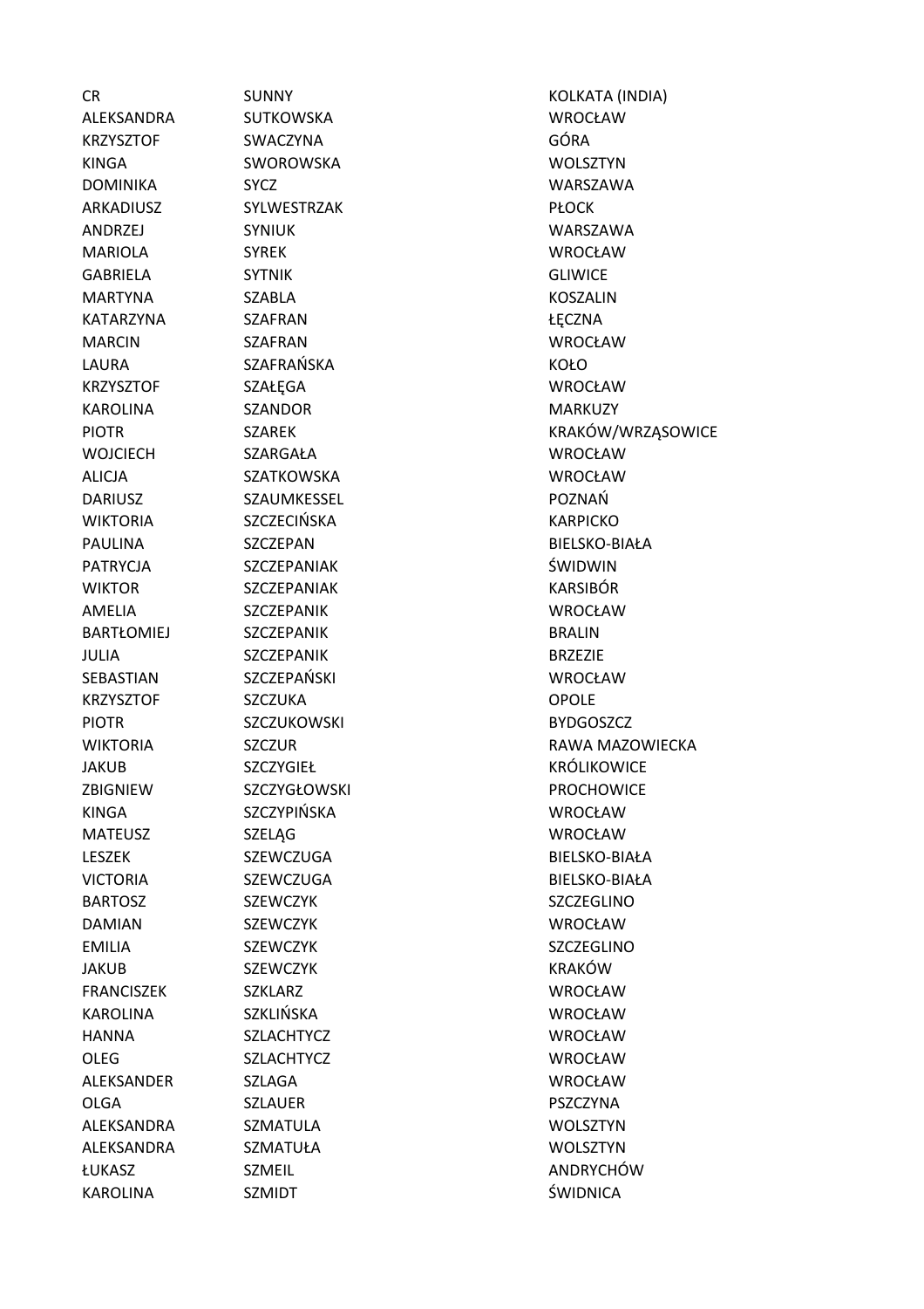| | | |
|---|---|---|
| CR | SUNNY | KOLKATA (INDIA) |
| ALEKSANDRA | SUTKOWSKA | WROCŁAW |
| KRZYSZTOF | SWACZYNA | GÓRA |
| KINGA | SWOROWSKA | WOLSZTYN |
| DOMINIKA | SYCZ | WARSZAWA |
| ARKADIUSZ | SYLWESTRZAK | PŁOCK |
| ANDRZEJ | SYNIUK | WARSZAWA |
| MARIOLA | SYREK | WROCŁAW |
| GABRIELA | SYTNIK | GLIWICE |
| MARTYNA | SZABLA | KOSZALIN |
| KATARZYNA | SZAFRAN | ŁĘCZNA |
| MARCIN | SZAFRAN | WROCŁAW |
| LAURA | SZAFRAŃSKA | KOŁO |
| KRZYSZTOF | SZAŁĘGA | WROCŁAW |
| KAROLINA | SZANDOR | MARKUZY |
| PIOTR | SZAREK | KRAKÓW/WRZĄSOWICE |
| WOJCIECH | SZARGAŁA | WROCŁAW |
| ALICJA | SZATKOWSKA | WROCŁAW |
| DARIUSZ | SZAUMKESSEL | POZNAŃ |
| WIKTORIA | SZCZECIŃSKA | KARPICKO |
| PAULINA | SZCZEPAN | BIELSKO-BIAŁA |
| PATRYCJA | SZCZEPANIAK | ŚWIDWIN |
| WIKTOR | SZCZEPANIAK | KARSIBÓR |
| AMELIA | SZCZEPANIK | WROCŁAW |
| BARTŁOMIEJ | SZCZEPANIK | BRALIN |
| JULIA | SZCZEPANIK | BRZEZIE |
| SEBASTIAN | SZCZEPAŃSKI | WROCŁAW |
| KRZYSZTOF | SZCZUKA | OPOLE |
| PIOTR | SZCZUKOWSKI | BYDGOSZCZ |
| WIKTORIA | SZCZUR | RAWA MAZOWIECKA |
| JAKUB | SZCZYGIEŁ | KRÓLIKOWICE |
| ZBIGNIEW | SZCZYGŁOWSKI | PROCHOWICE |
| KINGA | SZCZYPIŃSKA | WROCŁAW |
| MATEUSZ | SZELĄG | WROCŁAW |
| LESZEK | SZEWCZUGA | BIELSKO-BIAŁA |
| VICTORIA | SZEWCZUGA | BIELSKO-BIAŁA |
| BARTOSZ | SZEWCZYK | SZCZEGLINO |
| DAMIAN | SZEWCZYK | WROCŁAW |
| EMILIA | SZEWCZYK | SZCZEGLINO |
| JAKUB | SZEWCZYK | KRAKÓW |
| FRANCISZEK | SZKLARZ | WROCŁAW |
| KAROLINA | SZKLIŃSKA | WROCŁAW |
| HANNA | SZLACHTYCZ | WROCŁAW |
| OLEG | SZLACHTYCZ | WROCŁAW |
| ALEKSANDER | SZLAGA | WROCŁAW |
| OLGA | SZLAUER | PSZCZYNA |
| ALEKSANDRA | SZMATULA | WOLSZTYN |
| ALEKSANDRA | SZMATUŁA | WOLSZTYN |
| ŁUKASZ | SZMEIL | ANDRYCHÓW |
| KAROLINA | SZMIDT | ŚWIDNICA |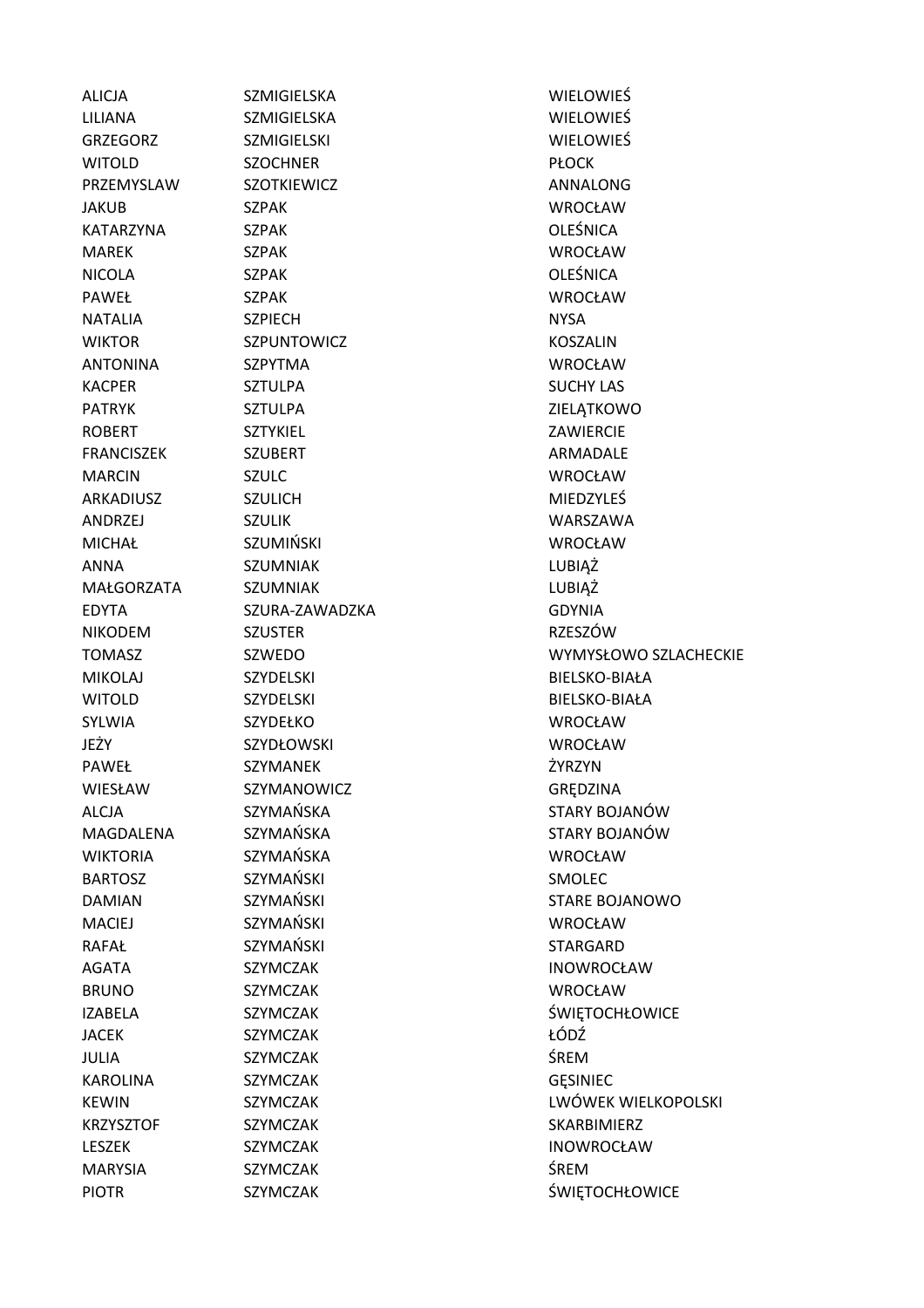| | | |
|---|---|---|
| ALICJA | SZMIGIELSKA | WIELOWIEŚ |
| LILIANA | SZMIGIELSKA | WIELOWIEŚ |
| GRZEGORZ | SZMIGIELSKI | WIELOWIEŚ |
| WITOLD | SZOCHNER | PŁOCK |
| PRZEMYSLAW | SZOTKIEWICZ | ANNALONG |
| JAKUB | SZPAK | WROCŁAW |
| KATARZYNA | SZPAK | OLEŚNICA |
| MAREK | SZPAK | WROCŁAW |
| NICOLA | SZPAK | OLEŚNICA |
| PAWEŁ | SZPAK | WROCŁAW |
| NATALIA | SZPIECH | NYSA |
| WIKTOR | SZPUNTOWICZ | KOSZALIN |
| ANTONINA | SZPYTMA | WROCŁAW |
| KACPER | SZTULPA | SUCHY LAS |
| PATRYK | SZTULPA | ZIELĄTKOWO |
| ROBERT | SZTYKIEL | ZAWIERCIE |
| FRANCISZEK | SZUBERT | ARMADALE |
| MARCIN | SZULC | WROCŁAW |
| ARKADIUSZ | SZULICH | MIEDZYLEŚ |
| ANDRZEJ | SZULIK | WARSZAWA |
| MICHAŁ | SZUMIŃSKI | WROCŁAW |
| ANNA | SZUMNIAK | LUBIĄŻ |
| MAŁGORZATA | SZUMNIAK | LUBIĄŻ |
| EDYTA | SZURA-ZAWADZKA | GDYNIA |
| NIKODEM | SZUSTER | RZESZÓW |
| TOMASZ | SZWEDO | WYMYSŁOWO SZLACHECKIE |
| MIKOLAJ | SZYDELSKI | BIELSKO-BIAŁA |
| WITOLD | SZYDELSKI | BIELSKO-BIAŁA |
| SYLWIA | SZYDEŁKO | WROCŁAW |
| JEŻY | SZYDŁOWSKI | WROCŁAW |
| PAWEŁ | SZYMANEK | ŻYRZYN |
| WIESŁAW | SZYMANOWICZ | GRĘDZINA |
| ALCJA | SZYMAŃSKA | STARY BOJANÓW |
| MAGDALENA | SZYMAŃSKA | STARY BOJANÓW |
| WIKTORIA | SZYMAŃSKA | WROCŁAW |
| BARTOSZ | SZYMAŃSKI | SMOLEC |
| DAMIAN | SZYMAŃSKI | STARE BOJANOWO |
| MACIEJ | SZYMAŃSKI | WROCŁAW |
| RAFAŁ | SZYMAŃSKI | STARGARD |
| AGATA | SZYMCZAK | INOWROCŁAW |
| BRUNO | SZYMCZAK | WROCŁAW |
| IZABELA | SZYMCZAK | ŚWIĘTOCHŁOWICE |
| JACEK | SZYMCZAK | ŁÓDŹ |
| JULIA | SZYMCZAK | ŚREM |
| KAROLINA | SZYMCZAK | GĘSINIEC |
| KEWIN | SZYMCZAK | LWÓWEK WIELKOPOLSKI |
| KRZYSZTOF | SZYMCZAK | SKARBIMIERZ |
| LESZEK | SZYMCZAK | INOWROCŁAW |
| MARYSIA | SZYMCZAK | ŚREM |
| PIOTR | SZYMCZAK | ŚWIĘTOCHŁOWICE |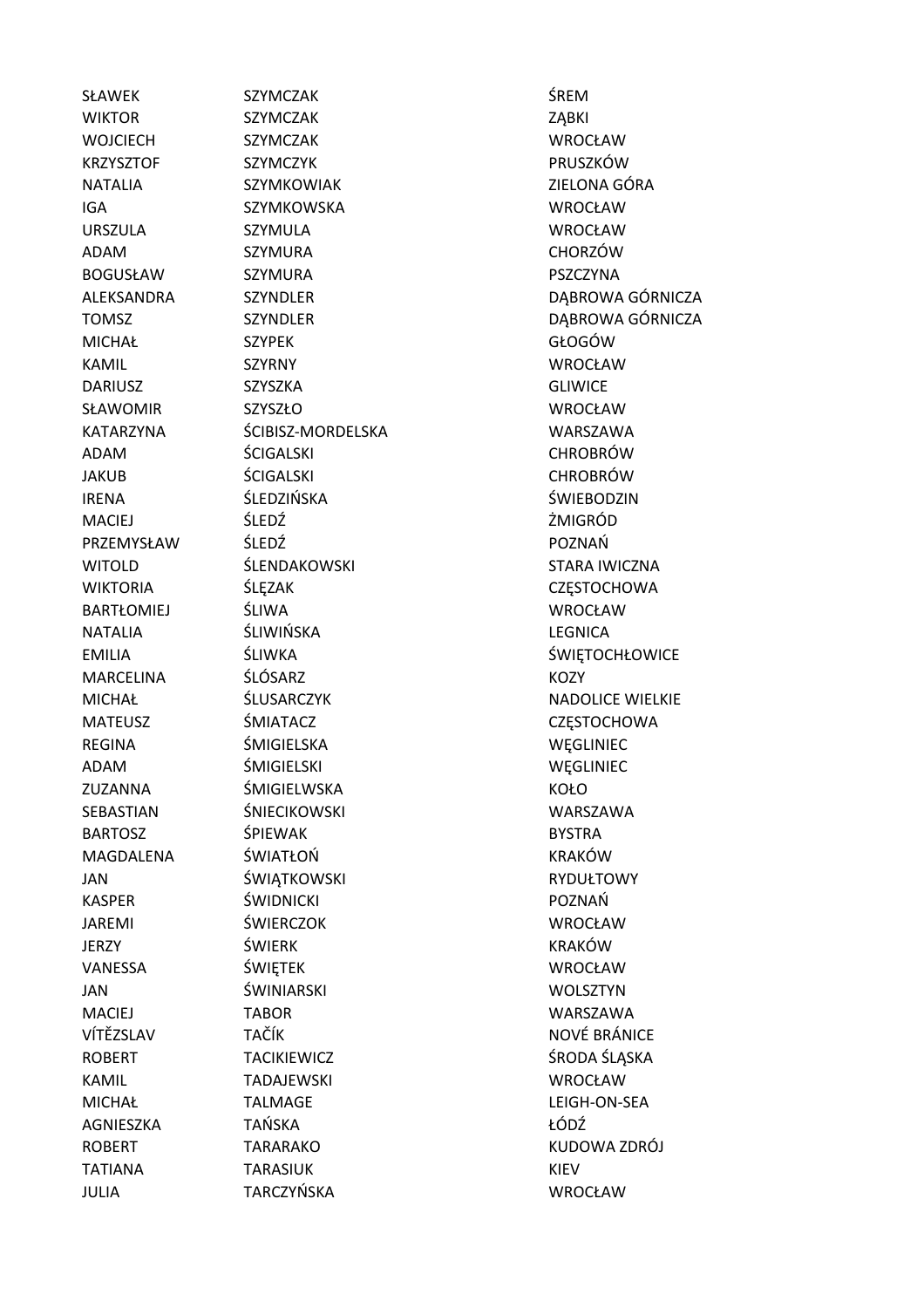| | | |
|---|---|---|
| SŁAWEK | SZYMCZAK | ŚREM |
| WIKTOR | SZYMCZAK | ZĄBKI |
| WOJCIECH | SZYMCZAK | WROCŁAW |
| KRZYSZTOF | SZYMCZYK | PRUSZKÓW |
| NATALIA | SZYMKOWIAK | ZIELONA GÓRA |
| IGA | SZYMKOWSKA | WROCŁAW |
| URSZULA | SZYMULA | WROCŁAW |
| ADAM | SZYMURA | CHORZÓW |
| BOGUSŁAW | SZYMURA | PSZCZYNA |
| ALEKSANDRA | SZYNDLER | DĄBROWA GÓRNICZA |
| TOMSZ | SZYNDLER | DĄBROWA GÓRNICZA |
| MICHAŁ | SZYPEK | GŁOGÓW |
| KAMIL | SZYRNY | WROCŁAW |
| DARIUSZ | SZYSZKA | GLIWICE |
| SŁAWOMIR | SZYSZŁO | WROCŁAW |
| KATARZYNA | ŚCIBISZ-MORDELSKA | WARSZAWA |
| ADAM | ŚCIGALSKI | CHROBRÓW |
| JAKUB | ŚCIGALSKI | CHROBRÓW |
| IRENA | ŚLEDZIŃSKA | ŚWIEBODZIN |
| MACIEJ | ŚLEDŹ | ŻMIGRÓD |
| PRZEMYSŁAW | ŚLEDŹ | POZNAŃ |
| WITOLD | ŚLENDAKOWSKI | STARA IWICZNA |
| WIKTORIA | ŚLĘZAK | CZĘSTOCHOWA |
| BARTŁOMIEJ | ŚLIWA | WROCŁAW |
| NATALIA | ŚLIWIŃSKA | LEGNICA |
| EMILIA | ŚLIWKA | ŚWIĘTOCHŁOWICE |
| MARCELINA | ŚLÓSARZ | KOZY |
| MICHAŁ | ŚLUSARCZYK | NADOLICE WIELKIE |
| MATEUSZ | ŚMIATACZ | CZĘSTOCHOWA |
| REGINA | ŚMIGIELSKA | WĘGLINIEC |
| ADAM | ŚMIGIELSKI | WĘGLINIEC |
| ZUZANNA | ŚMIGIELWSKA | KOŁO |
| SEBASTIAN | ŚNIECIKOWSKI | WARSZAWA |
| BARTOSZ | ŚPIEWAK | BYSTRA |
| MAGDALENA | ŚWIATŁOŃ | KRAKÓW |
| JAN | ŚWIĄTKOWSKI | RYDUŁTOWY |
| KASPER | ŚWIDNICKI | POZNAŃ |
| JAREMI | ŚWIERCZOK | WROCŁAW |
| JERZY | ŚWIERK | KRAKÓW |
| VANESSA | ŚWIĘTEK | WROCŁAW |
| JAN | ŚWINIARSKI | WOLSZTYN |
| MACIEJ | TABOR | WARSZAWA |
| VÍTĚZSLAV | TAČÍK | NOVÉ BRÁNICE |
| ROBERT | TACIKIEWICZ | ŚRODA ŚLĄSKA |
| KAMIL | TADAJEWSKI | WROCŁAW |
| MICHAŁ | TALMAGE | LEIGH-ON-SEA |
| AGNIESZKA | TAŃSKA | ŁÓDŹ |
| ROBERT | TARARAKO | KUDOWA ZDRÓJ |
| TATIANA | TARASIUK | KIEV |
| JULIA | TARCZYŃSKA | WROCŁAW |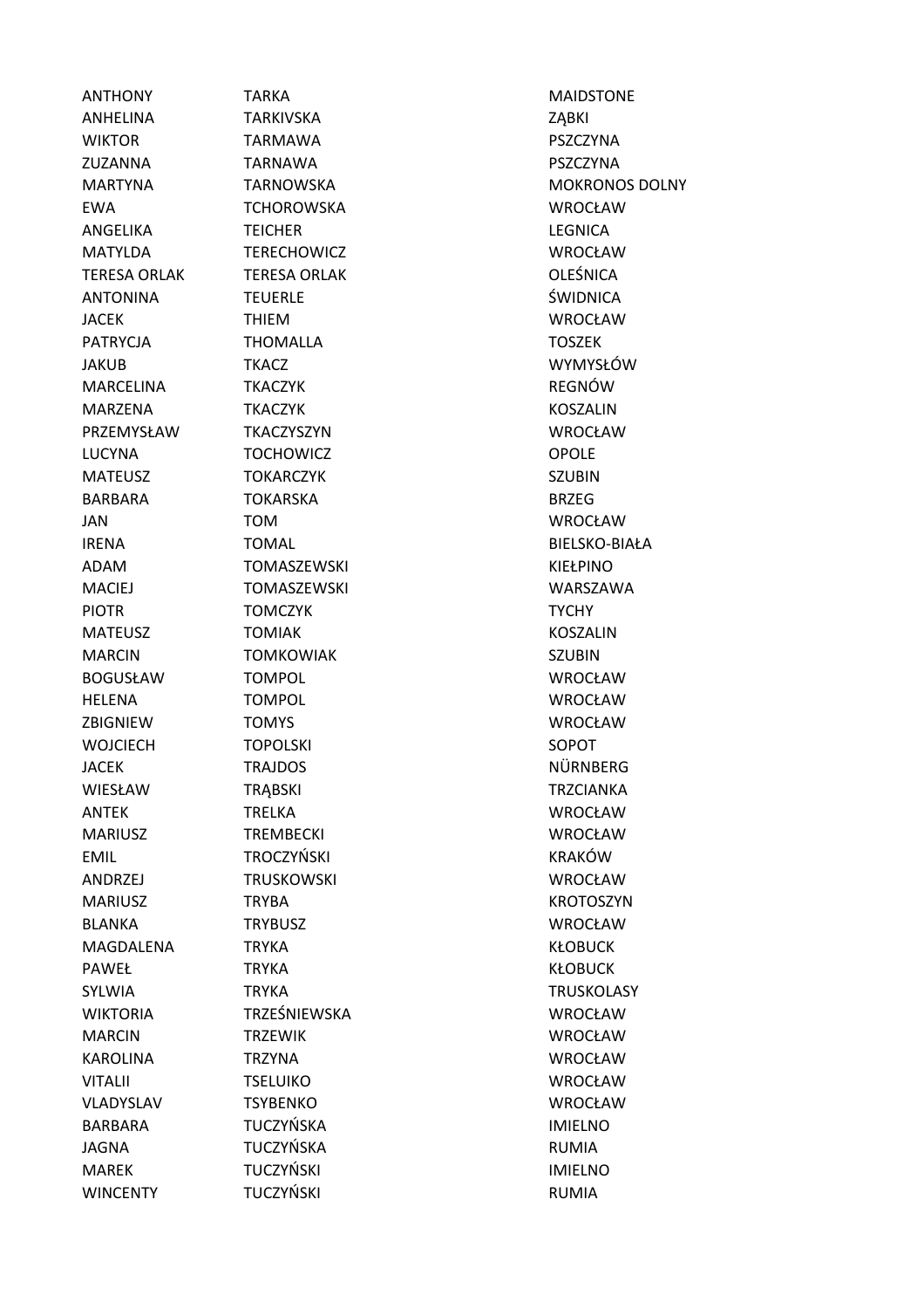| | | |
|---|---|---|
| ANTHONY | TARKA | MAIDSTONE |
| ANHELINA | TARKIVSKA | ZĄBKI |
| WIKTOR | TARMAWA | PSZCZYNA |
| ZUZANNA | TARNAWA | PSZCZYNA |
| MARTYNA | TARNOWSKA | MOKRONOS DOLNY |
| EWA | TCHOROWSKA | WROCŁAW |
| ANGELIKA | TEICHER | LEGNICA |
| MATYLDA | TERECHOWICZ | WROCŁAW |
| TERESA ORLAK | TERESA ORLAK | OLEŚNICA |
| ANTONINA | TEUERLE | ŚWIDNICA |
| JACEK | THIEM | WROCŁAW |
| PATRYCJA | THOMALLA | TOSZEK |
| JAKUB | TKACZ | WYMYSŁÓW |
| MARCELINA | TKACZYK | REGNÓW |
| MARZENA | TKACZYK | KOSZALIN |
| PRZEMYSŁAW | TKACZYSZYN | WROCŁAW |
| LUCYNA | TOCHOWICZ | OPOLE |
| MATEUSZ | TOKARCZYK | SZUBIN |
| BARBARA | TOKARSKA | BRZEG |
| JAN | TOM | WROCŁAW |
| IRENA | TOMAL | BIELSKO-BIAŁA |
| ADAM | TOMASZEWSKI | KIEŁPINO |
| MACIEJ | TOMASZEWSKI | WARSZAWA |
| PIOTR | TOMCZYK | TYCHY |
| MATEUSZ | TOMIAK | KOSZALIN |
| MARCIN | TOMKOWIAK | SZUBIN |
| BOGUSŁAW | TOMPOL | WROCŁAW |
| HELENA | TOMPOL | WROCŁAW |
| ZBIGNIEW | TOMYS | WROCŁAW |
| WOJCIECH | TOPOLSKI | SOPOT |
| JACEK | TRAJDOS | NÜRNBERG |
| WIESŁAW | TRĄBSKI | TRZCIANKA |
| ANTEK | TRELKA | WROCŁAW |
| MARIUSZ | TREMBECKI | WROCŁAW |
| EMIL | TROCZYŃSKI | KRAKÓW |
| ANDRZEJ | TRUSKOWSKI | WROCŁAW |
| MARIUSZ | TRYBA | KROTOSZYN |
| BLANKA | TRYBUSZ | WROCŁAW |
| MAGDALENA | TRYKA | KŁOBUCK |
| PAWEŁ | TRYKA | KŁOBUCK |
| SYLWIA | TRYKA | TRUSKOLASY |
| WIKTORIA | TRZEŚNIEWSKA | WROCŁAW |
| MARCIN | TRZEWIK | WROCŁAW |
| KAROLINA | TRZYNA | WROCŁAW |
| VITALII | TSELUIKO | WROCŁAW |
| VLADYSLAV | TSYBENKO | WROCŁAW |
| BARBARA | TUCZYŃSKA | IMIELNO |
| JAGNA | TUCZYŃSKA | RUMIA |
| MAREK | TUCZYŃSKI | IMIELNO |
| WINCENTY | TUCZYŃSKI | RUMIA |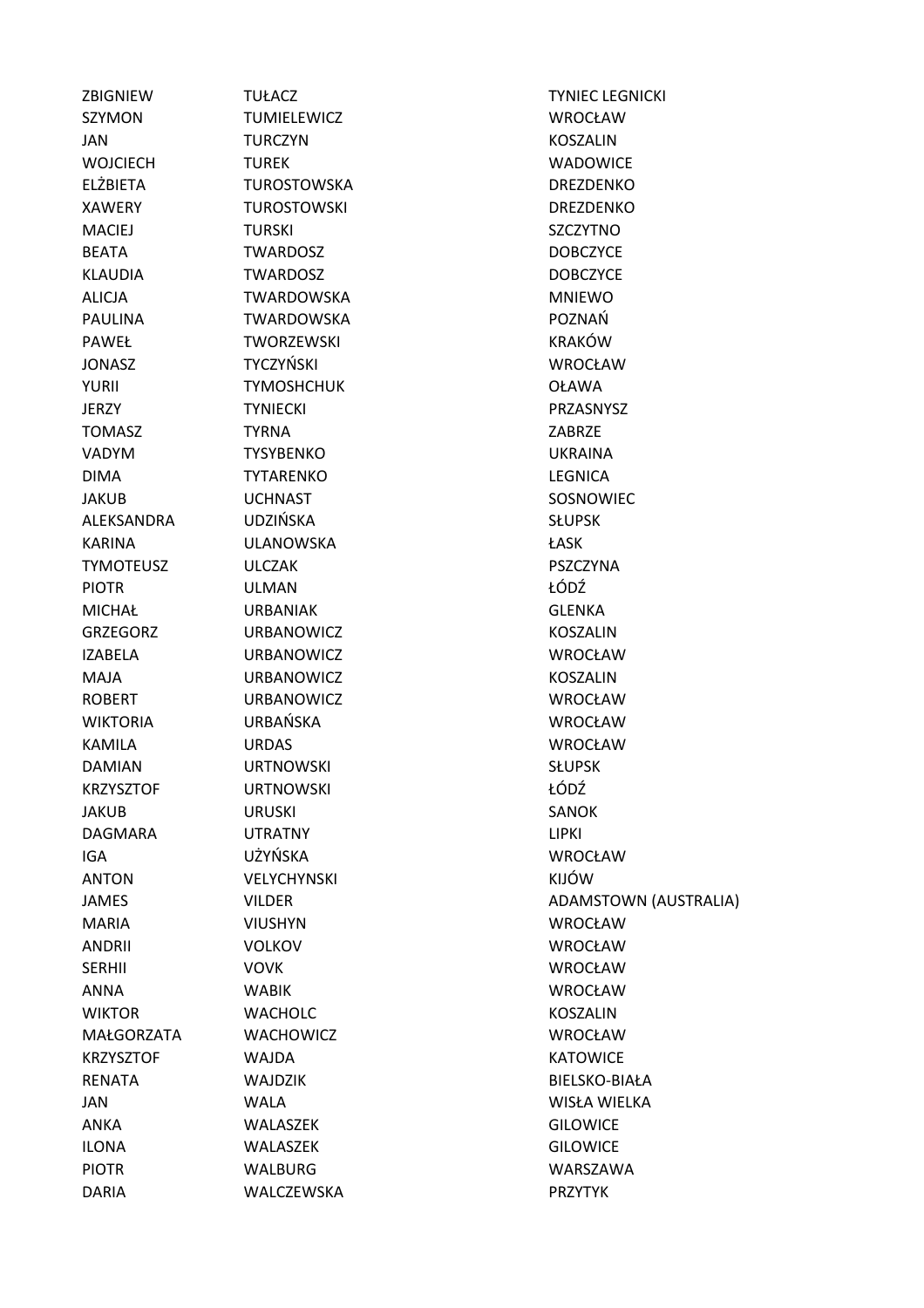| | | |
|---|---|---|
| ZBIGNIEW | TUŁACZ | TYNIEC LEGNICKI |
| SZYMON | TUMIELEWICZ | WROCŁAW |
| JAN | TURCZYN | KOSZALIN |
| WOJCIECH | TUREK | WADOWICE |
| ELŻBIETA | TUROSTOWSKA | DREZDENKO |
| XAWERY | TUROSTOWSKI | DREZDENKO |
| MACIEJ | TURSKI | SZCZYTNO |
| BEATA | TWARDOSZ | DOBCZYCE |
| KLAUDIA | TWARDOSZ | DOBCZYCE |
| ALICJA | TWARDOWSKA | MNIEWO |
| PAULINA | TWARDOWSKA | POZNAŃ |
| PAWEŁ | TWORZEWSKI | KRAKÓW |
| JONASZ | TYCZYŃSKI | WROCŁAW |
| YURII | TYMOSHCHUK | OŁAWA |
| JERZY | TYNIECKI | PRZASNYSZ |
| TOMASZ | TYRNA | ZABRZE |
| VADYM | TYSYBENKO | UKRAINA |
| DIMA | TYTARENKO | LEGNICA |
| JAKUB | UCHNAST | SOSNOWIEC |
| ALEKSANDRA | UDZIŃSKA | SŁUPSK |
| KARINA | ULANOWSKA | ŁASK |
| TYMOTEUSZ | ULCZAK | PSZCZYNA |
| PIOTR | ULMAN | ŁÓDŹ |
| MICHAŁ | URBANIAK | GLENKA |
| GRZEGORZ | URBANOWICZ | KOSZALIN |
| IZABELA | URBANOWICZ | WROCŁAW |
| MAJA | URBANOWICZ | KOSZALIN |
| ROBERT | URBANOWICZ | WROCŁAW |
| WIKTORIA | URBAŃSKA | WROCŁAW |
| KAMILA | URDAS | WROCŁAW |
| DAMIAN | URTNOWSKI | SŁUPSK |
| KRZYSZTOF | URTNOWSKI | ŁÓDŹ |
| JAKUB | URUSKI | SANOK |
| DAGMARA | UTRATNY | LIPKI |
| IGA | UŻYŃSKA | WROCŁAW |
| ANTON | VELYCHYNSKI | KIJÓW |
| JAMES | VILDER | ADAMSTOWN (AUSTRALIA) |
| MARIA | VIUSHYN | WROCŁAW |
| ANDRII | VOLKOV | WROCŁAW |
| SERHII | VOVK | WROCŁAW |
| ANNA | WABIK | WROCŁAW |
| WIKTOR | WACHOLC | KOSZALIN |
| MAŁGORZATA | WACHOWICZ | WROCŁAW |
| KRZYSZTOF | WAJDA | KATOWICE |
| RENATA | WAJDZIK | BIELSKO-BIAŁA |
| JAN | WALA | WISŁA WIELKA |
| ANKA | WALASZEK | GILOWICE |
| ILONA | WALASZEK | GILOWICE |
| PIOTR | WALBURG | WARSZAWA |
| DARIA | WALCZEWSKA | PRZYTYK |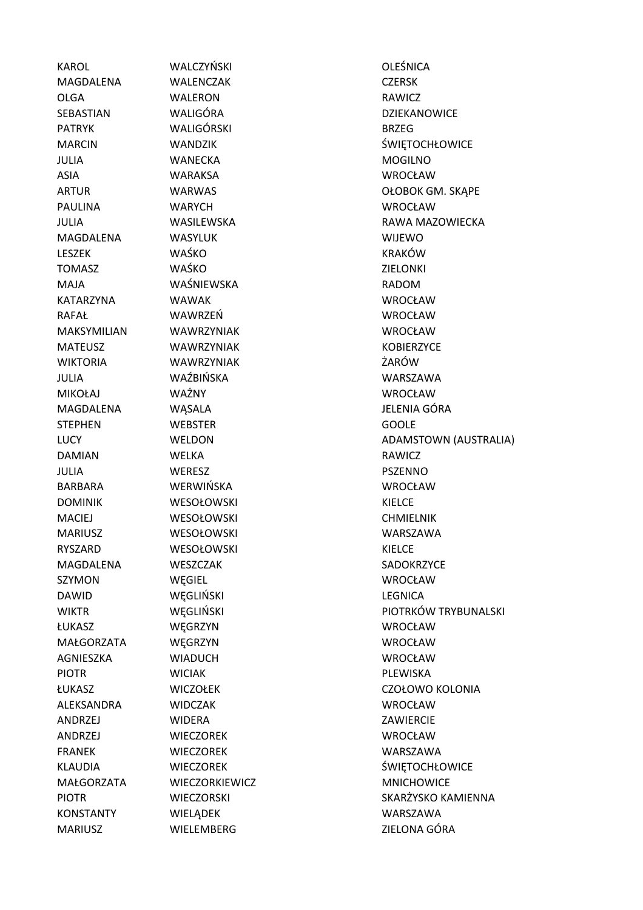| | | |
|---|---|---|
| KAROL | WALCZYŃSKI | OLEŚNICA |
| MAGDALENA | WALENCZAK | CZERSK |
| OLGA | WALERON | RAWICZ |
| SEBASTIAN | WALIGÓRA | DZIEKANOWICE |
| PATRYK | WALIGÓRSKI | BRZEG |
| MARCIN | WANDZIK | ŚWIĘTOCHŁOWICE |
| JULIA | WANECKA | MOGILNO |
| ASIA | WARAKSA | WROCŁAW |
| ARTUR | WARWAS | OŁOBOK GM. SKĄPE |
| PAULINA | WARYCH | WROCŁAW |
| JULIA | WASILEWSKA | RAWA MAZOWIECKA |
| MAGDALENA | WASYLUK | WIJEWO |
| LESZEK | WAŚKO | KRAKÓW |
| TOMASZ | WAŚKO | ZIELONKI |
| MAJA | WAŚNIEWSKA | RADOM |
| KATARZYNA | WAWAK | WROCŁAW |
| RAFAŁ | WAWRZEŃ | WROCŁAW |
| MAKSYMILIAN | WAWRZYNIAK | WROCŁAW |
| MATEUSZ | WAWRZYNIAK | KOBIERZYCE |
| WIKTORIA | WAWRZYNIAK | ŻARÓW |
| JULIA | WAŹBIŃSKA | WARSZAWA |
| MIKOŁAJ | WAŻNY | WROCŁAW |
| MAGDALENA | WĄSALA | JELENIA GÓRA |
| STEPHEN | WEBSTER | GOOLE |
| LUCY | WELDON | ADAMSTOWN (AUSTRALIA) |
| DAMIAN | WELKA | RAWICZ |
| JULIA | WERESZ | PSZENNO |
| BARBARA | WERWIŃSKA | WROCŁAW |
| DOMINIK | WESOŁOWSKI | KIELCE |
| MACIEJ | WESOŁOWSKI | CHMIELNIK |
| MARIUSZ | WESOŁOWSKI | WARSZAWA |
| RYSZARD | WESOŁOWSKI | KIELCE |
| MAGDALENA | WESZCZAK | SADOKRZYCE |
| SZYMON | WĘGIEL | WROCŁAW |
| DAWID | WĘGLIŃSKI | LEGNICA |
| WIKTR | WĘGLIŃSKI | PIOTRKÓW TRYBUNALSKI |
| ŁUKASZ | WĘGRZYN | WROCŁAW |
| MAŁGORZATA | WĘGRZYN | WROCŁAW |
| AGNIESZKA | WIADUCH | WROCŁAW |
| PIOTR | WICIAK | PLEWISKA |
| ŁUKASZ | WICZOŁEK | CZOŁOWO KOLONIA |
| ALEKSANDRA | WIDCZAK | WROCŁAW |
| ANDRZEJ | WIDERA | ZAWIERCIE |
| ANDRZEJ | WIECZOREK | WROCŁAW |
| FRANEK | WIECZOREK | WARSZAWA |
| KLAUDIA | WIECZOREK | ŚWIĘTOCHŁOWICE |
| MAŁGORZATA | WIECZORKIEWICZ | MNICHOWICE |
| PIOTR | WIECZORSKI | SKARŻYSKO KAMIENNA |
| KONSTANTY | WIELĄDEK | WARSZAWA |
| MARIUSZ | WIELEMBERG | ZIELONA GÓRA |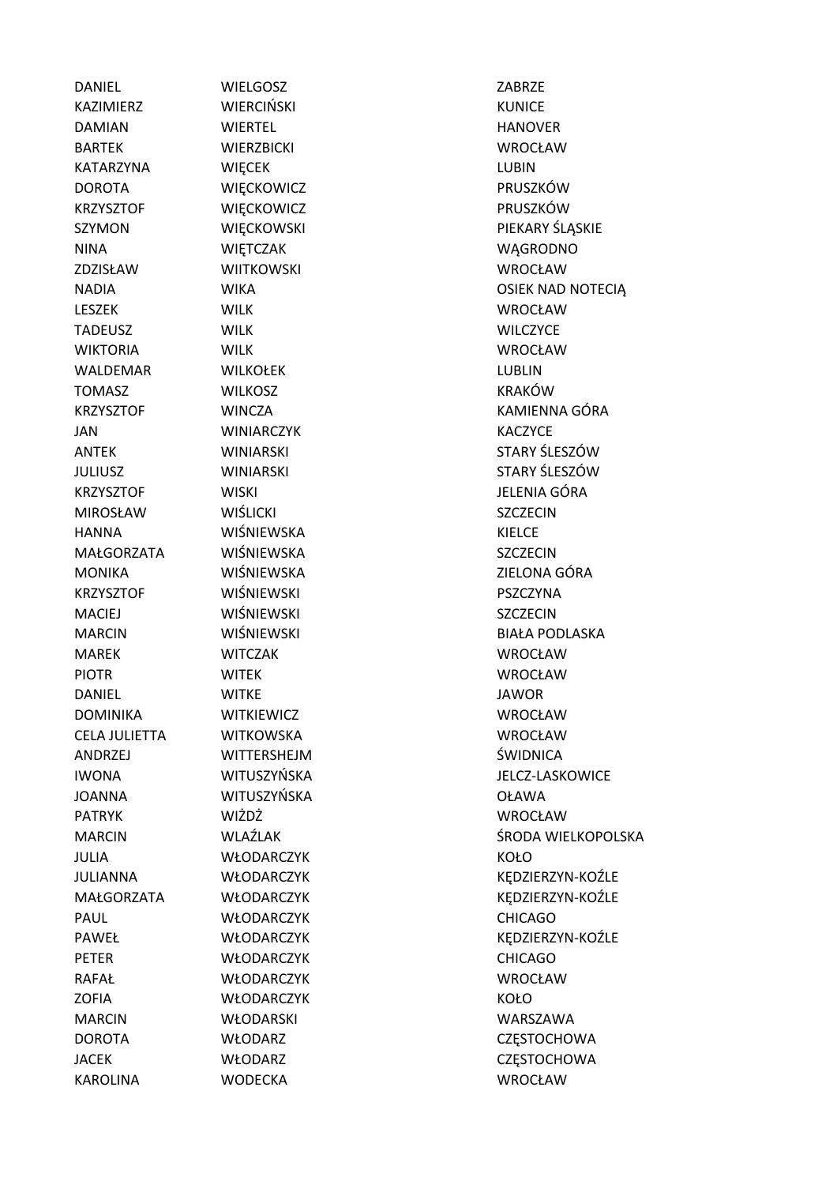| | | |
|---|---|---|
| DANIEL | WIELGOSZ | ZABRZE |
| KAZIMIERZ | WIERCIŃSKI | KUNICE |
| DAMIAN | WIERTEL | HANOVER |
| BARTEK | WIERZBICKI | WROCŁAW |
| KATARZYNA | WIĘCEK | LUBIN |
| DOROTA | WIĘCKOWICZ | PRUSZKÓW |
| KRZYSZTOF | WIĘCKOWICZ | PRUSZKÓW |
| SZYMON | WIĘCKOWSKI | PIEKARY ŚLĄSKIE |
| NINA | WIĘTCZAK | WĄGRODNO |
| ZDZISŁAW | WIITKOWSKI | WROCŁAW |
| NADIA | WIKA | OSIEK NAD NOTECIĄ |
| LESZEK | WILK | WROCŁAW |
| TADEUSZ | WILK | WILCZYCE |
| WIKTORIA | WILK | WROCŁAW |
| WALDEMAR | WILKOŁEK | LUBLIN |
| TOMASZ | WILKOSZ | KRAKÓW |
| KRZYSZTOF | WINCZA | KAMIENNA GÓRA |
| JAN | WINIARCZYK | KACZYCE |
| ANTEK | WINIARSKI | STARY ŚLESZÓW |
| JULIUSZ | WINIARSKI | STARY ŚLESZÓW |
| KRZYSZTOF | WISKI | JELENIA GÓRA |
| MIROSŁAW | WIŚLICKI | SZCZECIN |
| HANNA | WIŚNIEWSKA | KIELCE |
| MAŁGORZATA | WIŚNIEWSKA | SZCZECIN |
| MONIKA | WIŚNIEWSKA | ZIELONA GÓRA |
| KRZYSZTOF | WIŚNIEWSKI | PSZCZYNA |
| MACIEJ | WIŚNIEWSKI | SZCZECIN |
| MARCIN | WIŚNIEWSKI | BIAŁA PODLASKA |
| MAREK | WITCZAK | WROCŁAW |
| PIOTR | WITEK | WROCŁAW |
| DANIEL | WITKE | JAWOR |
| DOMINIKA | WITKIEWICZ | WROCŁAW |
| CELA JULIETTA | WITKOWSKA | WROCŁAW |
| ANDRZEJ | WITTERSHEJM | ŚWIDNICA |
| IWONA | WITUSZYŃSKA | JELCZ-LASKOWICE |
| JOANNA | WITUSZYŃSKA | OŁAWA |
| PATRYK | WIŻDŻ | WROCŁAW |
| MARCIN | WLAŹLAK | ŚRODA WIELKOPOLSKA |
| JULIA | WŁODARCZYK | KOŁO |
| JULIANNA | WŁODARCZYK | KĘDZIERZYN-KOŹLE |
| MAŁGORZATA | WŁODARCZYK | KĘDZIERZYN-KOŹLE |
| PAUL | WŁODARCZYK | CHICAGO |
| PAWEŁ | WŁODARCZYK | KĘDZIERZYN-KOŹLE |
| PETER | WŁODARCZYK | CHICAGO |
| RAFAŁ | WŁODARCZYK | WROCŁAW |
| ZOFIA | WŁODARCZYK | KOŁO |
| MARCIN | WŁODARSKI | WARSZAWA |
| DOROTA | WŁODARZ | CZĘSTOCHOWA |
| JACEK | WŁODARZ | CZĘSTOCHOWA |
| KAROLINA | WODECKA | WROCŁAW |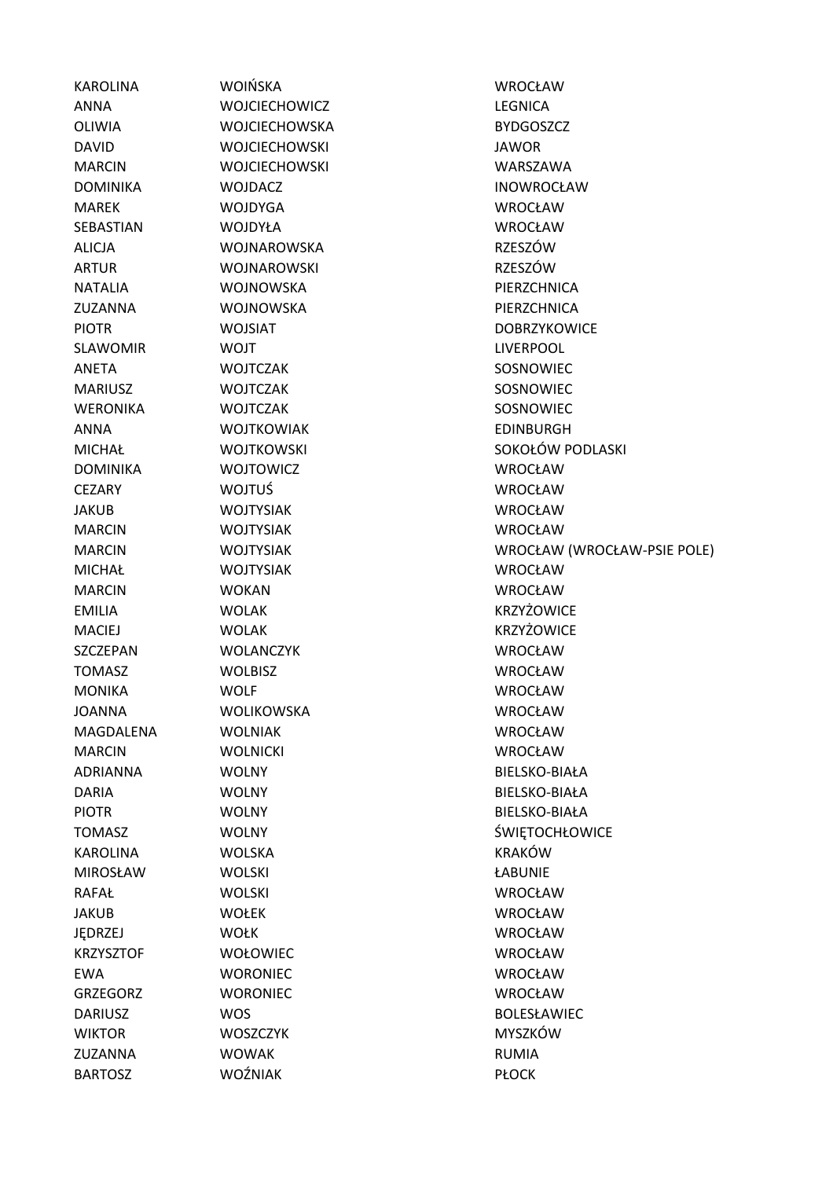| | | |
|---|---|---|
| KAROLINA | WOIŃSKA | WROCŁAW |
| ANNA | WOJCIECHOWICZ | LEGNICA |
| OLIWIA | WOJCIECHOWSKA | BYDGOSZCZ |
| DAVID | WOJCIECHOWSKI | JAWOR |
| MARCIN | WOJCIECHOWSKI | WARSZAWA |
| DOMINIKA | WOJDACZ | INOWROCŁAW |
| MAREK | WOJDYGA | WROCŁAW |
| SEBASTIAN | WOJDYŁA | WROCŁAW |
| ALICJA | WOJNAROWSKA | RZESZÓW |
| ARTUR | WOJNAROWSKI | RZESZÓW |
| NATALIA | WOJNOWSKA | PIERZCHNICA |
| ZUZANNA | WOJNOWSKA | PIERZCHNICA |
| PIOTR | WOJSIAT | DOBRZYKOWICE |
| SLAWOMIR | WOJT | LIVERPOOL |
| ANETA | WOJTCZAK | SOSNOWIEC |
| MARIUSZ | WOJTCZAK | SOSNOWIEC |
| WERONIKA | WOJTCZAK | SOSNOWIEC |
| ANNA | WOJTKOWIAK | EDINBURGH |
| MICHAŁ | WOJTKOWSKI | SOKOŁÓW PODLASKI |
| DOMINIKA | WOJTOWICZ | WROCŁAW |
| CEZARY | WOJTUŚ | WROCŁAW |
| JAKUB | WOJTYSIAK | WROCŁAW |
| MARCIN | WOJTYSIAK | WROCŁAW |
| MARCIN | WOJTYSIAK | WROCŁAW (WROCŁAW-PSIE POLE) |
| MICHAŁ | WOJTYSIAK | WROCŁAW |
| MARCIN | WOKAN | WROCŁAW |
| EMILIA | WOLAK | KRZYŻOWICE |
| MACIEJ | WOLAK | KRZYŻOWICE |
| SZCZEPAN | WOLANCZYK | WROCŁAW |
| TOMASZ | WOLBISZ | WROCŁAW |
| MONIKA | WOLF | WROCŁAW |
| JOANNA | WOLIKOWSKA | WROCŁAW |
| MAGDALENA | WOLNIAK | WROCŁAW |
| MARCIN | WOLNICKI | WROCŁAW |
| ADRIANNA | WOLNY | BIELSKO-BIAŁA |
| DARIA | WOLNY | BIELSKO-BIAŁA |
| PIOTR | WOLNY | BIELSKO-BIAŁA |
| TOMASZ | WOLNY | ŚWIĘTOCHŁOWICE |
| KAROLINA | WOLSKA | KRAKÓW |
| MIROSŁAW | WOLSKI | ŁABUNIE |
| RAFAŁ | WOLSKI | WROCŁAW |
| JAKUB | WOŁEK | WROCŁAW |
| JĘDRZEJ | WOŁK | WROCŁAW |
| KRZYSZTOF | WOŁOWIEC | WROCŁAW |
| EWA | WORONIEC | WROCŁAW |
| GRZEGORZ | WORONIEC | WROCŁAW |
| DARIUSZ | WOS | BOLESŁAWIEC |
| WIKTOR | WOSZCZYK | MYSZKÓW |
| ZUZANNA | WOWAK | RUMIA |
| BARTOSZ | WOŹNIAK | PŁOCK |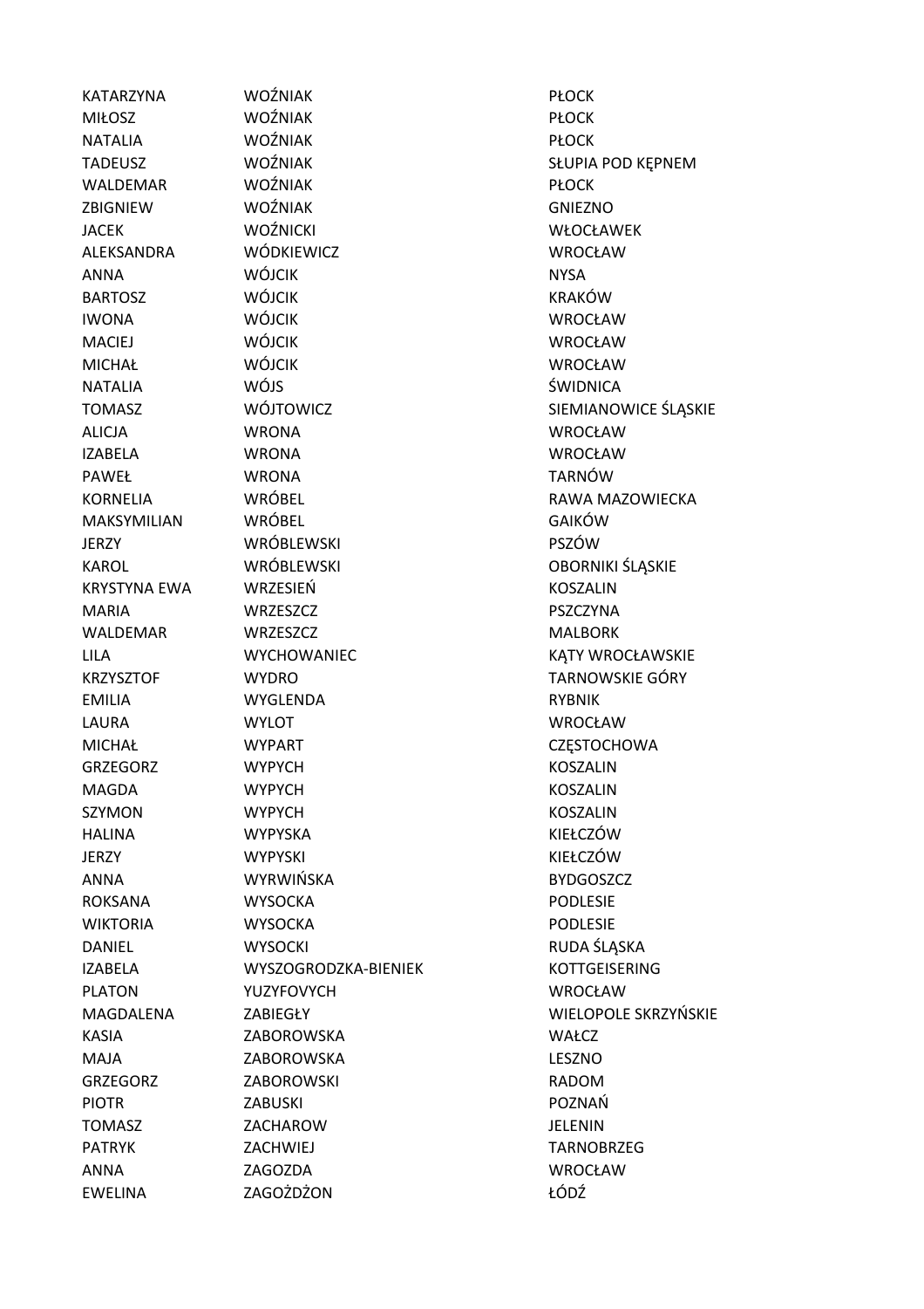| | | |
|---|---|---|
| KATARZYNA | WOŹNIAK | PŁOCK |
| MIŁOSZ | WOŹNIAK | PŁOCK |
| NATALIA | WOŹNIAK | PŁOCK |
| TADEUSZ | WOŹNIAK | SŁUPIA POD KĘPNEM |
| WALDEMAR | WOŹNIAK | PŁOCK |
| ZBIGNIEW | WOŹNIAK | GNIEZNO |
| JACEK | WOŹNICKI | WŁOCŁAWEK |
| ALEKSANDRA | WÓDKIEWICZ | WROCŁAW |
| ANNA | WÓJCIK | NYSA |
| BARTOSZ | WÓJCIK | KRAKÓW |
| IWONA | WÓJCIK | WROCŁAW |
| MACIEJ | WÓJCIK | WROCŁAW |
| MICHAŁ | WÓJCIK | WROCŁAW |
| NATALIA | WÓJS | ŚWIDNICA |
| TOMASZ | WÓJTOWICZ | SIEMIANOWICE ŚLĄSKIE |
| ALICJA | WRONA | WROCŁAW |
| IZABELA | WRONA | WROCŁAW |
| PAWEŁ | WRONA | TARNÓW |
| KORNELIA | WRÓBEL | RAWA MAZOWIECKA |
| MAKSYMILIAN | WRÓBEL | GAIKÓW |
| JERZY | WRÓBLEWSKI | PSZÓW |
| KAROL | WRÓBLEWSKI | OBORNIKI ŚLĄSKIE |
| KRYSTYNA EWA | WRZESIEŃ | KOSZALIN |
| MARIA | WRZESZCZ | PSZCZYNA |
| WALDEMAR | WRZESZCZ | MALBORK |
| LILA | WYCHOWANIEC | KĄTY WROCŁAWSKIE |
| KRZYSZTOF | WYDRO | TARNOWSKIE GÓRY |
| EMILIA | WYGLENDA | RYBNIK |
| LAURA | WYLOT | WROCŁAW |
| MICHAŁ | WYPART | CZĘSTOCHOWA |
| GRZEGORZ | WYPYCH | KOSZALIN |
| MAGDA | WYPYCH | KOSZALIN |
| SZYMON | WYPYCH | KOSZALIN |
| HALINA | WYPYSKA | KIEŁCZÓW |
| JERZY | WYPYSKI | KIEŁCZÓW |
| ANNA | WYRWIŃSKA | BYDGOSZCZ |
| ROKSANA | WYSOCKA | PODLESIE |
| WIKTORIA | WYSOCKA | PODLESIE |
| DANIEL | WYSOCKI | RUDA ŚLĄSKA |
| IZABELA | WYSZOGRODZKA-BIENIEK | KOTTGEISERING |
| PLATON | YUZYFOVYCH | WROCŁAW |
| MAGDALENA | ZABIEGŁY | WIELOPOLE SKRZYŃSKIE |
| KASIA | ZABOROWSKA | WAŁCZ |
| MAJA | ZABOROWSKA | LESZNO |
| GRZEGORZ | ZABOROWSKI | RADOM |
| PIOTR | ZABUSKI | POZNAŃ |
| TOMASZ | ZACHAROW | JELENIN |
| PATRYK | ZACHWIEJ | TARNOBRZEG |
| ANNA | ZAGOZDA | WROCŁAW |
| EWELINA | ZAGOŻDŻON | ŁÓDŹ |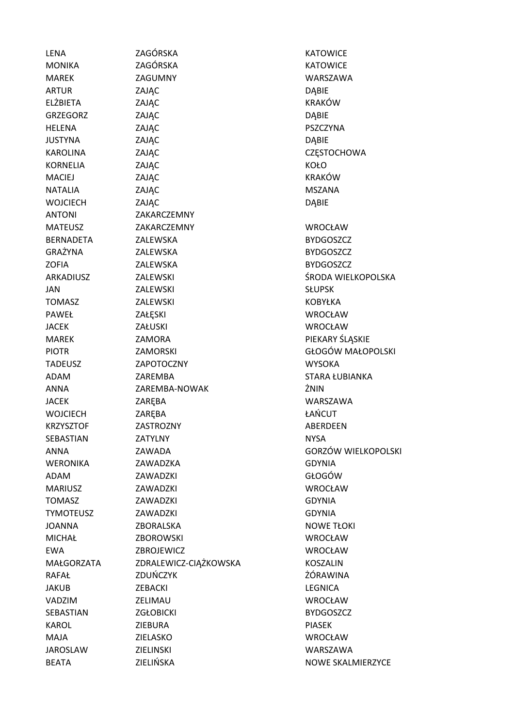| | | |
|---|---|---|
| LENA | ZAGÓRSKA | KATOWICE |
| MONIKA | ZAGÓRSKA | KATOWICE |
| MAREK | ZAGUMNY | WARSZAWA |
| ARTUR | ZAJĄC | DĄBIE |
| ELŻBIETA | ZAJĄC | KRAKÓW |
| GRZEGORZ | ZAJĄC | DĄBIE |
| HELENA | ZAJĄC | PSZCZYNA |
| JUSTYNA | ZAJĄC | DĄBIE |
| KAROLINA | ZAJĄC | CZĘSTOCHOWA |
| KORNELIA | ZAJĄC | KOŁO |
| MACIEJ | ZAJĄC | KRAKÓW |
| NATALIA | ZAJĄC | MSZANA |
| WOJCIECH | ZAJĄC | DĄBIE |
| ANTONI | ZAKARCZEMNY | |
| MATEUSZ | ZAKARCZEMNY | WROCŁAW |
| BERNADETA | ZALEWSKA | BYDGOSZCZ |
| GRAŻYNA | ZALEWSKA | BYDGOSZCZ |
| ZOFIA | ZALEWSKA | BYDGOSZCZ |
| ARKADIUSZ | ZALEWSKI | ŚRODA WIELKOPOLSKA |
| JAN | ZALEWSKI | SŁUPSK |
| TOMASZ | ZALEWSKI | KOBYŁKA |
| PAWEŁ | ZAŁĘSKI | WROCŁAW |
| JACEK | ZAŁUSKI | WROCŁAW |
| MAREK | ZAMORA | PIEKARY ŚLĄSKIE |
| PIOTR | ZAMORSKI | GŁOGÓW MAŁOPOLSKI |
| TADEUSZ | ZAPOTOCZNY | WYSOKA |
| ADAM | ZAREMBA | STARA ŁUBIANKA |
| ANNA | ZAREMBA-NOWAK | ŻNIN |
| JACEK | ZARĘBA | WARSZAWA |
| WOJCIECH | ZARĘBA | ŁAŃCUT |
| KRZYSZTOF | ZASTROZNY | ABERDEEN |
| SEBASTIAN | ZATYLNY | NYSA |
| ANNA | ZAWADA | GORZÓW WIELKOPOLSKI |
| WERONIKA | ZAWADZKA | GDYNIA |
| ADAM | ZAWADZKI | GŁOGÓW |
| MARIUSZ | ZAWADZKI | WROCŁAW |
| TOMASZ | ZAWADZKI | GDYNIA |
| TYMOTEUSZ | ZAWADZKI | GDYNIA |
| JOANNA | ZBORALSKA | NOWE TŁOKI |
| MICHAŁ | ZBOROWSKI | WROCŁAW |
| EWA | ZBROJEWICZ | WROCŁAW |
| MAŁGORZATA | ZDRALEWICZ-CIĄŻKOWSKA | KOSZALIN |
| RAFAŁ | ZDUŃCZYK | ŻÓRAWINA |
| JAKUB | ZEBACKI | LEGNICA |
| VADZIM | ZELIMAU | WROCŁAW |
| SEBASTIAN | ZGŁOBICKI | BYDGOSZCZ |
| KAROL | ZIEBURA | PIASEK |
| MAJA | ZIELASKO | WROCŁAW |
| JAROSLAW | ZIELINSKI | WARSZAWA |
| BEATA | ZIELIŃSKA | NOWE SKALMIERZYCE |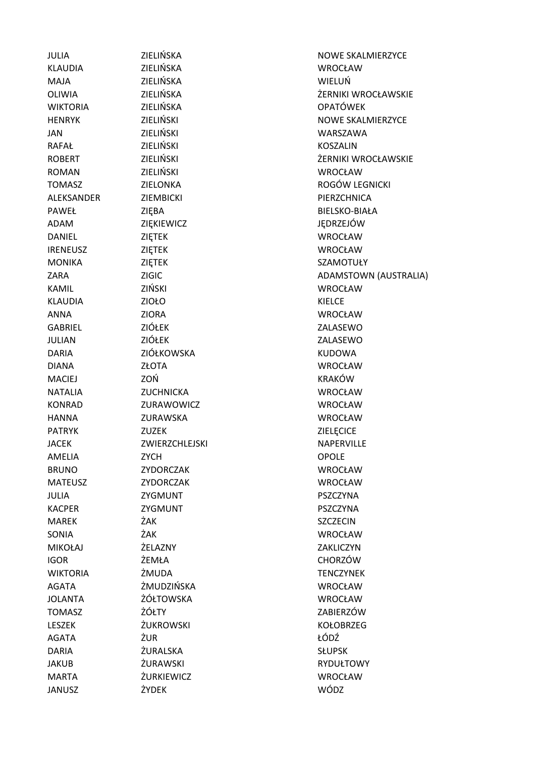| | | |
|---|---|---|
| JULIA | ZIELIŃSKA | NOWE SKALMIERZYCE |
| KLAUDIA | ZIELIŃSKA | WROCŁAW |
| MAJA | ZIELIŃSKA | WIELUŃ |
| OLIWIA | ZIELIŃSKA | ŻERNIKI WROCŁAWSKIE |
| WIKTORIA | ZIELIŃSKA | OPATÓWEK |
| HENRYK | ZIELIŃSKI | NOWE SKALMIERZYCE |
| JAN | ZIELIŃSKI | WARSZAWA |
| RAFAŁ | ZIELIŃSKI | KOSZALIN |
| ROBERT | ZIELIŃSKI | ŻERNIKI WROCŁAWSKIE |
| ROMAN | ZIELIŃSKI | WROCŁAW |
| TOMASZ | ZIELONKA | ROGÓW LEGNICKI |
| ALEKSANDER | ZIEMBICKI | PIERZCHNICA |
| PAWEŁ | ZIĘBA | BIELSKO-BIAŁA |
| ADAM | ZIĘKIEWICZ | JĘDRZEJÓW |
| DANIEL | ZIĘTEK | WROCŁAW |
| IRENEUSZ | ZIĘTEK | WROCŁAW |
| MONIKA | ZIĘTEK | SZAMOTUŁY |
| ZARA | ZIGIC | ADAMSTOWN (AUSTRALIA) |
| KAMIL | ZIŃSKI | WROCŁAW |
| KLAUDIA | ZIOŁO | KIELCE |
| ANNA | ZIORA | WROCŁAW |
| GABRIEL | ZIÓŁEK | ZALASEWO |
| JULIAN | ZIÓŁEK | ZALASEWO |
| DARIA | ZIÓŁKOWSKA | KUDOWA |
| DIANA | ZŁOTA | WROCŁAW |
| MACIEJ | ZOŃ | KRAKÓW |
| NATALIA | ZUCHNICKA | WROCŁAW |
| KONRAD | ZURAWOWICZ | WROCŁAW |
| HANNA | ZURAWSKA | WROCŁAW |
| PATRYK | ZUZEK | ZIELĘCICE |
| JACEK | ZWIERZCHLEJSKI | NAPERVILLE |
| AMELIA | ZYCH | OPOLE |
| BRUNO | ZYDORCZAK | WROCŁAW |
| MATEUSZ | ZYDORCZAK | WROCŁAW |
| JULIA | ZYGMUNT | PSZCZYNA |
| KACPER | ZYGMUNT | PSZCZYNA |
| MAREK | ŻAK | SZCZECIN |
| SONIA | ŻAK | WROCŁAW |
| MIKOŁAJ | ŻELAZNY | ZAKLICZYN |
| IGOR | ŻEMŁA | CHORZÓW |
| WIKTORIA | ŻMUDA | TENCZYNEK |
| AGATA | ŻMUDZIŃSKA | WROCŁAW |
| JOLANTA | ŻÓŁTOWSKA | WROCŁAW |
| TOMASZ | ŻÓŁTY | ZABIERZÓW |
| LESZEK | ŻUKROWSKI | KOŁOBRZEG |
| AGATA | ŻUR | ŁÓDŹ |
| DARIA | ŻURALSKA | SŁUPSK |
| JAKUB | ŻURAWSKI | RYDUŁTOWY |
| MARTA | ŻURKIEWICZ | WROCŁAW |
| JANUSZ | ŻYDEK | WÓDZ |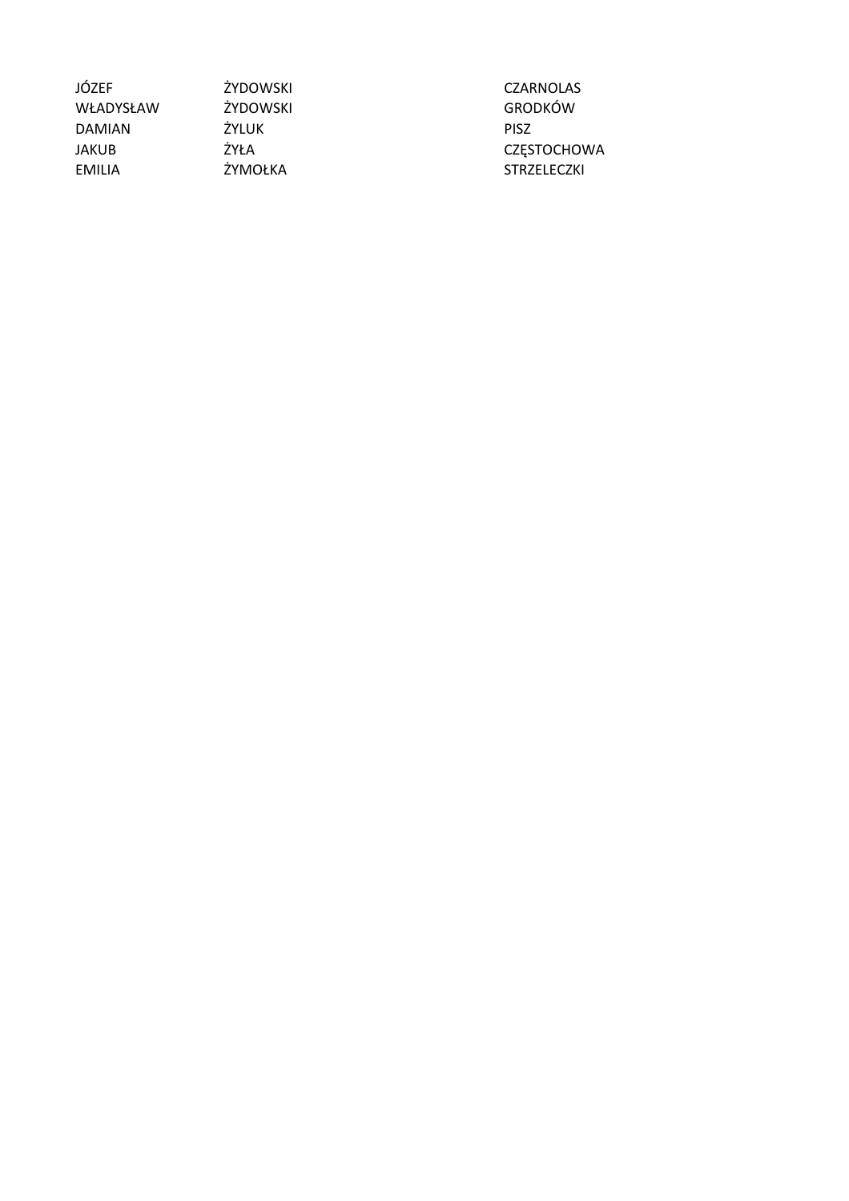| | | |
|---|---|---|
| JÓZEF | ŻYDOWSKI | CZARNOLAS |
| WŁADYSŁAW | ŻYDOWSKI | GRODKÓW |
| DAMIAN | ŻYLUK | PISZ |
| JAKUB | ŻYŁA | CZĘSTOCHOWA |
| EMILIA | ŻYMOŁKA | STRZELECZKI |